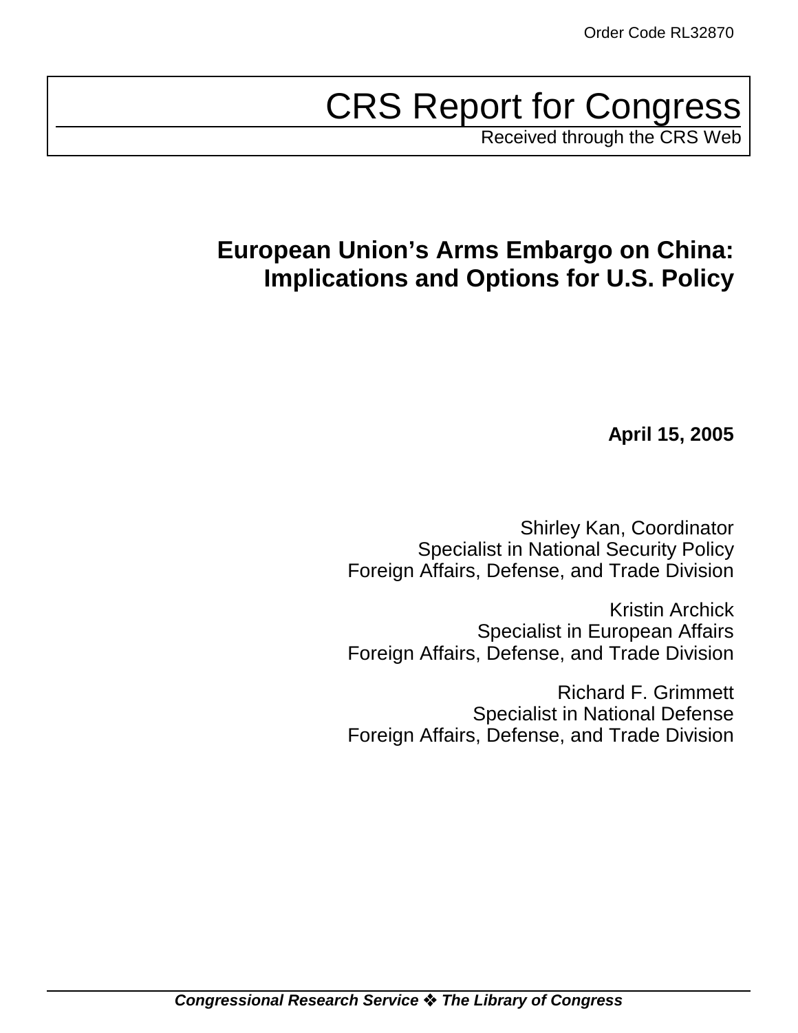Order Code RL32870

# CRS Report for Congress

Received through the CRS Web

## European Union's Arms Embargo on China: Implications and Options for U.S. Policy

**April 15, 2005**

Shirley Kan, Coordinator
Specialist in National Security Policy
Foreign Affairs, Defense, and Trade Division

Kristin Archick
Specialist in European Affairs
Foreign Affairs, Defense, and Trade Division

Richard F. Grimmett
Specialist in National Defense
Foreign Affairs, Defense, and Trade Division

***Congressional Research Service ❖ The Library of Congress***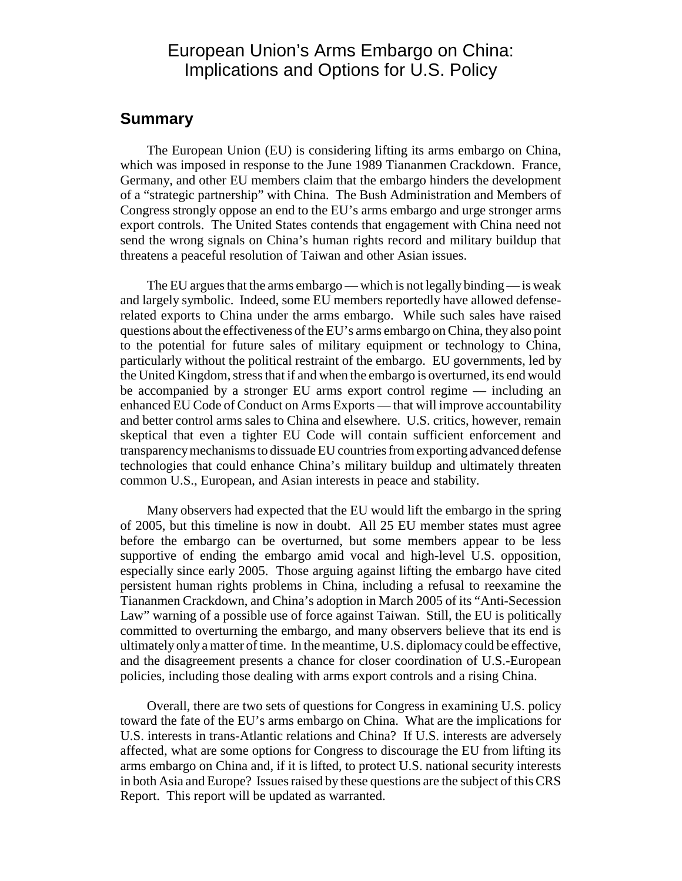# European Union's Arms Embargo on China: Implications and Options for U.S. Policy

## Summary

The European Union (EU) is considering lifting its arms embargo on China, which was imposed in response to the June 1989 Tiananmen Crackdown. France, Germany, and other EU members claim that the embargo hinders the development of a "strategic partnership" with China. The Bush Administration and Members of Congress strongly oppose an end to the EU's arms embargo and urge stronger arms export controls. The United States contends that engagement with China need not send the wrong signals on China's human rights record and military buildup that threatens a peaceful resolution of Taiwan and other Asian issues.

The EU argues that the arms embargo — which is not legally binding — is weak and largely symbolic. Indeed, some EU members reportedly have allowed defense-related exports to China under the arms embargo. While such sales have raised questions about the effectiveness of the EU's arms embargo on China, they also point to the potential for future sales of military equipment or technology to China, particularly without the political restraint of the embargo. EU governments, led by the United Kingdom, stress that if and when the embargo is overturned, its end would be accompanied by a stronger EU arms export control regime — including an enhanced EU Code of Conduct on Arms Exports — that will improve accountability and better control arms sales to China and elsewhere. U.S. critics, however, remain skeptical that even a tighter EU Code will contain sufficient enforcement and transparency mechanisms to dissuade EU countries from exporting advanced defense technologies that could enhance China's military buildup and ultimately threaten common U.S., European, and Asian interests in peace and stability.

Many observers had expected that the EU would lift the embargo in the spring of 2005, but this timeline is now in doubt. All 25 EU member states must agree before the embargo can be overturned, but some members appear to be less supportive of ending the embargo amid vocal and high-level U.S. opposition, especially since early 2005. Those arguing against lifting the embargo have cited persistent human rights problems in China, including a refusal to reexamine the Tiananmen Crackdown, and China's adoption in March 2005 of its "Anti-Secession Law" warning of a possible use of force against Taiwan. Still, the EU is politically committed to overturning the embargo, and many observers believe that its end is ultimately only a matter of time. In the meantime, U.S. diplomacy could be effective, and the disagreement presents a chance for closer coordination of U.S.-European policies, including those dealing with arms export controls and a rising China.

Overall, there are two sets of questions for Congress in examining U.S. policy toward the fate of the EU's arms embargo on China. What are the implications for U.S. interests in trans-Atlantic relations and China? If U.S. interests are adversely affected, what are some options for Congress to discourage the EU from lifting its arms embargo on China and, if it is lifted, to protect U.S. national security interests in both Asia and Europe? Issues raised by these questions are the subject of this CRS Report. This report will be updated as warranted.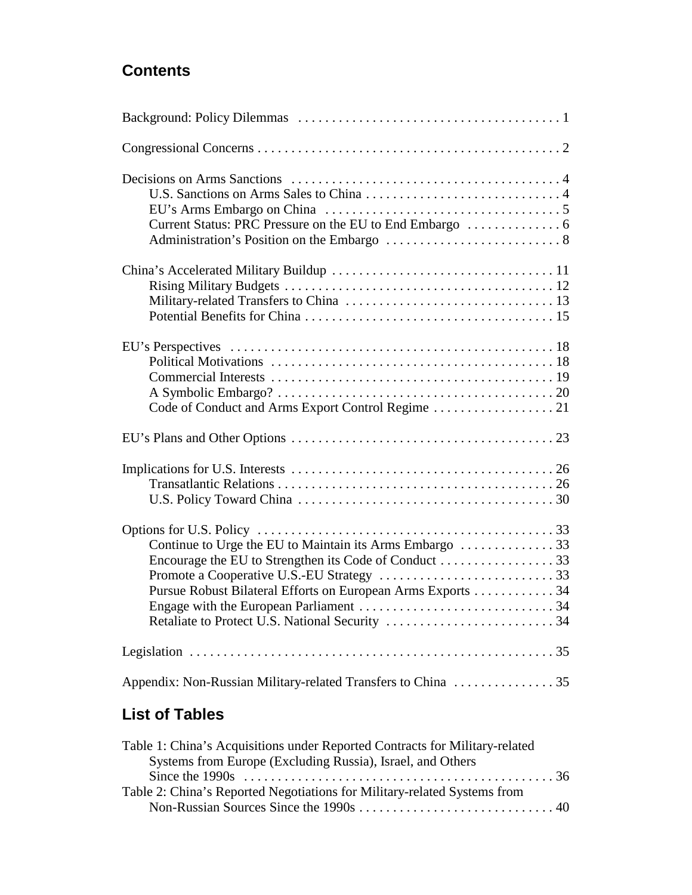## Contents

Background: Policy Dilemmas . . . . . . . . . . . . . . . . . . . . . . . . . . . . . . . . . . . . . . . 1

Congressional Concerns . . . . . . . . . . . . . . . . . . . . . . . . . . . . . . . . . . . . . . . . . . . . . 2

Decisions on Arms Sanctions . . . . . . . . . . . . . . . . . . . . . . . . . . . . . . . . . . . . . . . . 4
- U.S. Sanctions on Arms Sales to China . . . . . . . . . . . . . . . . . . . . . . . . . . . . . 4
- EU's Arms Embargo on China . . . . . . . . . . . . . . . . . . . . . . . . . . . . . . . . . . . 5
- Current Status: PRC Pressure on the EU to End Embargo . . . . . . . . . . . . . . 6
- Administration's Position on the Embargo . . . . . . . . . . . . . . . . . . . . . . . . . . 8

China's Accelerated Military Buildup . . . . . . . . . . . . . . . . . . . . . . . . . . . . . . . . . 11
- Rising Military Budgets . . . . . . . . . . . . . . . . . . . . . . . . . . . . . . . . . . . . . . . . 12
- Military-related Transfers to China . . . . . . . . . . . . . . . . . . . . . . . . . . . . . . . 13
- Potential Benefits for China . . . . . . . . . . . . . . . . . . . . . . . . . . . . . . . . . . . . . 15

EU's Perspectives . . . . . . . . . . . . . . . . . . . . . . . . . . . . . . . . . . . . . . . . . . . . . . . . 18
- Political Motivations . . . . . . . . . . . . . . . . . . . . . . . . . . . . . . . . . . . . . . . . . . 18
- Commercial Interests . . . . . . . . . . . . . . . . . . . . . . . . . . . . . . . . . . . . . . . . . . 19
- A Symbolic Embargo? . . . . . . . . . . . . . . . . . . . . . . . . . . . . . . . . . . . . . . . . . 20
- Code of Conduct and Arms Export Control Regime . . . . . . . . . . . . . . . . . . 21

EU's Plans and Other Options . . . . . . . . . . . . . . . . . . . . . . . . . . . . . . . . . . . . . . . 23

Implications for U.S. Interests . . . . . . . . . . . . . . . . . . . . . . . . . . . . . . . . . . . . . . . 26
- Transatlantic Relations . . . . . . . . . . . . . . . . . . . . . . . . . . . . . . . . . . . . . . . . . 26
- U.S. Policy Toward China . . . . . . . . . . . . . . . . . . . . . . . . . . . . . . . . . . . . . . . 30

Options for U.S. Policy . . . . . . . . . . . . . . . . . . . . . . . . . . . . . . . . . . . . . . . . . . . . 33
- Continue to Urge the EU to Maintain its Arms Embargo . . . . . . . . . . . . . . 33
- Encourage the EU to Strengthen its Code of Conduct . . . . . . . . . . . . . . . . . 33
- Promote a Cooperative U.S.-EU Strategy . . . . . . . . . . . . . . . . . . . . . . . . . . 33
- Pursue Robust Bilateral Efforts on European Arms Exports . . . . . . . . . . . . 34
- Engage with the European Parliament . . . . . . . . . . . . . . . . . . . . . . . . . . . . . 34
- Retaliate to Protect U.S. National Security . . . . . . . . . . . . . . . . . . . . . . . . . 34

Legislation . . . . . . . . . . . . . . . . . . . . . . . . . . . . . . . . . . . . . . . . . . . . . . . . . . . . . 35

Appendix: Non-Russian Military-related Transfers to China . . . . . . . . . . . . . . . 35

## List of Tables

Table 1: China's Acquisitions under Reported Contracts for Military-related Systems from Europe (Excluding Russia), Israel, and Others Since the 1990s . . . . . . . . . . . . . . . . . . . . . . . . . . . . . . . . . . . . . . . . . . . . . . 36

Table 2: China's Reported Negotiations for Military-related Systems from Non-Russian Sources Since the 1990s . . . . . . . . . . . . . . . . . . . . . . . . . . . . . 40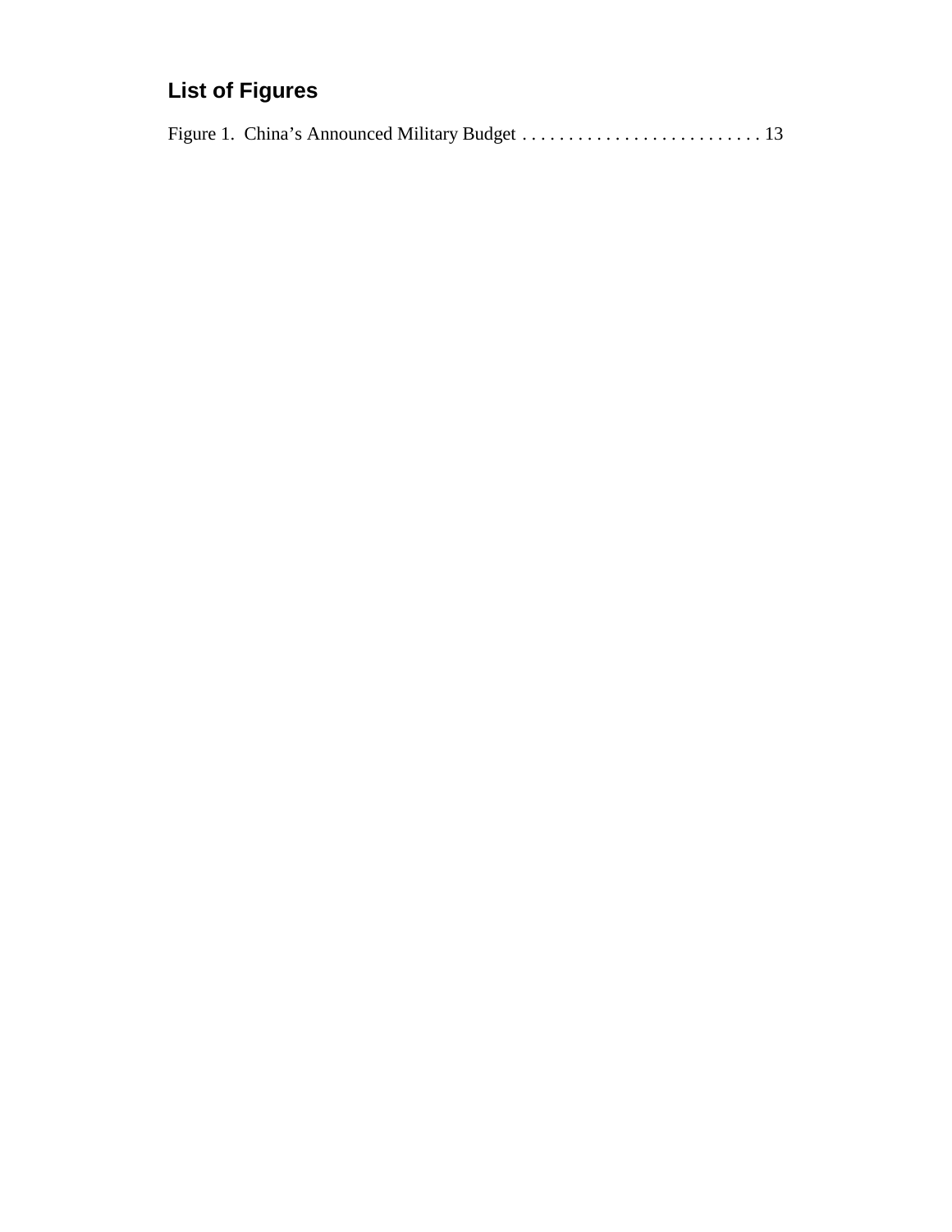## List of Figures

Figure 1. China's Announced Military Budget . . . . . . . . . . . . . . . . . . . . . . . . . . 13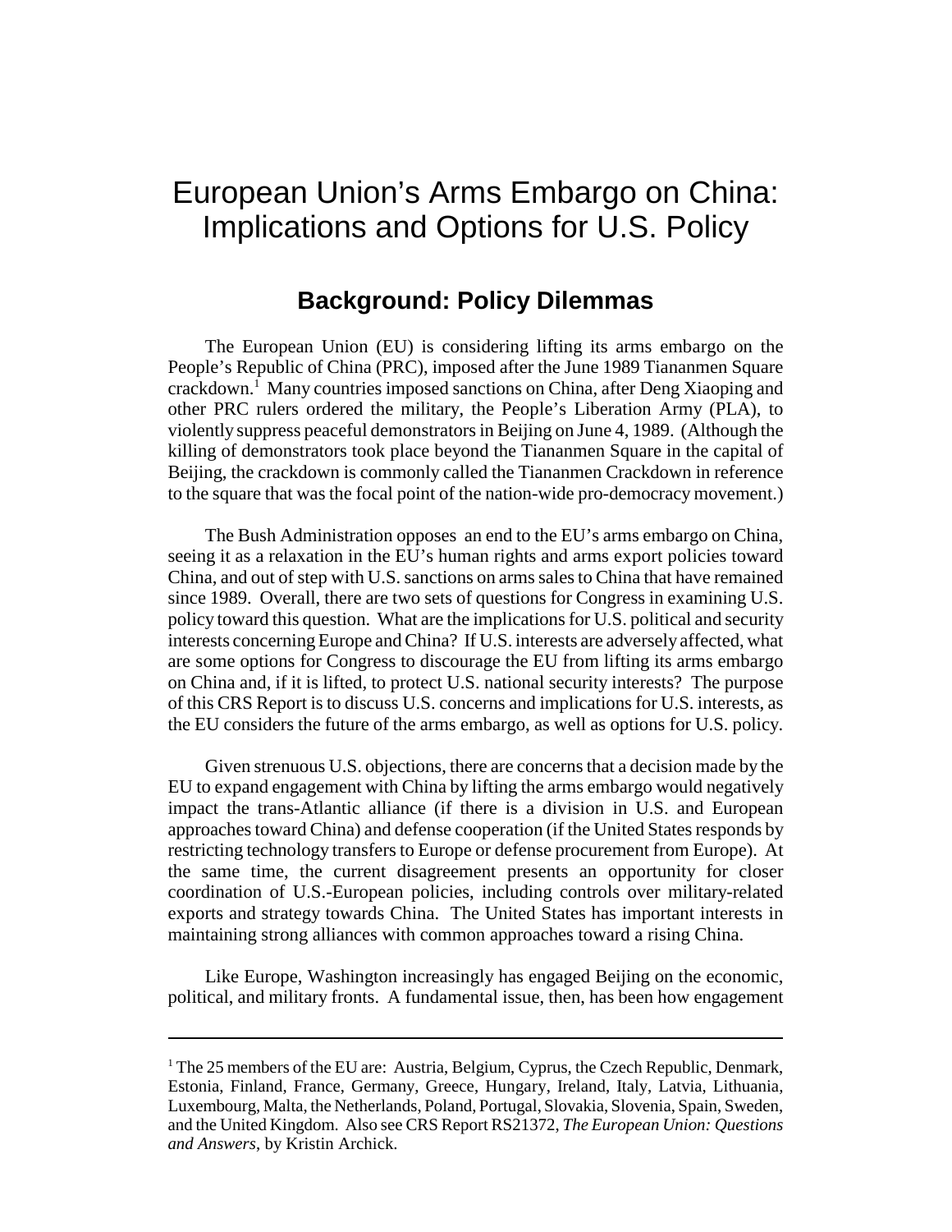# European Union's Arms Embargo on China: Implications and Options for U.S. Policy

## Background: Policy Dilemmas

The European Union (EU) is considering lifting its arms embargo on the People's Republic of China (PRC), imposed after the June 1989 Tiananmen Square crackdown.[1] Many countries imposed sanctions on China, after Deng Xiaoping and other PRC rulers ordered the military, the People's Liberation Army (PLA), to violently suppress peaceful demonstrators in Beijing on June 4, 1989. (Although the killing of demonstrators took place beyond the Tiananmen Square in the capital of Beijing, the crackdown is commonly called the Tiananmen Crackdown in reference to the square that was the focal point of the nation-wide pro-democracy movement.)

The Bush Administration opposes an end to the EU's arms embargo on China, seeing it as a relaxation in the EU's human rights and arms export policies toward China, and out of step with U.S. sanctions on arms sales to China that have remained since 1989. Overall, there are two sets of questions for Congress in examining U.S. policy toward this question. What are the implications for U.S. political and security interests concerning Europe and China? If U.S. interests are adversely affected, what are some options for Congress to discourage the EU from lifting its arms embargo on China and, if it is lifted, to protect U.S. national security interests? The purpose of this CRS Report is to discuss U.S. concerns and implications for U.S. interests, as the EU considers the future of the arms embargo, as well as options for U.S. policy.

Given strenuous U.S. objections, there are concerns that a decision made by the EU to expand engagement with China by lifting the arms embargo would negatively impact the trans-Atlantic alliance (if there is a division in U.S. and European approaches toward China) and defense cooperation (if the United States responds by restricting technology transfers to Europe or defense procurement from Europe). At the same time, the current disagreement presents an opportunity for closer coordination of U.S.-European policies, including controls over military-related exports and strategy towards China. The United States has important interests in maintaining strong alliances with common approaches toward a rising China.

Like Europe, Washington increasingly has engaged Beijing on the economic, political, and military fronts. A fundamental issue, then, has been how engagement

---

[1] The 25 members of the EU are: Austria, Belgium, Cyprus, the Czech Republic, Denmark, Estonia, Finland, France, Germany, Greece, Hungary, Ireland, Italy, Latvia, Lithuania, Luxembourg, Malta, the Netherlands, Poland, Portugal, Slovakia, Slovenia, Spain, Sweden, and the United Kingdom. Also see CRS Report RS21372, *The European Union: Questions and Answers*, by Kristin Archick.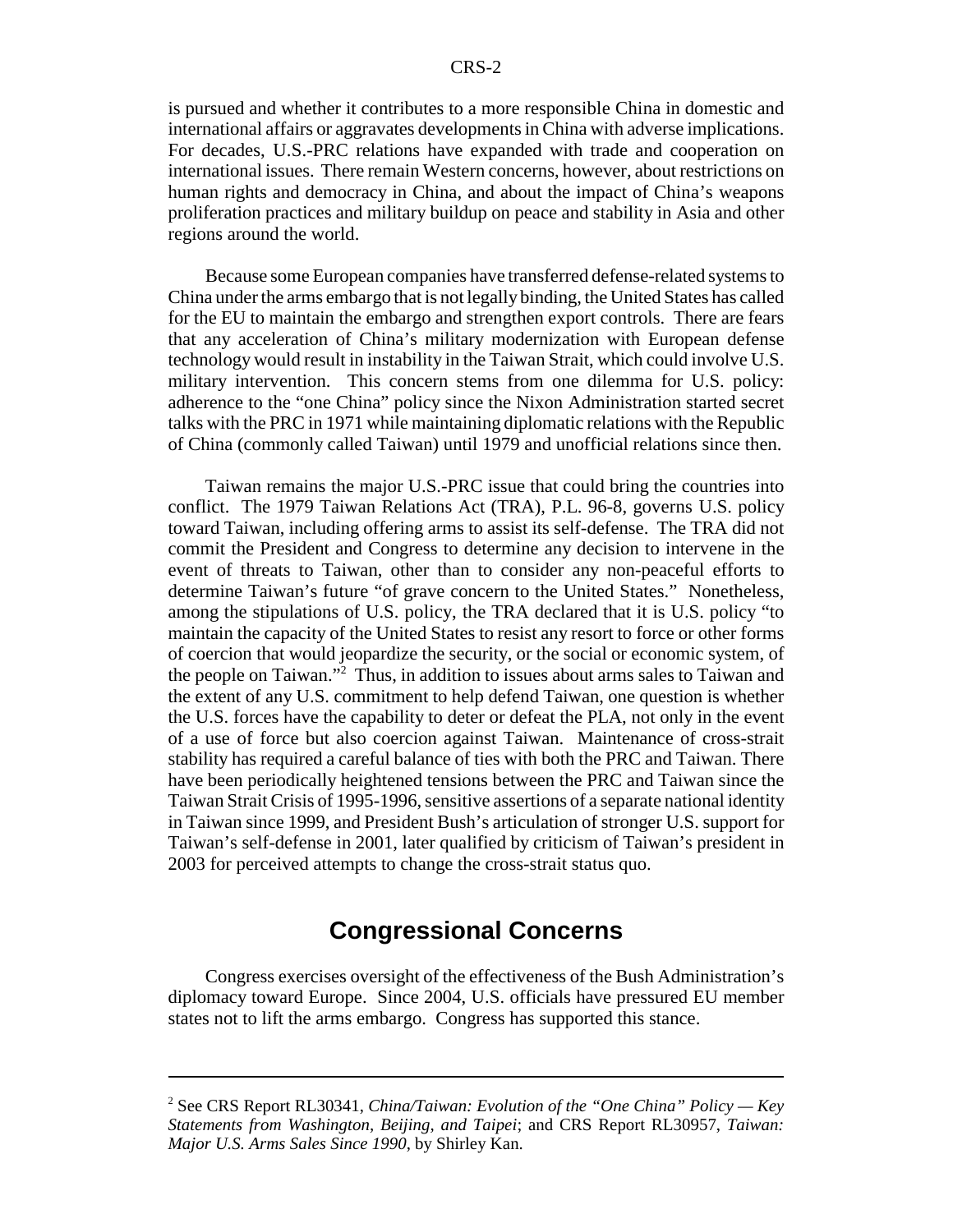is pursued and whether it contributes to a more responsible China in domestic and international affairs or aggravates developments in China with adverse implications. For decades, U.S.-PRC relations have expanded with trade and cooperation on international issues. There remain Western concerns, however, about restrictions on human rights and democracy in China, and about the impact of China's weapons proliferation practices and military buildup on peace and stability in Asia and other regions around the world.

Because some European companies have transferred defense-related systems to China under the arms embargo that is not legally binding, the United States has called for the EU to maintain the embargo and strengthen export controls. There are fears that any acceleration of China's military modernization with European defense technology would result in instability in the Taiwan Strait, which could involve U.S. military intervention. This concern stems from one dilemma for U.S. policy: adherence to the "one China" policy since the Nixon Administration started secret talks with the PRC in 1971 while maintaining diplomatic relations with the Republic of China (commonly called Taiwan) until 1979 and unofficial relations since then.

Taiwan remains the major U.S.-PRC issue that could bring the countries into conflict. The 1979 Taiwan Relations Act (TRA), P.L. 96-8, governs U.S. policy toward Taiwan, including offering arms to assist its self-defense. The TRA did not commit the President and Congress to determine any decision to intervene in the event of threats to Taiwan, other than to consider any non-peaceful efforts to determine Taiwan's future "of grave concern to the United States." Nonetheless, among the stipulations of U.S. policy, the TRA declared that it is U.S. policy "to maintain the capacity of the United States to resist any resort to force or other forms of coercion that would jeopardize the security, or the social or economic system, of the people on Taiwan."[2] Thus, in addition to issues about arms sales to Taiwan and the extent of any U.S. commitment to help defend Taiwan, one question is whether the U.S. forces have the capability to deter or defeat the PLA, not only in the event of a use of force but also coercion against Taiwan. Maintenance of cross-strait stability has required a careful balance of ties with both the PRC and Taiwan. There have been periodically heightened tensions between the PRC and Taiwan since the Taiwan Strait Crisis of 1995-1996, sensitive assertions of a separate national identity in Taiwan since 1999, and President Bush's articulation of stronger U.S. support for Taiwan's self-defense in 2001, later qualified by criticism of Taiwan's president in 2003 for perceived attempts to change the cross-strait status quo.

## Congressional Concerns

Congress exercises oversight of the effectiveness of the Bush Administration's diplomacy toward Europe. Since 2004, U.S. officials have pressured EU member states not to lift the arms embargo. Congress has supported this stance.

---

[2] See CRS Report RL30341, *China/Taiwan: Evolution of the "One China" Policy — Key Statements from Washington, Beijing, and Taipei*; and CRS Report RL30957, *Taiwan: Major U.S. Arms Sales Since 1990*, by Shirley Kan.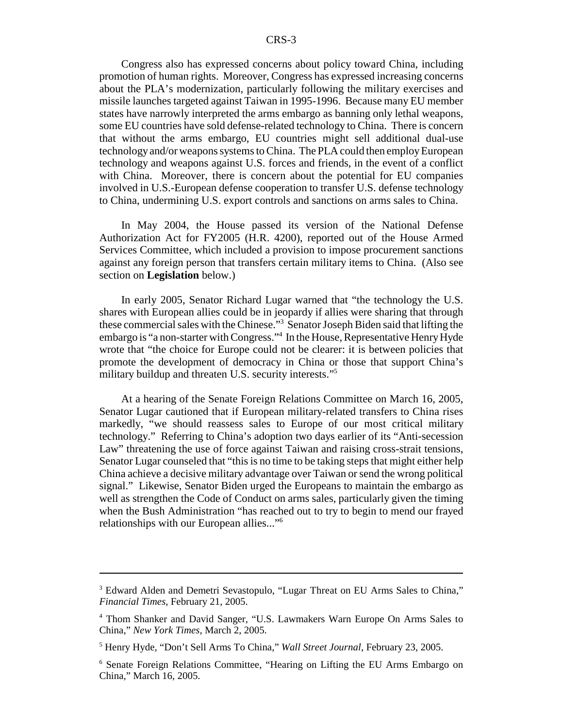Congress also has expressed concerns about policy toward China, including promotion of human rights. Moreover, Congress has expressed increasing concerns about the PLA's modernization, particularly following the military exercises and missile launches targeted against Taiwan in 1995-1996. Because many EU member states have narrowly interpreted the arms embargo as banning only lethal weapons, some EU countries have sold defense-related technology to China. There is concern that without the arms embargo, EU countries might sell additional dual-use technology and/or weapons systems to China. The PLA could then employ European technology and weapons against U.S. forces and friends, in the event of a conflict with China. Moreover, there is concern about the potential for EU companies involved in U.S.-European defense cooperation to transfer U.S. defense technology to China, undermining U.S. export controls and sanctions on arms sales to China.

In May 2004, the House passed its version of the National Defense Authorization Act for FY2005 (H.R. 4200), reported out of the House Armed Services Committee, which included a provision to impose procurement sanctions against any foreign person that transfers certain military items to China. (Also see section on **Legislation** below.)

In early 2005, Senator Richard Lugar warned that "the technology the U.S. shares with European allies could be in jeopardy if allies were sharing that through these commercial sales with the Chinese."[3] Senator Joseph Biden said that lifting the embargo is "a non-starter with Congress."[4] In the House, Representative Henry Hyde wrote that "the choice for Europe could not be clearer: it is between policies that promote the development of democracy in China or those that support China's military buildup and threaten U.S. security interests."[5]

At a hearing of the Senate Foreign Relations Committee on March 16, 2005, Senator Lugar cautioned that if European military-related transfers to China rises markedly, "we should reassess sales to Europe of our most critical military technology." Referring to China's adoption two days earlier of its "Anti-secession Law" threatening the use of force against Taiwan and raising cross-strait tensions, Senator Lugar counseled that "this is no time to be taking steps that might either help China achieve a decisive military advantage over Taiwan or send the wrong political signal." Likewise, Senator Biden urged the Europeans to maintain the embargo as well as strengthen the Code of Conduct on arms sales, particularly given the timing when the Bush Administration "has reached out to try to begin to mend our frayed relationships with our European allies..."[6]

---

[3] Edward Alden and Demetri Sevastopulo, "Lugar Threat on EU Arms Sales to China," *Financial Times*, February 21, 2005.

[4] Thom Shanker and David Sanger, "U.S. Lawmakers Warn Europe On Arms Sales to China," *New York Times*, March 2, 2005.

[5] Henry Hyde, "Don't Sell Arms To China," *Wall Street Journal*, February 23, 2005.

[6] Senate Foreign Relations Committee, "Hearing on Lifting the EU Arms Embargo on China," March 16, 2005.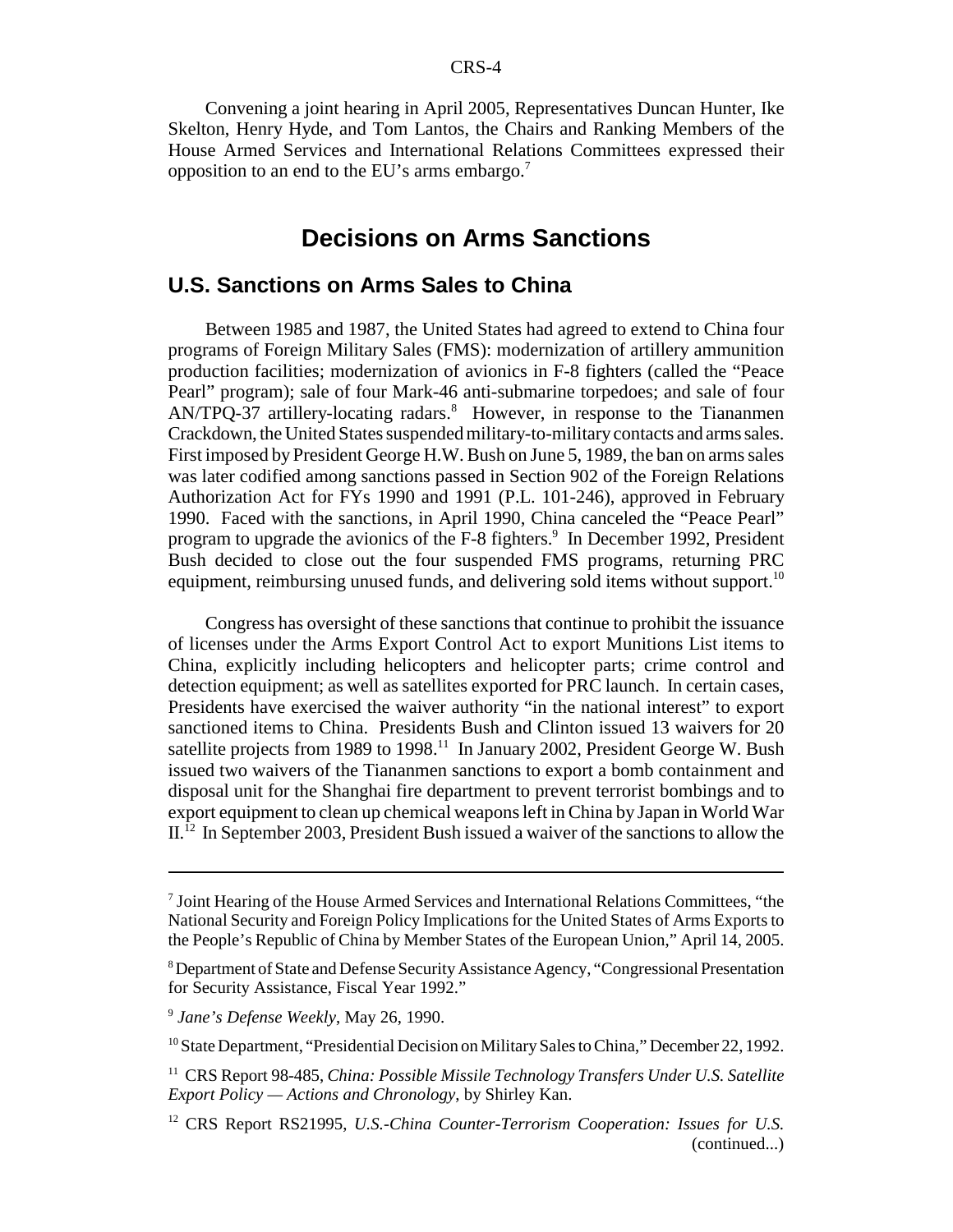Convening a joint hearing in April 2005, Representatives Duncan Hunter, Ike Skelton, Henry Hyde, and Tom Lantos, the Chairs and Ranking Members of the House Armed Services and International Relations Committees expressed their opposition to an end to the EU's arms embargo.[7]

## Decisions on Arms Sanctions

### U.S. Sanctions on Arms Sales to China

Between 1985 and 1987, the United States had agreed to extend to China four programs of Foreign Military Sales (FMS): modernization of artillery ammunition production facilities; modernization of avionics in F-8 fighters (called the "Peace Pearl" program); sale of four Mark-46 anti-submarine torpedoes; and sale of four AN/TPQ-37 artillery-locating radars.[8] However, in response to the Tiananmen Crackdown, the United States suspended military-to-military contacts and arms sales. First imposed by President George H.W. Bush on June 5, 1989, the ban on arms sales was later codified among sanctions passed in Section 902 of the Foreign Relations Authorization Act for FYs 1990 and 1991 (P.L. 101-246), approved in February 1990. Faced with the sanctions, in April 1990, China canceled the "Peace Pearl" program to upgrade the avionics of the F-8 fighters.[9] In December 1992, President Bush decided to close out the four suspended FMS programs, returning PRC equipment, reimbursing unused funds, and delivering sold items without support.[10]

Congress has oversight of these sanctions that continue to prohibit the issuance of licenses under the Arms Export Control Act to export Munitions List items to China, explicitly including helicopters and helicopter parts; crime control and detection equipment; as well as satellites exported for PRC launch. In certain cases, Presidents have exercised the waiver authority "in the national interest" to export sanctioned items to China. Presidents Bush and Clinton issued 13 waivers for 20 satellite projects from 1989 to 1998.[11] In January 2002, President George W. Bush issued two waivers of the Tiananmen sanctions to export a bomb containment and disposal unit for the Shanghai fire department to prevent terrorist bombings and to export equipment to clean up chemical weapons left in China by Japan in World War II.[12] In September 2003, President Bush issued a waiver of the sanctions to allow the

---

[7] Joint Hearing of the House Armed Services and International Relations Committees, "the National Security and Foreign Policy Implications for the United States of Arms Exports to the People's Republic of China by Member States of the European Union," April 14, 2005.

[8] Department of State and Defense Security Assistance Agency, "Congressional Presentation for Security Assistance, Fiscal Year 1992."

[9] *Jane's Defense Weekly*, May 26, 1990.

[10] State Department, "Presidential Decision on Military Sales to China," December 22, 1992.

[11] CRS Report 98-485, *China: Possible Missile Technology Transfers Under U.S. Satellite Export Policy — Actions and Chronology*, by Shirley Kan.

[12] CRS Report RS21995, *U.S.-China Counter-Terrorism Cooperation: Issues for U.S.* (continued...)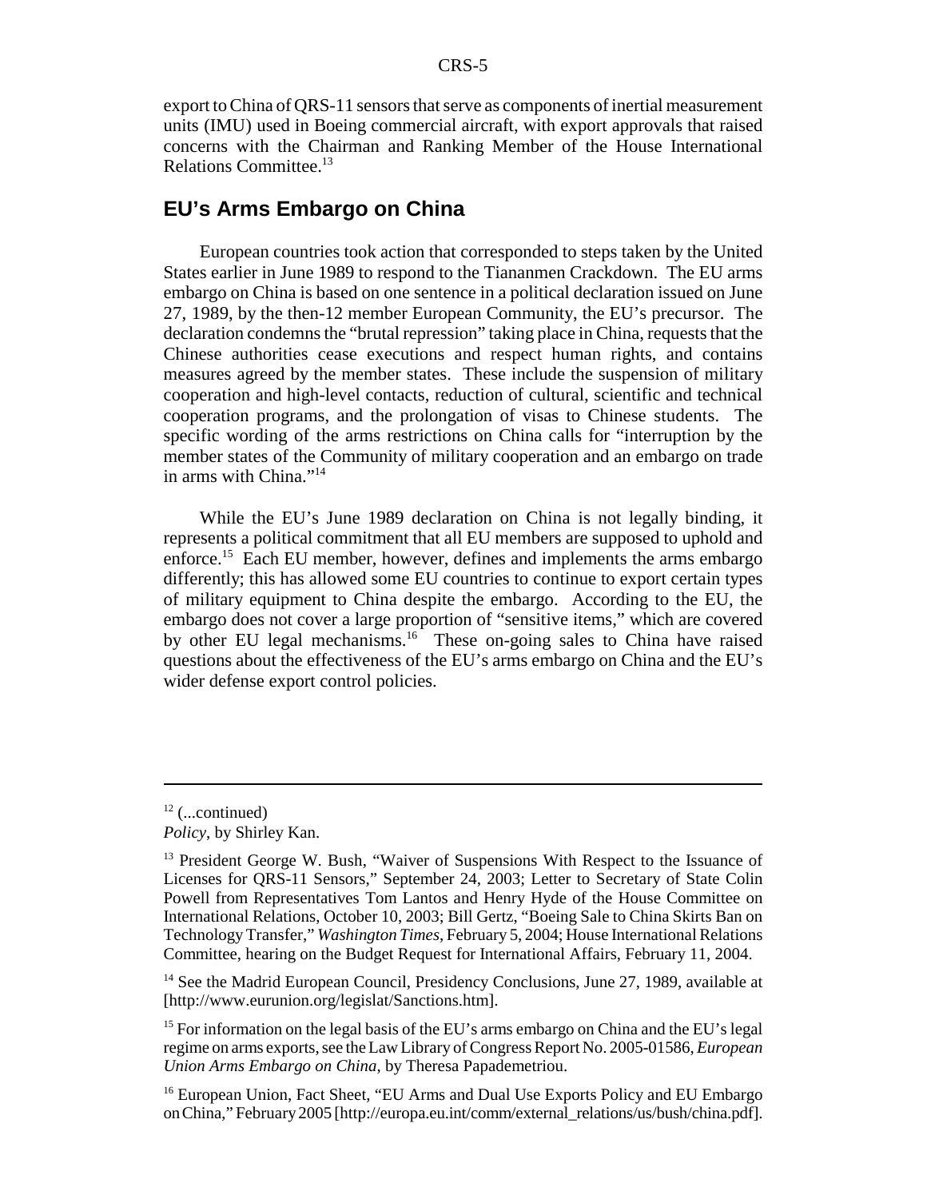export to China of QRS-11 sensors that serve as components of inertial measurement units (IMU) used in Boeing commercial aircraft, with export approvals that raised concerns with the Chairman and Ranking Member of the House International Relations Committee.[13]

## EU's Arms Embargo on China

European countries took action that corresponded to steps taken by the United States earlier in June 1989 to respond to the Tiananmen Crackdown. The EU arms embargo on China is based on one sentence in a political declaration issued on June 27, 1989, by the then-12 member European Community, the EU's precursor. The declaration condemns the "brutal repression" taking place in China, requests that the Chinese authorities cease executions and respect human rights, and contains measures agreed by the member states. These include the suspension of military cooperation and high-level contacts, reduction of cultural, scientific and technical cooperation programs, and the prolongation of visas to Chinese students. The specific wording of the arms restrictions on China calls for "interruption by the member states of the Community of military cooperation and an embargo on trade in arms with China."[14]

While the EU's June 1989 declaration on China is not legally binding, it represents a political commitment that all EU members are supposed to uphold and enforce.[15] Each EU member, however, defines and implements the arms embargo differently; this has allowed some EU countries to continue to export certain types of military equipment to China despite the embargo. According to the EU, the embargo does not cover a large proportion of "sensitive items," which are covered by other EU legal mechanisms.[16] These on-going sales to China have raised questions about the effectiveness of the EU's arms embargo on China and the EU's wider defense export control policies.

---

[12] (...continued)
*Policy*, by Shirley Kan.

[13] President George W. Bush, "Waiver of Suspensions With Respect to the Issuance of Licenses for QRS-11 Sensors," September 24, 2003; Letter to Secretary of State Colin Powell from Representatives Tom Lantos and Henry Hyde of the House Committee on International Relations, October 10, 2003; Bill Gertz, "Boeing Sale to China Skirts Ban on Technology Transfer," *Washington Times*, February 5, 2004; House International Relations Committee, hearing on the Budget Request for International Affairs, February 11, 2004.

[14] See the Madrid European Council, Presidency Conclusions, June 27, 1989, available at [http://www.eurunion.org/legislat/Sanctions.htm].

[15] For information on the legal basis of the EU's arms embargo on China and the EU's legal regime on arms exports, see the Law Library of Congress Report No. 2005-01586, *European Union Arms Embargo on China*, by Theresa Papademetriou.

[16] European Union, Fact Sheet, "EU Arms and Dual Use Exports Policy and EU Embargo on China," February 2005 [http://europa.eu.int/comm/external_relations/us/bush/china.pdf].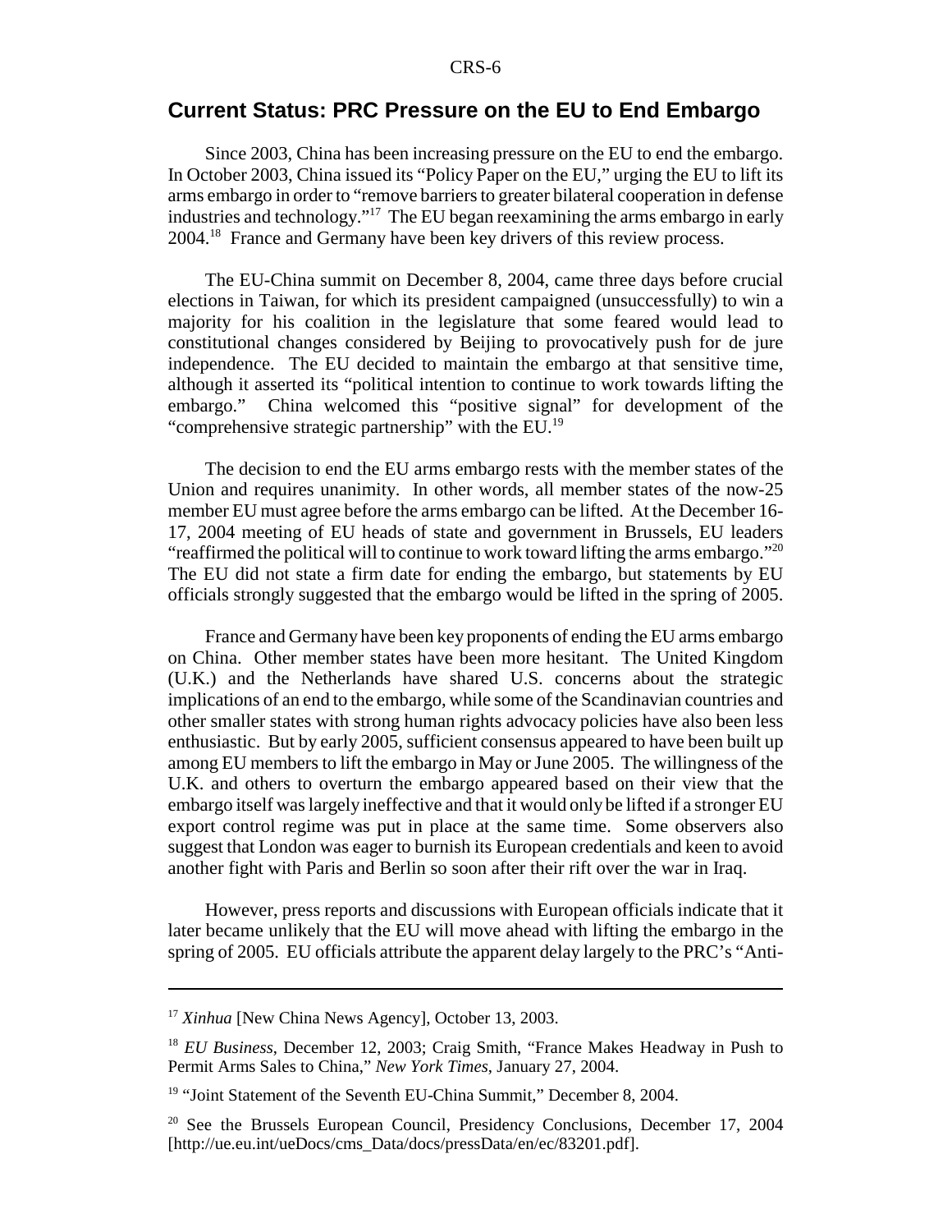## Current Status: PRC Pressure on the EU to End Embargo

Since 2003, China has been increasing pressure on the EU to end the embargo. In October 2003, China issued its "Policy Paper on the EU," urging the EU to lift its arms embargo in order to "remove barriers to greater bilateral cooperation in defense industries and technology."[17] The EU began reexamining the arms embargo in early 2004.[18] France and Germany have been key drivers of this review process.

The EU-China summit on December 8, 2004, came three days before crucial elections in Taiwan, for which its president campaigned (unsuccessfully) to win a majority for his coalition in the legislature that some feared would lead to constitutional changes considered by Beijing to provocatively push for de jure independence. The EU decided to maintain the embargo at that sensitive time, although it asserted its "political intention to continue to work towards lifting the embargo." China welcomed this "positive signal" for development of the "comprehensive strategic partnership" with the EU.[19]

The decision to end the EU arms embargo rests with the member states of the Union and requires unanimity. In other words, all member states of the now-25 member EU must agree before the arms embargo can be lifted. At the December 16-17, 2004 meeting of EU heads of state and government in Brussels, EU leaders "reaffirmed the political will to continue to work toward lifting the arms embargo."[20] The EU did not state a firm date for ending the embargo, but statements by EU officials strongly suggested that the embargo would be lifted in the spring of 2005.

France and Germany have been key proponents of ending the EU arms embargo on China. Other member states have been more hesitant. The United Kingdom (U.K.) and the Netherlands have shared U.S. concerns about the strategic implications of an end to the embargo, while some of the Scandinavian countries and other smaller states with strong human rights advocacy policies have also been less enthusiastic. But by early 2005, sufficient consensus appeared to have been built up among EU members to lift the embargo in May or June 2005. The willingness of the U.K. and others to overturn the embargo appeared based on their view that the embargo itself was largely ineffective and that it would only be lifted if a stronger EU export control regime was put in place at the same time. Some observers also suggest that London was eager to burnish its European credentials and keen to avoid another fight with Paris and Berlin so soon after their rift over the war in Iraq.

However, press reports and discussions with European officials indicate that it later became unlikely that the EU will move ahead with lifting the embargo in the spring of 2005. EU officials attribute the apparent delay largely to the PRC's "Anti-

---

[17] *Xinhua* [New China News Agency], October 13, 2003.

[18] *EU Business*, December 12, 2003; Craig Smith, "France Makes Headway in Push to Permit Arms Sales to China," *New York Times*, January 27, 2004.

[19] "Joint Statement of the Seventh EU-China Summit," December 8, 2004.

[20] See the Brussels European Council, Presidency Conclusions, December 17, 2004 [http://ue.eu.int/ueDocs/cms_Data/docs/pressData/en/ec/83201.pdf].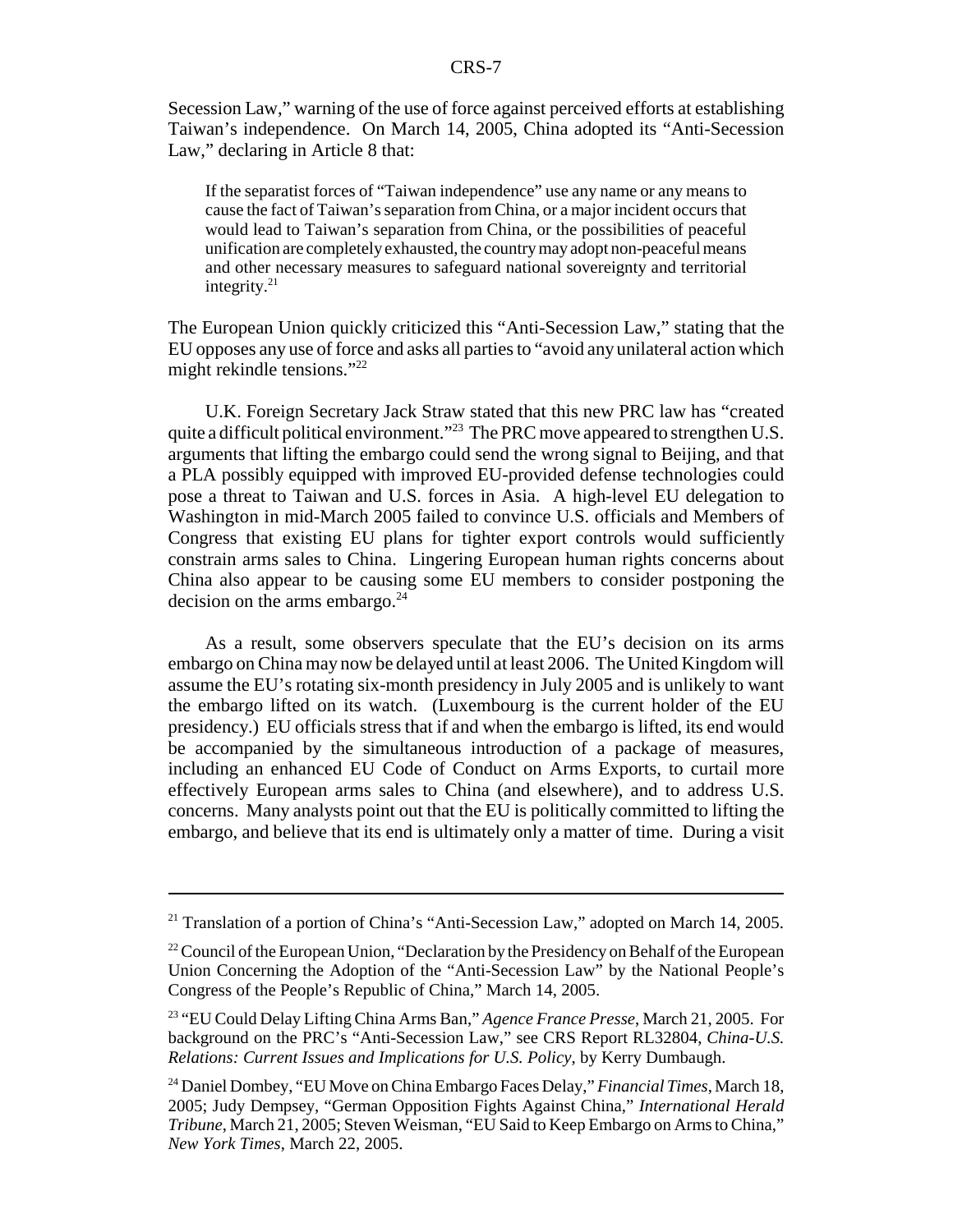Secession Law," warning of the use of force against perceived efforts at establishing Taiwan's independence. On March 14, 2005, China adopted its "Anti-Secession Law," declaring in Article 8 that:

> If the separatist forces of "Taiwan independence" use any name or any means to cause the fact of Taiwan's separation from China, or a major incident occurs that would lead to Taiwan's separation from China, or the possibilities of peaceful unification are completely exhausted, the country may adopt non-peaceful means and other necessary measures to safeguard national sovereignty and territorial integrity.[21]

The European Union quickly criticized this "Anti-Secession Law," stating that the EU opposes any use of force and asks all parties to "avoid any unilateral action which might rekindle tensions."[22]

U.K. Foreign Secretary Jack Straw stated that this new PRC law has "created quite a difficult political environment."[23] The PRC move appeared to strengthen U.S. arguments that lifting the embargo could send the wrong signal to Beijing, and that a PLA possibly equipped with improved EU-provided defense technologies could pose a threat to Taiwan and U.S. forces in Asia. A high-level EU delegation to Washington in mid-March 2005 failed to convince U.S. officials and Members of Congress that existing EU plans for tighter export controls would sufficiently constrain arms sales to China. Lingering European human rights concerns about China also appear to be causing some EU members to consider postponing the decision on the arms embargo.[24]

As a result, some observers speculate that the EU's decision on its arms embargo on China may now be delayed until at least 2006. The United Kingdom will assume the EU's rotating six-month presidency in July 2005 and is unlikely to want the embargo lifted on its watch. (Luxembourg is the current holder of the EU presidency.) EU officials stress that if and when the embargo is lifted, its end would be accompanied by the simultaneous introduction of a package of measures, including an enhanced EU Code of Conduct on Arms Exports, to curtail more effectively European arms sales to China (and elsewhere), and to address U.S. concerns. Many analysts point out that the EU is politically committed to lifting the embargo, and believe that its end is ultimately only a matter of time. During a visit

---

[21] Translation of a portion of China's "Anti-Secession Law," adopted on March 14, 2005.

[22] Council of the European Union, "Declaration by the Presidency on Behalf of the European Union Concerning the Adoption of the "Anti-Secession Law" by the National People's Congress of the People's Republic of China," March 14, 2005.

[23] "EU Could Delay Lifting China Arms Ban," *Agence France Presse*, March 21, 2005. For background on the PRC's "Anti-Secession Law," see CRS Report RL32804, *China-U.S. Relations: Current Issues and Implications for U.S. Policy*, by Kerry Dumbaugh.

[24] Daniel Dombey, "EU Move on China Embargo Faces Delay," *Financial Times*, March 18, 2005; Judy Dempsey, "German Opposition Fights Against China," *International Herald Tribune*, March 21, 2005; Steven Weisman, "EU Said to Keep Embargo on Arms to China," *New York Times*, March 22, 2005.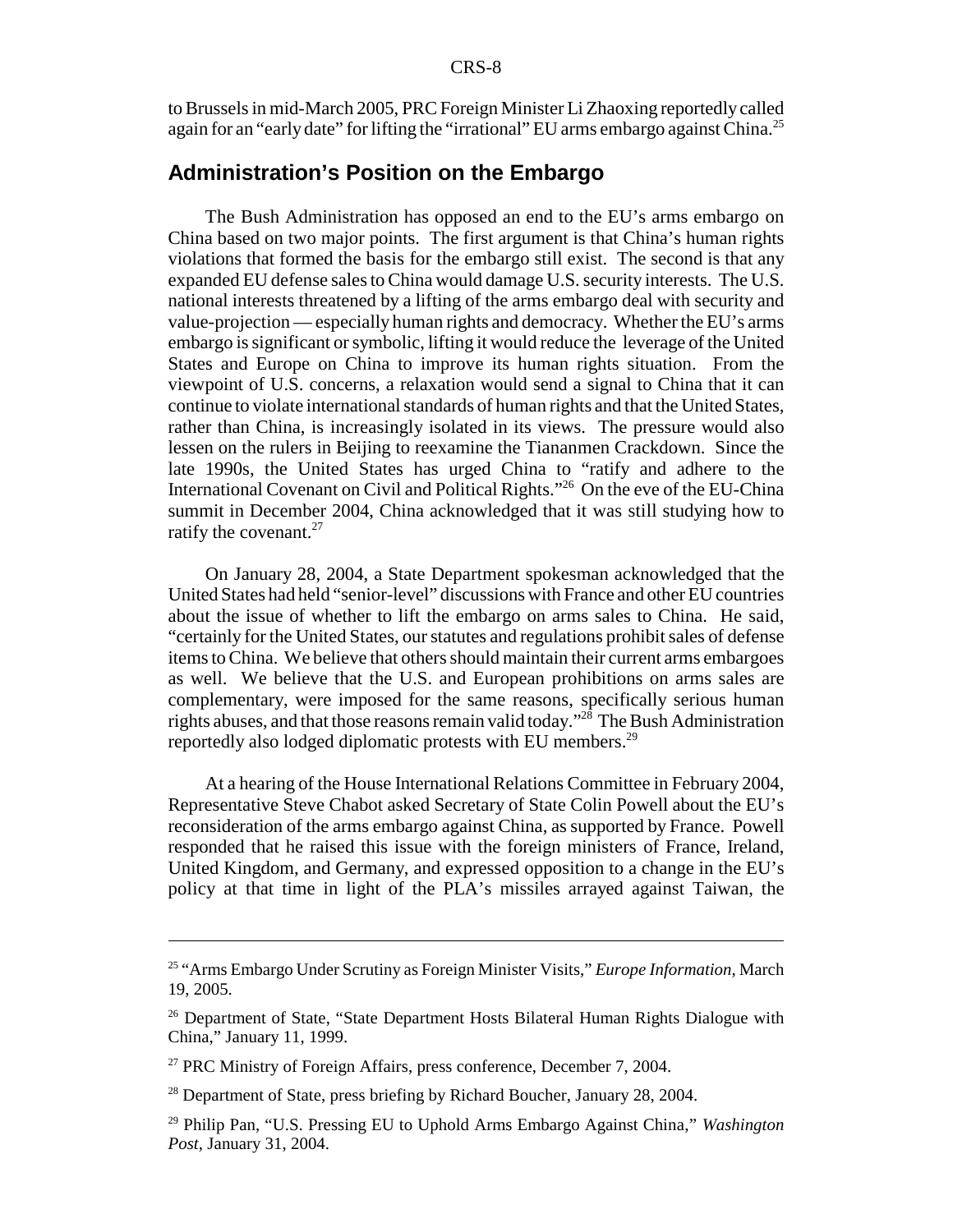to Brussels in mid-March 2005, PRC Foreign Minister Li Zhaoxing reportedly called again for an "early date" for lifting the "irrational" EU arms embargo against China.[25]

## Administration's Position on the Embargo

The Bush Administration has opposed an end to the EU's arms embargo on China based on two major points. The first argument is that China's human rights violations that formed the basis for the embargo still exist. The second is that any expanded EU defense sales to China would damage U.S. security interests. The U.S. national interests threatened by a lifting of the arms embargo deal with security and value-projection — especially human rights and democracy. Whether the EU's arms embargo is significant or symbolic, lifting it would reduce the leverage of the United States and Europe on China to improve its human rights situation. From the viewpoint of U.S. concerns, a relaxation would send a signal to China that it can continue to violate international standards of human rights and that the United States, rather than China, is increasingly isolated in its views. The pressure would also lessen on the rulers in Beijing to reexamine the Tiananmen Crackdown. Since the late 1990s, the United States has urged China to "ratify and adhere to the International Covenant on Civil and Political Rights."[26] On the eve of the EU-China summit in December 2004, China acknowledged that it was still studying how to ratify the covenant.[27]

On January 28, 2004, a State Department spokesman acknowledged that the United States had held "senior-level" discussions with France and other EU countries about the issue of whether to lift the embargo on arms sales to China. He said, "certainly for the United States, our statutes and regulations prohibit sales of defense items to China. We believe that others should maintain their current arms embargoes as well. We believe that the U.S. and European prohibitions on arms sales are complementary, were imposed for the same reasons, specifically serious human rights abuses, and that those reasons remain valid today."[28] The Bush Administration reportedly also lodged diplomatic protests with EU members.[29]

At a hearing of the House International Relations Committee in February 2004, Representative Steve Chabot asked Secretary of State Colin Powell about the EU's reconsideration of the arms embargo against China, as supported by France. Powell responded that he raised this issue with the foreign ministers of France, Ireland, United Kingdom, and Germany, and expressed opposition to a change in the EU's policy at that time in light of the PLA's missiles arrayed against Taiwan, the

---

[25] "Arms Embargo Under Scrutiny as Foreign Minister Visits," *Europe Information*, March 19, 2005.

[26] Department of State, "State Department Hosts Bilateral Human Rights Dialogue with China," January 11, 1999.

[27] PRC Ministry of Foreign Affairs, press conference, December 7, 2004.

[28] Department of State, press briefing by Richard Boucher, January 28, 2004.

[29] Philip Pan, "U.S. Pressing EU to Uphold Arms Embargo Against China," *Washington Post*, January 31, 2004.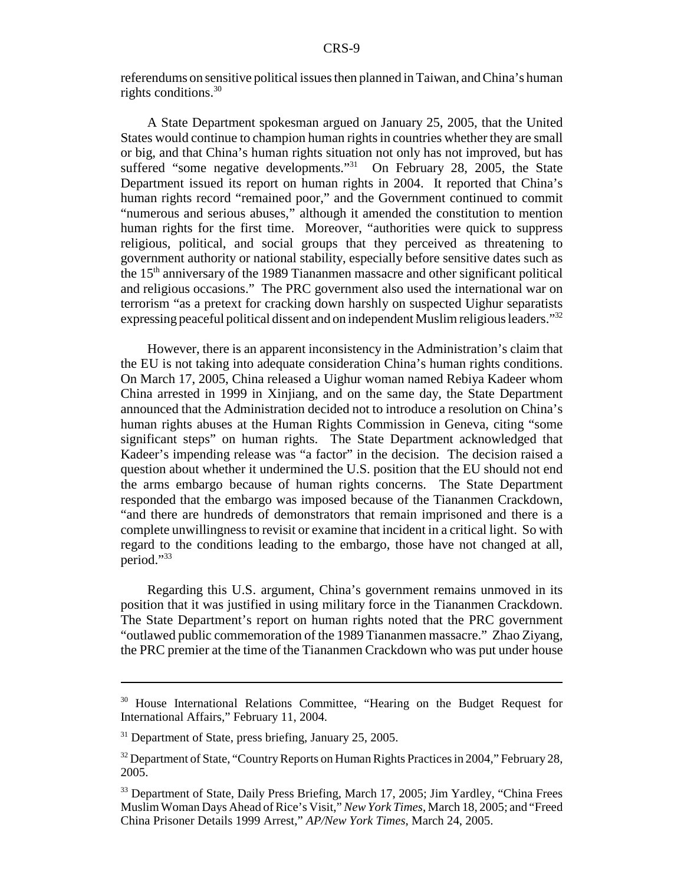referendums on sensitive political issues then planned in Taiwan, and China's human rights conditions.[30]

A State Department spokesman argued on January 25, 2005, that the United States would continue to champion human rights in countries whether they are small or big, and that China's human rights situation not only has not improved, but has suffered "some negative developments."[31] On February 28, 2005, the State Department issued its report on human rights in 2004. It reported that China's human rights record "remained poor," and the Government continued to commit "numerous and serious abuses," although it amended the constitution to mention human rights for the first time. Moreover, "authorities were quick to suppress religious, political, and social groups that they perceived as threatening to government authority or national stability, especially before sensitive dates such as the 15th anniversary of the 1989 Tiananmen massacre and other significant political and religious occasions." The PRC government also used the international war on terrorism "as a pretext for cracking down harshly on suspected Uighur separatists expressing peaceful political dissent and on independent Muslim religious leaders."[32]

However, there is an apparent inconsistency in the Administration's claim that the EU is not taking into adequate consideration China's human rights conditions. On March 17, 2005, China released a Uighur woman named Rebiya Kadeer whom China arrested in 1999 in Xinjiang, and on the same day, the State Department announced that the Administration decided not to introduce a resolution on China's human rights abuses at the Human Rights Commission in Geneva, citing "some significant steps" on human rights. The State Department acknowledged that Kadeer's impending release was "a factor" in the decision. The decision raised a question about whether it undermined the U.S. position that the EU should not end the arms embargo because of human rights concerns. The State Department responded that the embargo was imposed because of the Tiananmen Crackdown, "and there are hundreds of demonstrators that remain imprisoned and there is a complete unwillingness to revisit or examine that incident in a critical light. So with regard to the conditions leading to the embargo, those have not changed at all, period."[33]

Regarding this U.S. argument, China's government remains unmoved in its position that it was justified in using military force in the Tiananmen Crackdown. The State Department's report on human rights noted that the PRC government "outlawed public commemoration of the 1989 Tiananmen massacre." Zhao Ziyang, the PRC premier at the time of the Tiananmen Crackdown who was put under house

---

[30] House International Relations Committee, "Hearing on the Budget Request for International Affairs," February 11, 2004.

[31] Department of State, press briefing, January 25, 2005.

[32] Department of State, "Country Reports on Human Rights Practices in 2004," February 28, 2005.

[33] Department of State, Daily Press Briefing, March 17, 2005; Jim Yardley, "China Frees Muslim Woman Days Ahead of Rice's Visit," *New York Times*, March 18, 2005; and "Freed China Prisoner Details 1999 Arrest," *AP/New York Times*, March 24, 2005.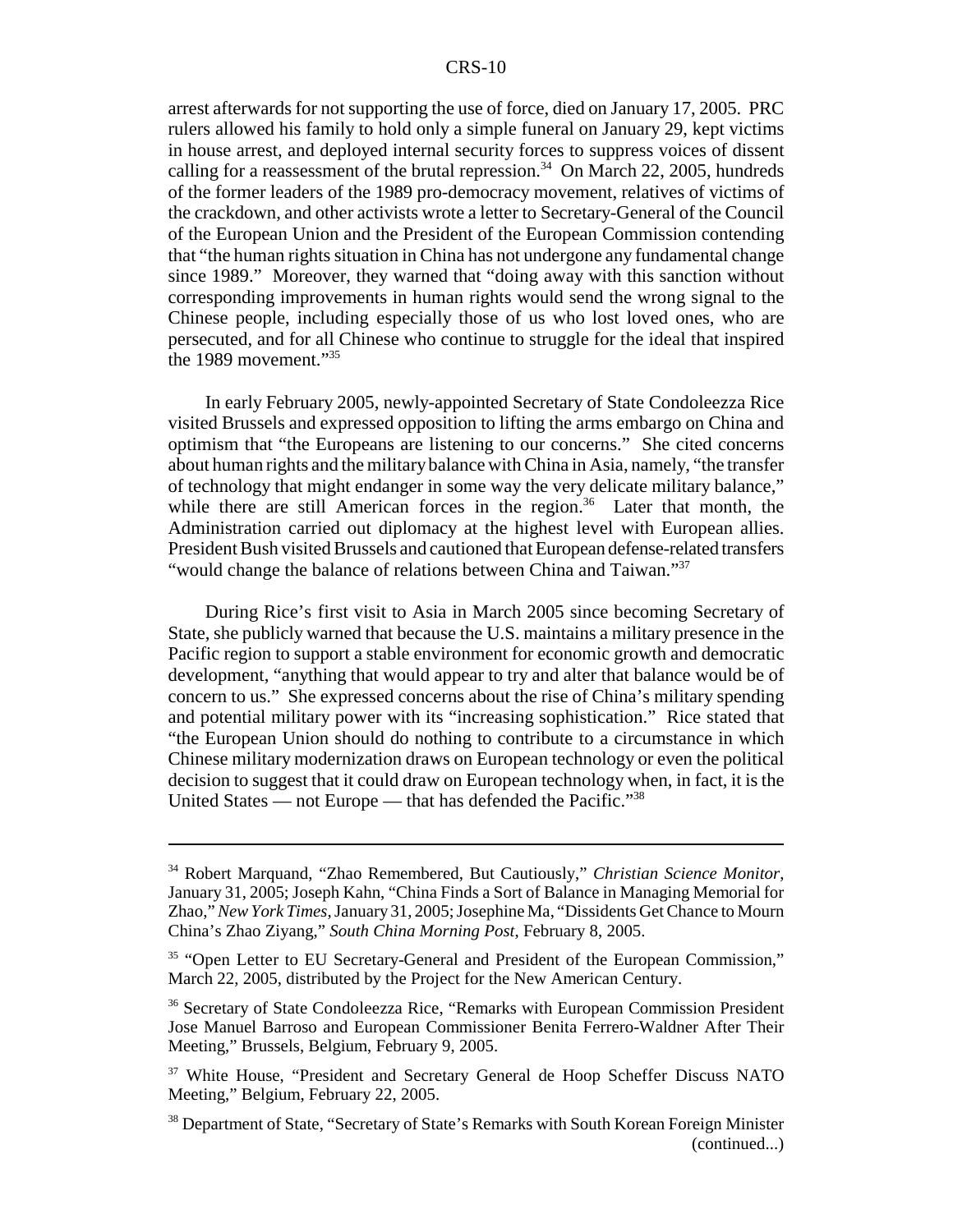arrest afterwards for not supporting the use of force, died on January 17, 2005. PRC rulers allowed his family to hold only a simple funeral on January 29, kept victims in house arrest, and deployed internal security forces to suppress voices of dissent calling for a reassessment of the brutal repression.[34] On March 22, 2005, hundreds of the former leaders of the 1989 pro-democracy movement, relatives of victims of the crackdown, and other activists wrote a letter to Secretary-General of the Council of the European Union and the President of the European Commission contending that "the human rights situation in China has not undergone any fundamental change since 1989." Moreover, they warned that "doing away with this sanction without corresponding improvements in human rights would send the wrong signal to the Chinese people, including especially those of us who lost loved ones, who are persecuted, and for all Chinese who continue to struggle for the ideal that inspired the 1989 movement."[35]

In early February 2005, newly-appointed Secretary of State Condoleezza Rice visited Brussels and expressed opposition to lifting the arms embargo on China and optimism that "the Europeans are listening to our concerns." She cited concerns about human rights and the military balance with China in Asia, namely, "the transfer of technology that might endanger in some way the very delicate military balance," while there are still American forces in the region.[36] Later that month, the Administration carried out diplomacy at the highest level with European allies. President Bush visited Brussels and cautioned that European defense-related transfers "would change the balance of relations between China and Taiwan."[37]

During Rice's first visit to Asia in March 2005 since becoming Secretary of State, she publicly warned that because the U.S. maintains a military presence in the Pacific region to support a stable environment for economic growth and democratic development, "anything that would appear to try and alter that balance would be of concern to us." She expressed concerns about the rise of China's military spending and potential military power with its "increasing sophistication." Rice stated that "the European Union should do nothing to contribute to a circumstance in which Chinese military modernization draws on European technology or even the political decision to suggest that it could draw on European technology when, in fact, it is the United States — not Europe — that has defended the Pacific."[38]

---

[34] Robert Marquand, "Zhao Remembered, But Cautiously," *Christian Science Monitor*, January 31, 2005; Joseph Kahn, "China Finds a Sort of Balance in Managing Memorial for Zhao," *New York Times*, January 31, 2005; Josephine Ma, "Dissidents Get Chance to Mourn China's Zhao Ziyang," *South China Morning Post*, February 8, 2005.

[35] "Open Letter to EU Secretary-General and President of the European Commission," March 22, 2005, distributed by the Project for the New American Century.

[36] Secretary of State Condoleezza Rice, "Remarks with European Commission President Jose Manuel Barroso and European Commissioner Benita Ferrero-Waldner After Their Meeting," Brussels, Belgium, February 9, 2005.

[37] White House, "President and Secretary General de Hoop Scheffer Discuss NATO Meeting," Belgium, February 22, 2005.

[38] Department of State, "Secretary of State's Remarks with South Korean Foreign Minister (continued...)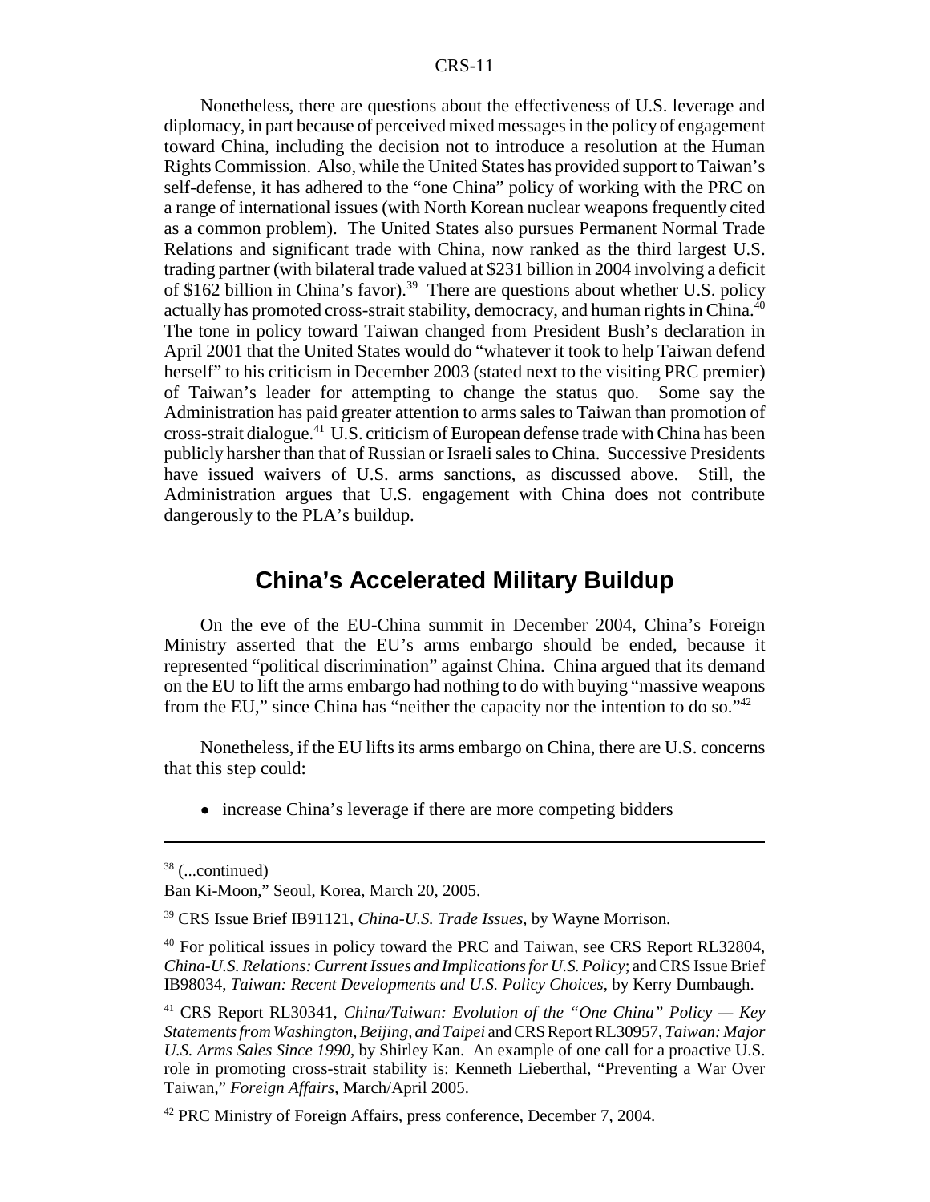Nonetheless, there are questions about the effectiveness of U.S. leverage and diplomacy, in part because of perceived mixed messages in the policy of engagement toward China, including the decision not to introduce a resolution at the Human Rights Commission. Also, while the United States has provided support to Taiwan's self-defense, it has adhered to the "one China" policy of working with the PRC on a range of international issues (with North Korean nuclear weapons frequently cited as a common problem). The United States also pursues Permanent Normal Trade Relations and significant trade with China, now ranked as the third largest U.S. trading partner (with bilateral trade valued at $231 billion in 2004 involving a deficit of $162 billion in China's favor).[39] There are questions about whether U.S. policy actually has promoted cross-strait stability, democracy, and human rights in China.[40] The tone in policy toward Taiwan changed from President Bush's declaration in April 2001 that the United States would do "whatever it took to help Taiwan defend herself" to his criticism in December 2003 (stated next to the visiting PRC premier) of Taiwan's leader for attempting to change the status quo. Some say the Administration has paid greater attention to arms sales to Taiwan than promotion of cross-strait dialogue.[41] U.S. criticism of European defense trade with China has been publicly harsher than that of Russian or Israeli sales to China. Successive Presidents have issued waivers of U.S. arms sanctions, as discussed above. Still, the Administration argues that U.S. engagement with China does not contribute dangerously to the PLA's buildup.

## China's Accelerated Military Buildup

On the eve of the EU-China summit in December 2004, China's Foreign Ministry asserted that the EU's arms embargo should be ended, because it represented "political discrimination" against China. China argued that its demand on the EU to lift the arms embargo had nothing to do with buying "massive weapons from the EU," since China has "neither the capacity nor the intention to do so."[42]

Nonetheless, if the EU lifts its arms embargo on China, there are U.S. concerns that this step could:

- increase China's leverage if there are more competing bidders

---

[38] (...continued)
Ban Ki-Moon," Seoul, Korea, March 20, 2005.

[39] CRS Issue Brief IB91121, *China-U.S. Trade Issues*, by Wayne Morrison.

[40] For political issues in policy toward the PRC and Taiwan, see CRS Report RL32804, *China-U.S. Relations: Current Issues and Implications for U.S. Policy*; and CRS Issue Brief IB98034, *Taiwan: Recent Developments and U.S. Policy Choices*, by Kerry Dumbaugh.

[41] CRS Report RL30341, *China/Taiwan: Evolution of the "One China" Policy — Key Statements from Washington, Beijing, and Taipei* and CRS Report RL30957, *Taiwan: Major U.S. Arms Sales Since 1990*, by Shirley Kan. An example of one call for a proactive U.S. role in promoting cross-strait stability is: Kenneth Lieberthal, "Preventing a War Over Taiwan," *Foreign Affairs*, March/April 2005.

[42] PRC Ministry of Foreign Affairs, press conference, December 7, 2004.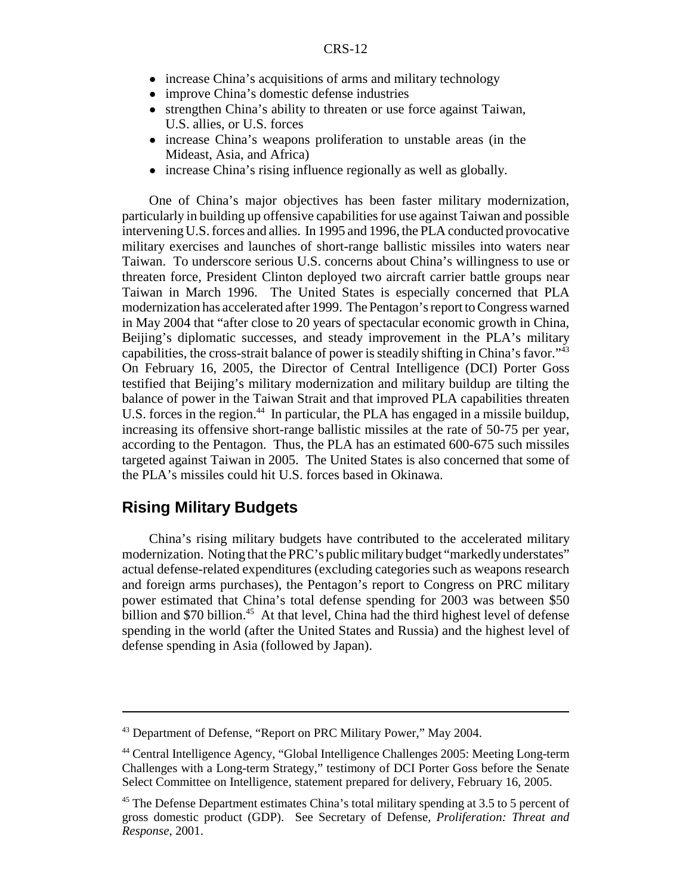- increase China's acquisitions of arms and military technology
- improve China's domestic defense industries
- strengthen China's ability to threaten or use force against Taiwan, U.S. allies, or U.S. forces
- increase China's weapons proliferation to unstable areas (in the Mideast, Asia, and Africa)
- increase China's rising influence regionally as well as globally.

One of China's major objectives has been faster military modernization, particularly in building up offensive capabilities for use against Taiwan and possible intervening U.S. forces and allies. In 1995 and 1996, the PLA conducted provocative military exercises and launches of short-range ballistic missiles into waters near Taiwan. To underscore serious U.S. concerns about China's willingness to use or threaten force, President Clinton deployed two aircraft carrier battle groups near Taiwan in March 1996. The United States is especially concerned that PLA modernization has accelerated after 1999. The Pentagon's report to Congress warned in May 2004 that "after close to 20 years of spectacular economic growth in China, Beijing's diplomatic successes, and steady improvement in the PLA's military capabilities, the cross-strait balance of power is steadily shifting in China's favor."[43] On February 16, 2005, the Director of Central Intelligence (DCI) Porter Goss testified that Beijing's military modernization and military buildup are tilting the balance of power in the Taiwan Strait and that improved PLA capabilities threaten U.S. forces in the region.[44] In particular, the PLA has engaged in a missile buildup, increasing its offensive short-range ballistic missiles at the rate of 50-75 per year, according to the Pentagon. Thus, the PLA has an estimated 600-675 such missiles targeted against Taiwan in 2005. The United States is also concerned that some of the PLA's missiles could hit U.S. forces based in Okinawa.

## Rising Military Budgets

China's rising military budgets have contributed to the accelerated military modernization. Noting that the PRC's public military budget "markedly understates" actual defense-related expenditures (excluding categories such as weapons research and foreign arms purchases), the Pentagon's report to Congress on PRC military power estimated that China's total defense spending for 2003 was between $50 billion and $70 billion.[45] At that level, China had the third highest level of defense spending in the world (after the United States and Russia) and the highest level of defense spending in Asia (followed by Japan).

---

[43] Department of Defense, "Report on PRC Military Power," May 2004.

[44] Central Intelligence Agency, "Global Intelligence Challenges 2005: Meeting Long-term Challenges with a Long-term Strategy," testimony of DCI Porter Goss before the Senate Select Committee on Intelligence, statement prepared for delivery, February 16, 2005.

[45] The Defense Department estimates China's total military spending at 3.5 to 5 percent of gross domestic product (GDP). See Secretary of Defense, *Proliferation: Threat and Response*, 2001.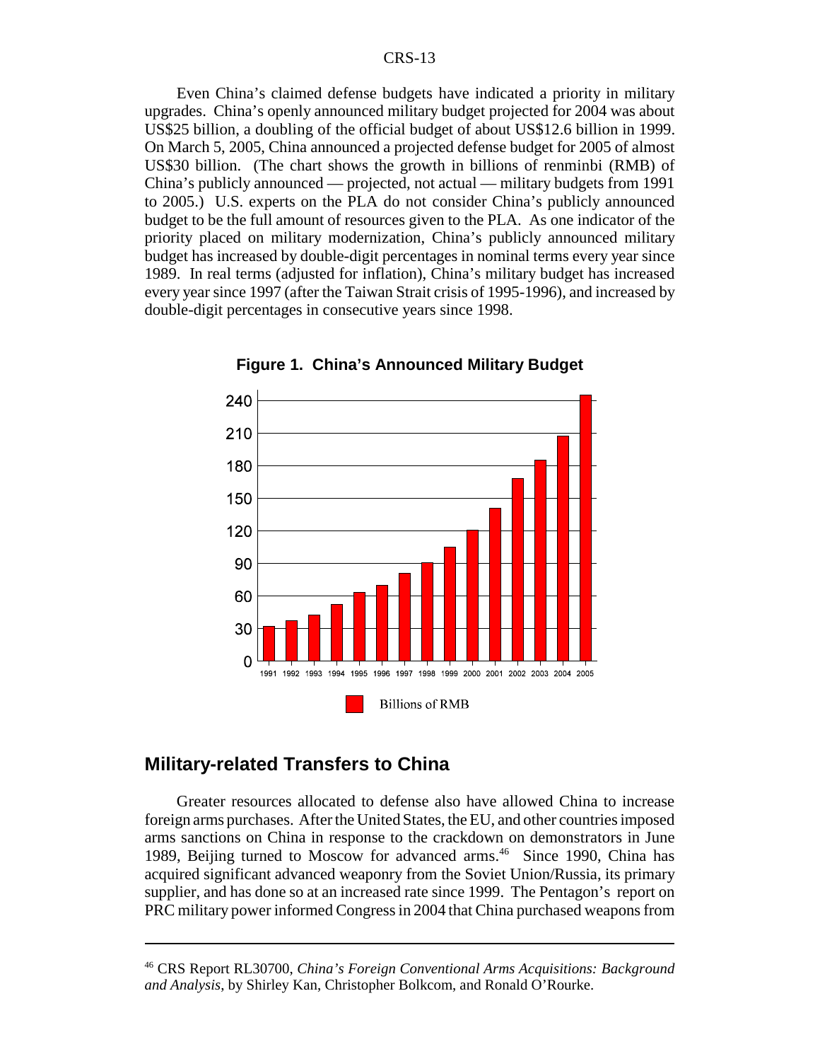Even China's claimed defense budgets have indicated a priority in military upgrades. China's openly announced military budget projected for 2004 was about US$25 billion, a doubling of the official budget of about US$12.6 billion in 1999. On March 5, 2005, China announced a projected defense budget for 2005 of almost US$30 billion. (The chart shows the growth in billions of renminbi (RMB) of China's publicly announced — projected, not actual — military budgets from 1991 to 2005.) U.S. experts on the PLA do not consider China's publicly announced budget to be the full amount of resources given to the PLA. As one indicator of the priority placed on military modernization, China's publicly announced military budget has increased by double-digit percentages in nominal terms every year since 1989. In real terms (adjusted for inflation), China's military budget has increased every year since 1997 (after the Taiwan Strait crisis of 1995-1996), and increased by double-digit percentages in consecutive years since 1998.

**Figure 1. China's Announced Military Budget**

## Military-related Transfers to China

Greater resources allocated to defense also have allowed China to increase foreign arms purchases. After the United States, the EU, and other countries imposed arms sanctions on China in response to the crackdown on demonstrators in June 1989, Beijing turned to Moscow for advanced arms.[46] Since 1990, China has acquired significant advanced weaponry from the Soviet Union/Russia, its primary supplier, and has done so at an increased rate since 1999. The Pentagon's report on PRC military power informed Congress in 2004 that China purchased weapons from

---

[46] CRS Report RL30700, *China's Foreign Conventional Arms Acquisitions: Background and Analysis*, by Shirley Kan, Christopher Bolkcom, and Ronald O'Rourke.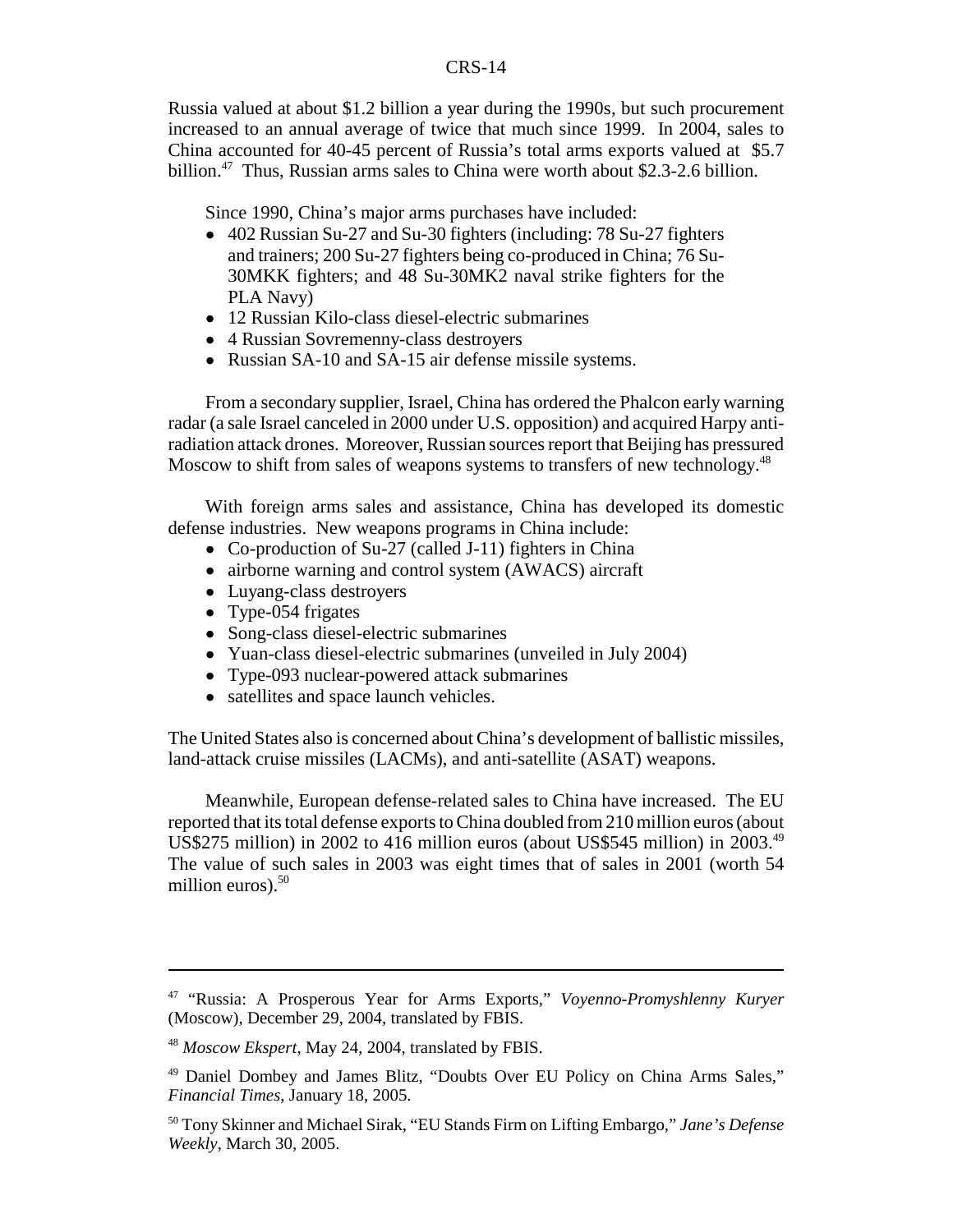Russia valued at about $1.2 billion a year during the 1990s, but such procurement increased to an annual average of twice that much since 1999. In 2004, sales to China accounted for 40-45 percent of Russia's total arms exports valued at $5.7 billion.[47] Thus, Russian arms sales to China were worth about $2.3-2.6 billion.

Since 1990, China's major arms purchases have included:

- 402 Russian Su-27 and Su-30 fighters (including: 78 Su-27 fighters and trainers; 200 Su-27 fighters being co-produced in China; 76 Su-30MKK fighters; and 48 Su-30MK2 naval strike fighters for the PLA Navy)
- 12 Russian Kilo-class diesel-electric submarines
- 4 Russian Sovremenny-class destroyers
- Russian SA-10 and SA-15 air defense missile systems.

From a secondary supplier, Israel, China has ordered the Phalcon early warning radar (a sale Israel canceled in 2000 under U.S. opposition) and acquired Harpy anti-radiation attack drones. Moreover, Russian sources report that Beijing has pressured Moscow to shift from sales of weapons systems to transfers of new technology.[48]

With foreign arms sales and assistance, China has developed its domestic defense industries. New weapons programs in China include:

- Co-production of Su-27 (called J-11) fighters in China
- airborne warning and control system (AWACS) aircraft
- Luyang-class destroyers
- Type-054 frigates
- Song-class diesel-electric submarines
- Yuan-class diesel-electric submarines (unveiled in July 2004)
- Type-093 nuclear-powered attack submarines
- satellites and space launch vehicles.

The United States also is concerned about China's development of ballistic missiles, land-attack cruise missiles (LACMs), and anti-satellite (ASAT) weapons.

Meanwhile, European defense-related sales to China have increased. The EU reported that its total defense exports to China doubled from 210 million euros (about US$275 million) in 2002 to 416 million euros (about US$545 million) in 2003.[49] The value of such sales in 2003 was eight times that of sales in 2001 (worth 54 million euros).[50]

---

[47] "Russia: A Prosperous Year for Arms Exports," *Voyenno-Promyshlenny Kuryer* (Moscow), December 29, 2004, translated by FBIS.

[48] *Moscow Ekspert*, May 24, 2004, translated by FBIS.

[49] Daniel Dombey and James Blitz, "Doubts Over EU Policy on China Arms Sales," *Financial Times*, January 18, 2005.

[50] Tony Skinner and Michael Sirak, "EU Stands Firm on Lifting Embargo," *Jane's Defense Weekly*, March 30, 2005.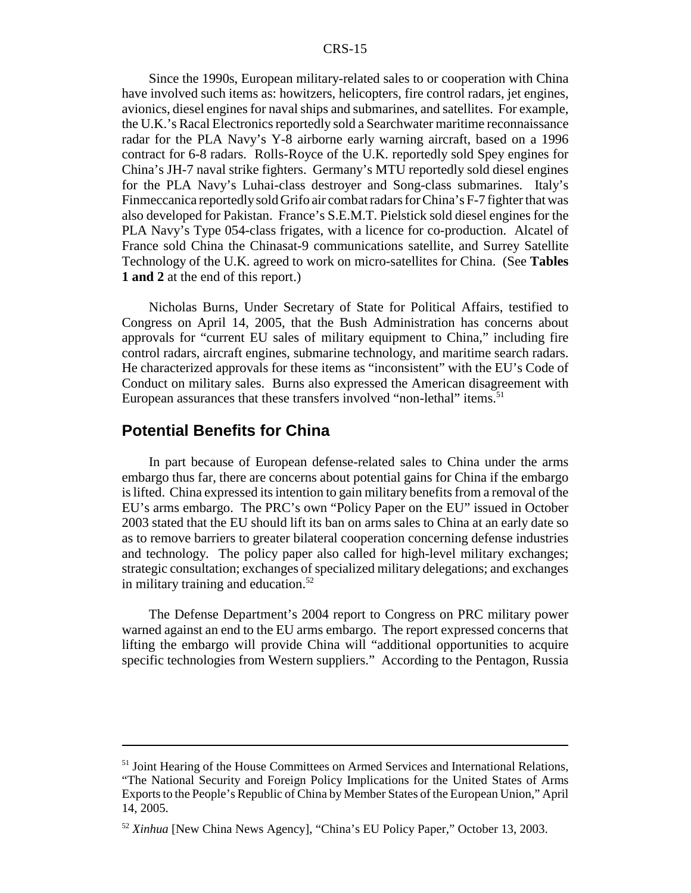Since the 1990s, European military-related sales to or cooperation with China have involved such items as: howitzers, helicopters, fire control radars, jet engines, avionics, diesel engines for naval ships and submarines, and satellites. For example, the U.K.'s Racal Electronics reportedly sold a Searchwater maritime reconnaissance radar for the PLA Navy's Y-8 airborne early warning aircraft, based on a 1996 contract for 6-8 radars. Rolls-Royce of the U.K. reportedly sold Spey engines for China's JH-7 naval strike fighters. Germany's MTU reportedly sold diesel engines for the PLA Navy's Luhai-class destroyer and Song-class submarines. Italy's Finmeccanica reportedly sold Grifo air combat radars for China's F-7 fighter that was also developed for Pakistan. France's S.E.M.T. Pielstick sold diesel engines for the PLA Navy's Type 054-class frigates, with a licence for co-production. Alcatel of France sold China the Chinasat-9 communications satellite, and Surrey Satellite Technology of the U.K. agreed to work on micro-satellites for China. (See **Tables 1 and 2** at the end of this report.)

Nicholas Burns, Under Secretary of State for Political Affairs, testified to Congress on April 14, 2005, that the Bush Administration has concerns about approvals for "current EU sales of military equipment to China," including fire control radars, aircraft engines, submarine technology, and maritime search radars. He characterized approvals for these items as "inconsistent" with the EU's Code of Conduct on military sales. Burns also expressed the American disagreement with European assurances that these transfers involved "non-lethal" items.[51]

## Potential Benefits for China

In part because of European defense-related sales to China under the arms embargo thus far, there are concerns about potential gains for China if the embargo is lifted. China expressed its intention to gain military benefits from a removal of the EU's arms embargo. The PRC's own "Policy Paper on the EU" issued in October 2003 stated that the EU should lift its ban on arms sales to China at an early date so as to remove barriers to greater bilateral cooperation concerning defense industries and technology. The policy paper also called for high-level military exchanges; strategic consultation; exchanges of specialized military delegations; and exchanges in military training and education.[52]

The Defense Department's 2004 report to Congress on PRC military power warned against an end to the EU arms embargo. The report expressed concerns that lifting the embargo will provide China will "additional opportunities to acquire specific technologies from Western suppliers." According to the Pentagon, Russia

---

[51] Joint Hearing of the House Committees on Armed Services and International Relations, "The National Security and Foreign Policy Implications for the United States of Arms Exports to the People's Republic of China by Member States of the European Union," April 14, 2005.

[52] *Xinhua* [New China News Agency], "China's EU Policy Paper," October 13, 2003.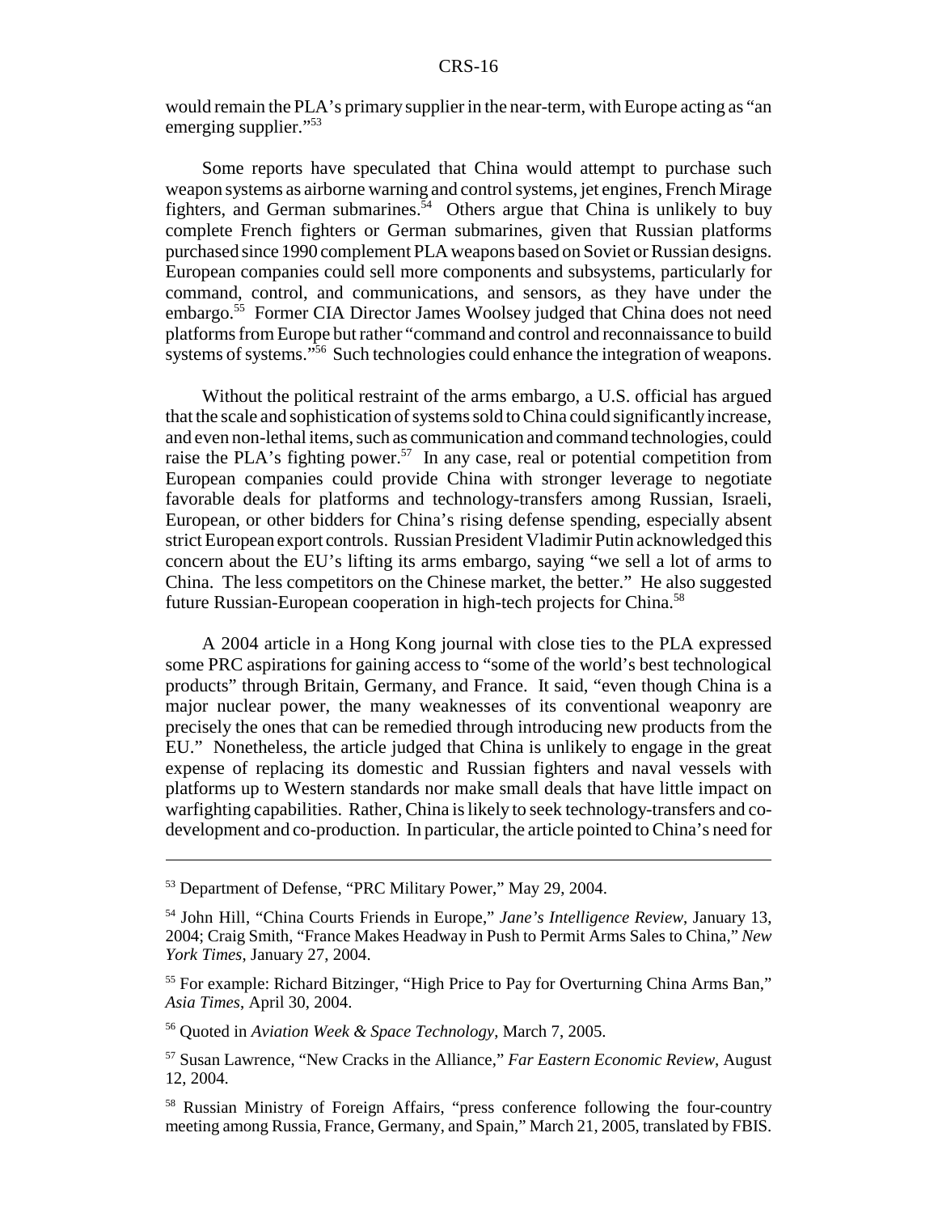would remain the PLA's primary supplier in the near-term, with Europe acting as "an emerging supplier."[53]

Some reports have speculated that China would attempt to purchase such weapon systems as airborne warning and control systems, jet engines, French Mirage fighters, and German submarines.[54] Others argue that China is unlikely to buy complete French fighters or German submarines, given that Russian platforms purchased since 1990 complement PLA weapons based on Soviet or Russian designs. European companies could sell more components and subsystems, particularly for command, control, and communications, and sensors, as they have under the embargo.[55] Former CIA Director James Woolsey judged that China does not need platforms from Europe but rather "command and control and reconnaissance to build systems of systems."[56] Such technologies could enhance the integration of weapons.

Without the political restraint of the arms embargo, a U.S. official has argued that the scale and sophistication of systems sold to China could significantly increase, and even non-lethal items, such as communication and command technologies, could raise the PLA's fighting power.[57] In any case, real or potential competition from European companies could provide China with stronger leverage to negotiate favorable deals for platforms and technology-transfers among Russian, Israeli, European, or other bidders for China's rising defense spending, especially absent strict European export controls. Russian President Vladimir Putin acknowledged this concern about the EU's lifting its arms embargo, saying "we sell a lot of arms to China. The less competitors on the Chinese market, the better." He also suggested future Russian-European cooperation in high-tech projects for China.[58]

A 2004 article in a Hong Kong journal with close ties to the PLA expressed some PRC aspirations for gaining access to "some of the world's best technological products" through Britain, Germany, and France. It said, "even though China is a major nuclear power, the many weaknesses of its conventional weaponry are precisely the ones that can be remedied through introducing new products from the EU." Nonetheless, the article judged that China is unlikely to engage in the great expense of replacing its domestic and Russian fighters and naval vessels with platforms up to Western standards nor make small deals that have little impact on warfighting capabilities. Rather, China is likely to seek technology-transfers and co-development and co-production. In particular, the article pointed to China's need for

---

[53] Department of Defense, "PRC Military Power," May 29, 2004.

[54] John Hill, "China Courts Friends in Europe," *Jane's Intelligence Review*, January 13, 2004; Craig Smith, "France Makes Headway in Push to Permit Arms Sales to China," *New York Times*, January 27, 2004.

[55] For example: Richard Bitzinger, "High Price to Pay for Overturning China Arms Ban," *Asia Times*, April 30, 2004.

[56] Quoted in *Aviation Week & Space Technology*, March 7, 2005.

[57] Susan Lawrence, "New Cracks in the Alliance," *Far Eastern Economic Review*, August 12, 2004.

[58] Russian Ministry of Foreign Affairs, "press conference following the four-country meeting among Russia, France, Germany, and Spain," March 21, 2005, translated by FBIS.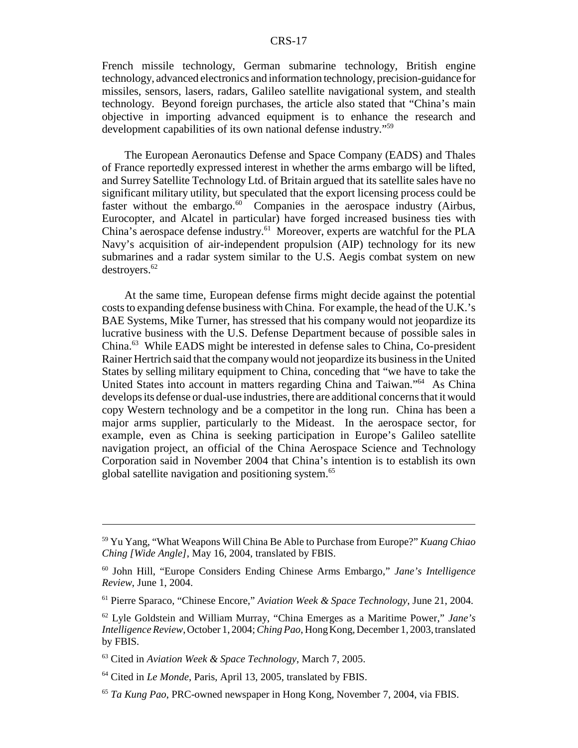French missile technology, German submarine technology, British engine technology, advanced electronics and information technology, precision-guidance for missiles, sensors, lasers, radars, Galileo satellite navigational system, and stealth technology. Beyond foreign purchases, the article also stated that "China's main objective in importing advanced equipment is to enhance the research and development capabilities of its own national defense industry."[59]

The European Aeronautics Defense and Space Company (EADS) and Thales of France reportedly expressed interest in whether the arms embargo will be lifted, and Surrey Satellite Technology Ltd. of Britain argued that its satellite sales have no significant military utility, but speculated that the export licensing process could be faster without the embargo.[60] Companies in the aerospace industry (Airbus, Eurocopter, and Alcatel in particular) have forged increased business ties with China's aerospace defense industry.[61] Moreover, experts are watchful for the PLA Navy's acquisition of air-independent propulsion (AIP) technology for its new submarines and a radar system similar to the U.S. Aegis combat system on new destroyers.[62]

At the same time, European defense firms might decide against the potential costs to expanding defense business with China. For example, the head of the U.K.'s BAE Systems, Mike Turner, has stressed that his company would not jeopardize its lucrative business with the U.S. Defense Department because of possible sales in China.[63] While EADS might be interested in defense sales to China, Co-president Rainer Hertrich said that the company would not jeopardize its business in the United States by selling military equipment to China, conceding that "we have to take the United States into account in matters regarding China and Taiwan."[64] As China develops its defense or dual-use industries, there are additional concerns that it would copy Western technology and be a competitor in the long run. China has been a major arms supplier, particularly to the Mideast. In the aerospace sector, for example, even as China is seeking participation in Europe's Galileo satellite navigation project, an official of the China Aerospace Science and Technology Corporation said in November 2004 that China's intention is to establish its own global satellite navigation and positioning system.[65]

---

[59] Yu Yang, "What Weapons Will China Be Able to Purchase from Europe?" *Kuang Chiao Ching [Wide Angle]*, May 16, 2004, translated by FBIS.

[60] John Hill, "Europe Considers Ending Chinese Arms Embargo," *Jane's Intelligence Review*, June 1, 2004.

[61] Pierre Sparaco, "Chinese Encore," *Aviation Week & Space Technology*, June 21, 2004.

[62] Lyle Goldstein and William Murray, "China Emerges as a Maritime Power," *Jane's Intelligence Review*, October 1, 2004; *Ching Pao*, Hong Kong, December 1, 2003, translated by FBIS.

[63] Cited in *Aviation Week & Space Technology*, March 7, 2005.

[64] Cited in *Le Monde*, Paris, April 13, 2005, translated by FBIS.

[65] *Ta Kung Pao*, PRC-owned newspaper in Hong Kong, November 7, 2004, via FBIS.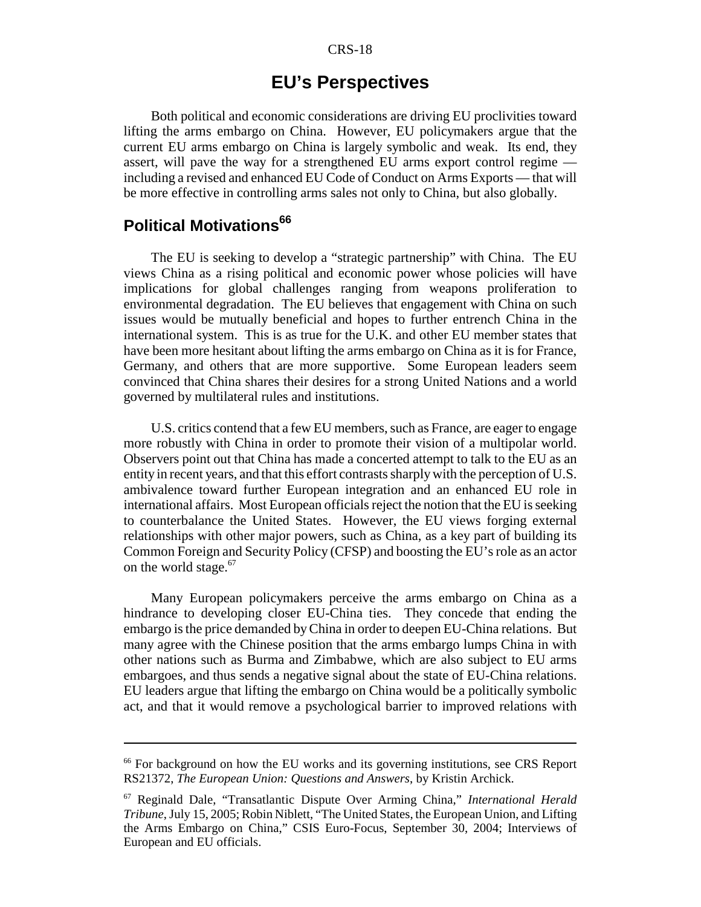## EU's Perspectives

Both political and economic considerations are driving EU proclivities toward lifting the arms embargo on China. However, EU policymakers argue that the current EU arms embargo on China is largely symbolic and weak. Its end, they assert, will pave the way for a strengthened EU arms export control regime — including a revised and enhanced EU Code of Conduct on Arms Exports — that will be more effective in controlling arms sales not only to China, but also globally.

### Political Motivations[66]

The EU is seeking to develop a "strategic partnership" with China. The EU views China as a rising political and economic power whose policies will have implications for global challenges ranging from weapons proliferation to environmental degradation. The EU believes that engagement with China on such issues would be mutually beneficial and hopes to further entrench China in the international system. This is as true for the U.K. and other EU member states that have been more hesitant about lifting the arms embargo on China as it is for France, Germany, and others that are more supportive. Some European leaders seem convinced that China shares their desires for a strong United Nations and a world governed by multilateral rules and institutions.

U.S. critics contend that a few EU members, such as France, are eager to engage more robustly with China in order to promote their vision of a multipolar world. Observers point out that China has made a concerted attempt to talk to the EU as an entity in recent years, and that this effort contrasts sharply with the perception of U.S. ambivalence toward further European integration and an enhanced EU role in international affairs. Most European officials reject the notion that the EU is seeking to counterbalance the United States. However, the EU views forging external relationships with other major powers, such as China, as a key part of building its Common Foreign and Security Policy (CFSP) and boosting the EU's role as an actor on the world stage.[67]

Many European policymakers perceive the arms embargo on China as a hindrance to developing closer EU-China ties. They concede that ending the embargo is the price demanded by China in order to deepen EU-China relations. But many agree with the Chinese position that the arms embargo lumps China in with other nations such as Burma and Zimbabwe, which are also subject to EU arms embargoes, and thus sends a negative signal about the state of EU-China relations. EU leaders argue that lifting the embargo on China would be a politically symbolic act, and that it would remove a psychological barrier to improved relations with

---

[66] For background on how the EU works and its governing institutions, see CRS Report RS21372, *The European Union: Questions and Answers*, by Kristin Archick.

[67] Reginald Dale, "Transatlantic Dispute Over Arming China," *International Herald Tribune*, July 15, 2005; Robin Niblett, "The United States, the European Union, and Lifting the Arms Embargo on China," CSIS Euro-Focus, September 30, 2004; Interviews of European and EU officials.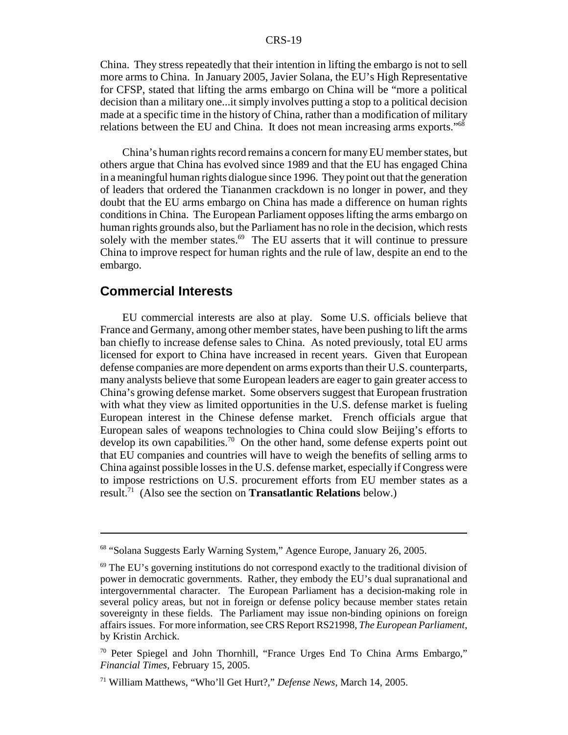China. They stress repeatedly that their intention in lifting the embargo is not to sell more arms to China. In January 2005, Javier Solana, the EU's High Representative for CFSP, stated that lifting the arms embargo on China will be "more a political decision than a military one...it simply involves putting a stop to a political decision made at a specific time in the history of China, rather than a modification of military relations between the EU and China. It does not mean increasing arms exports."[68]

China's human rights record remains a concern for many EU member states, but others argue that China has evolved since 1989 and that the EU has engaged China in a meaningful human rights dialogue since 1996. They point out that the generation of leaders that ordered the Tiananmen crackdown is no longer in power, and they doubt that the EU arms embargo on China has made a difference on human rights conditions in China. The European Parliament opposes lifting the arms embargo on human rights grounds also, but the Parliament has no role in the decision, which rests solely with the member states.[69] The EU asserts that it will continue to pressure China to improve respect for human rights and the rule of law, despite an end to the embargo.

## Commercial Interests

EU commercial interests are also at play. Some U.S. officials believe that France and Germany, among other member states, have been pushing to lift the arms ban chiefly to increase defense sales to China. As noted previously, total EU arms licensed for export to China have increased in recent years. Given that European defense companies are more dependent on arms exports than their U.S. counterparts, many analysts believe that some European leaders are eager to gain greater access to China's growing defense market. Some observers suggest that European frustration with what they view as limited opportunities in the U.S. defense market is fueling European interest in the Chinese defense market. French officials argue that European sales of weapons technologies to China could slow Beijing's efforts to develop its own capabilities.[70] On the other hand, some defense experts point out that EU companies and countries will have to weigh the benefits of selling arms to China against possible losses in the U.S. defense market, especially if Congress were to impose restrictions on U.S. procurement efforts from EU member states as a result.[71] (Also see the section on **Transatlantic Relations** below.)

---

[68] "Solana Suggests Early Warning System," Agence Europe, January 26, 2005.

[69] The EU's governing institutions do not correspond exactly to the traditional division of power in democratic governments. Rather, they embody the EU's dual supranational and intergovernmental character. The European Parliament has a decision-making role in several policy areas, but not in foreign or defense policy because member states retain sovereignty in these fields. The Parliament may issue non-binding opinions on foreign affairs issues. For more information, see CRS Report RS21998, *The European Parliament*, by Kristin Archick.

[70] Peter Spiegel and John Thornhill, "France Urges End To China Arms Embargo," *Financial Times*, February 15, 2005.

[71] William Matthews, "Who'll Get Hurt?," *Defense News*, March 14, 2005.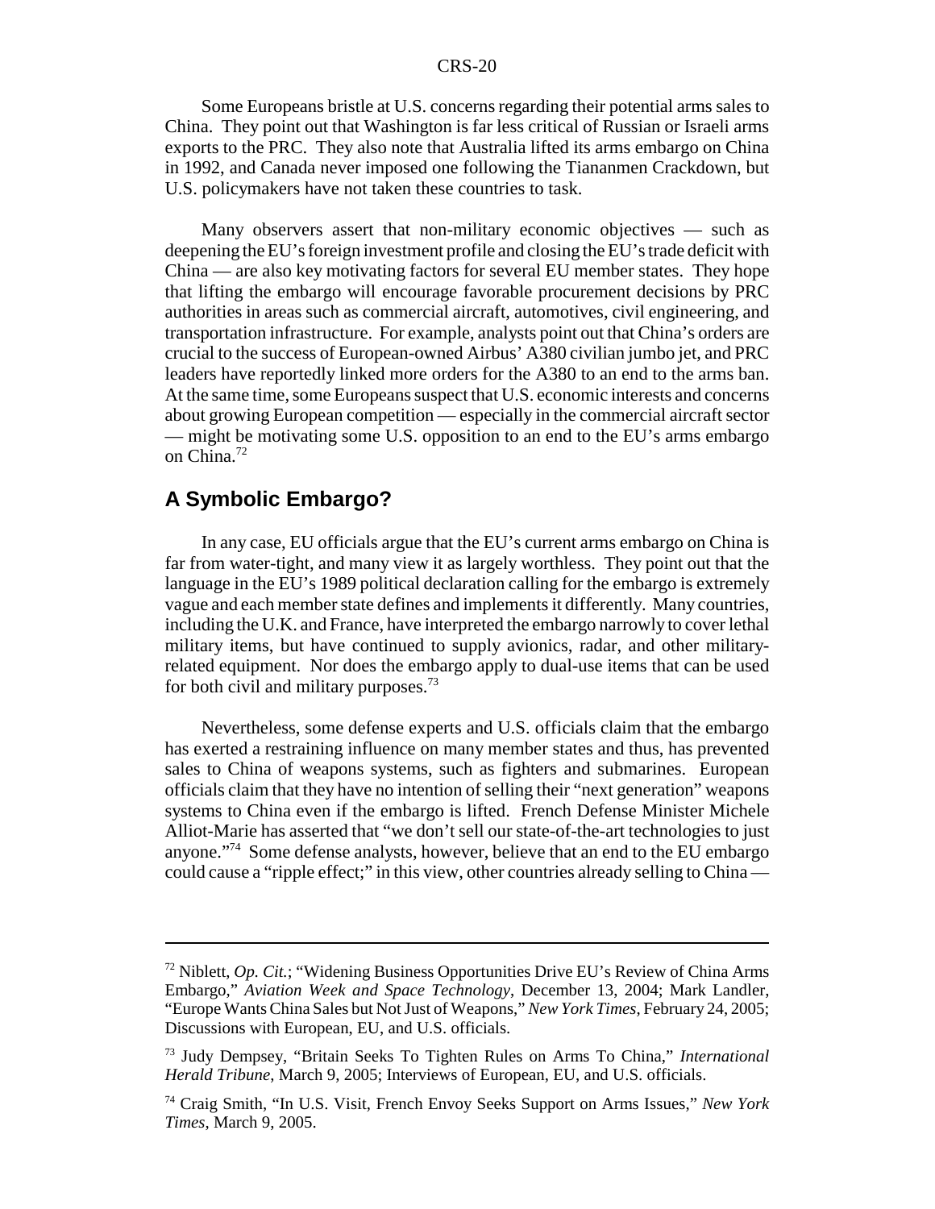Some Europeans bristle at U.S. concerns regarding their potential arms sales to China. They point out that Washington is far less critical of Russian or Israeli arms exports to the PRC. They also note that Australia lifted its arms embargo on China in 1992, and Canada never imposed one following the Tiananmen Crackdown, but U.S. policymakers have not taken these countries to task.

Many observers assert that non-military economic objectives — such as deepening the EU's foreign investment profile and closing the EU's trade deficit with China — are also key motivating factors for several EU member states. They hope that lifting the embargo will encourage favorable procurement decisions by PRC authorities in areas such as commercial aircraft, automotives, civil engineering, and transportation infrastructure. For example, analysts point out that China's orders are crucial to the success of European-owned Airbus' A380 civilian jumbo jet, and PRC leaders have reportedly linked more orders for the A380 to an end to the arms ban. At the same time, some Europeans suspect that U.S. economic interests and concerns about growing European competition — especially in the commercial aircraft sector — might be motivating some U.S. opposition to an end to the EU's arms embargo on China.[72]

## A Symbolic Embargo?

In any case, EU officials argue that the EU's current arms embargo on China is far from water-tight, and many view it as largely worthless. They point out that the language in the EU's 1989 political declaration calling for the embargo is extremely vague and each member state defines and implements it differently. Many countries, including the U.K. and France, have interpreted the embargo narrowly to cover lethal military items, but have continued to supply avionics, radar, and other military-related equipment. Nor does the embargo apply to dual-use items that can be used for both civil and military purposes.[73]

Nevertheless, some defense experts and U.S. officials claim that the embargo has exerted a restraining influence on many member states and thus, has prevented sales to China of weapons systems, such as fighters and submarines. European officials claim that they have no intention of selling their "next generation" weapons systems to China even if the embargo is lifted. French Defense Minister Michele Alliot-Marie has asserted that "we don't sell our state-of-the-art technologies to just anyone."[74] Some defense analysts, however, believe that an end to the EU embargo could cause a "ripple effect;" in this view, other countries already selling to China —

---

[72] Niblett, *Op. Cit.*; "Widening Business Opportunities Drive EU's Review of China Arms Embargo," *Aviation Week and Space Technology*, December 13, 2004; Mark Landler, "Europe Wants China Sales but Not Just of Weapons," *New York Times*, February 24, 2005; Discussions with European, EU, and U.S. officials.

[73] Judy Dempsey, "Britain Seeks To Tighten Rules on Arms To China," *International Herald Tribune*, March 9, 2005; Interviews of European, EU, and U.S. officials.

[74] Craig Smith, "In U.S. Visit, French Envoy Seeks Support on Arms Issues," *New York Times*, March 9, 2005.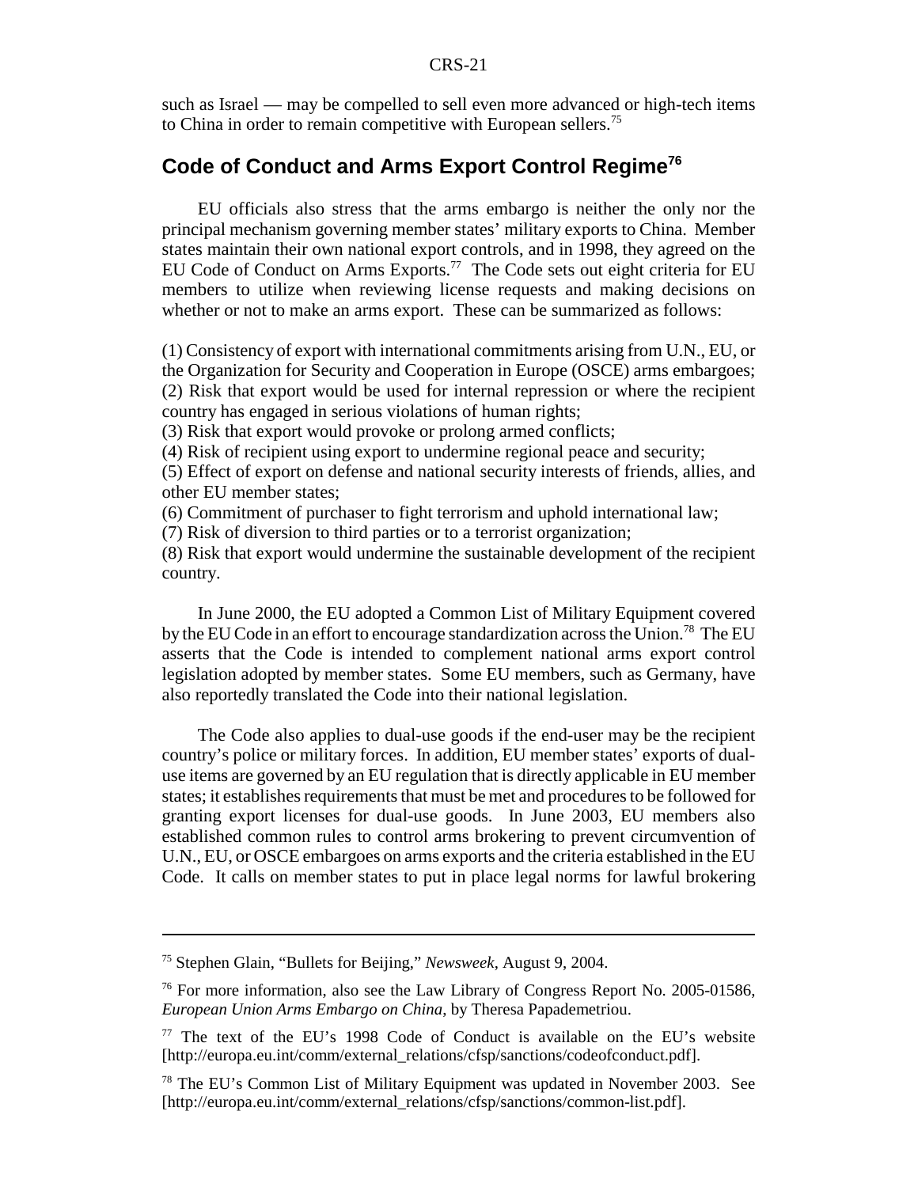such as Israel — may be compelled to sell even more advanced or high-tech items to China in order to remain competitive with European sellers.[75]

## Code of Conduct and Arms Export Control Regime[76]

EU officials also stress that the arms embargo is neither the only nor the principal mechanism governing member states' military exports to China. Member states maintain their own national export controls, and in 1998, they agreed on the EU Code of Conduct on Arms Exports.[77] The Code sets out eight criteria for EU members to utilize when reviewing license requests and making decisions on whether or not to make an arms export. These can be summarized as follows:

(1) Consistency of export with international commitments arising from U.N., EU, or the Organization for Security and Cooperation in Europe (OSCE) arms embargoes;
(2) Risk that export would be used for internal repression or where the recipient country has engaged in serious violations of human rights;
(3) Risk that export would provoke or prolong armed conflicts;
(4) Risk of recipient using export to undermine regional peace and security;
(5) Effect of export on defense and national security interests of friends, allies, and other EU member states;
(6) Commitment of purchaser to fight terrorism and uphold international law;
(7) Risk of diversion to third parties or to a terrorist organization;
(8) Risk that export would undermine the sustainable development of the recipient country.

In June 2000, the EU adopted a Common List of Military Equipment covered by the EU Code in an effort to encourage standardization across the Union.[78] The EU asserts that the Code is intended to complement national arms export control legislation adopted by member states. Some EU members, such as Germany, have also reportedly translated the Code into their national legislation.

The Code also applies to dual-use goods if the end-user may be the recipient country's police or military forces. In addition, EU member states' exports of dual-use items are governed by an EU regulation that is directly applicable in EU member states; it establishes requirements that must be met and procedures to be followed for granting export licenses for dual-use goods. In June 2003, EU members also established common rules to control arms brokering to prevent circumvention of U.N., EU, or OSCE embargoes on arms exports and the criteria established in the EU Code. It calls on member states to put in place legal norms for lawful brokering

---

[75] Stephen Glain, "Bullets for Beijing," *Newsweek*, August 9, 2004.

[76] For more information, also see the Law Library of Congress Report No. 2005-01586, *European Union Arms Embargo on China*, by Theresa Papademetriou.

[77] The text of the EU's 1998 Code of Conduct is available on the EU's website [http://europa.eu.int/comm/external_relations/cfsp/sanctions/codeofconduct.pdf].

[78] The EU's Common List of Military Equipment was updated in November 2003. See [http://europa.eu.int/comm/external_relations/cfsp/sanctions/common-list.pdf].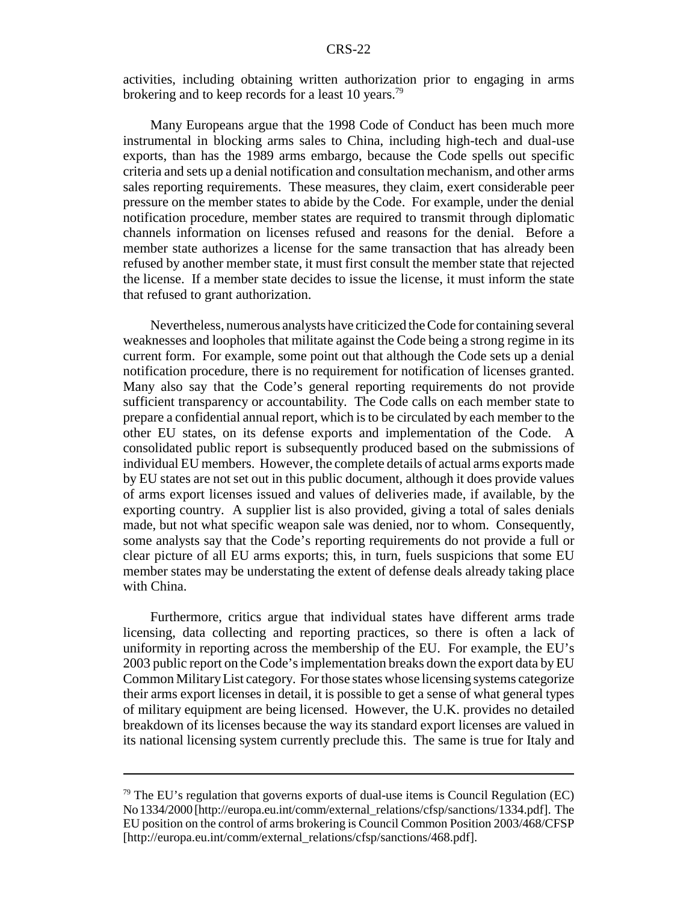activities, including obtaining written authorization prior to engaging in arms brokering and to keep records for a least 10 years.[79]

Many Europeans argue that the 1998 Code of Conduct has been much more instrumental in blocking arms sales to China, including high-tech and dual-use exports, than has the 1989 arms embargo, because the Code spells out specific criteria and sets up a denial notification and consultation mechanism, and other arms sales reporting requirements. These measures, they claim, exert considerable peer pressure on the member states to abide by the Code. For example, under the denial notification procedure, member states are required to transmit through diplomatic channels information on licenses refused and reasons for the denial. Before a member state authorizes a license for the same transaction that has already been refused by another member state, it must first consult the member state that rejected the license. If a member state decides to issue the license, it must inform the state that refused to grant authorization.

Nevertheless, numerous analysts have criticized the Code for containing several weaknesses and loopholes that militate against the Code being a strong regime in its current form. For example, some point out that although the Code sets up a denial notification procedure, there is no requirement for notification of licenses granted. Many also say that the Code's general reporting requirements do not provide sufficient transparency or accountability. The Code calls on each member state to prepare a confidential annual report, which is to be circulated by each member to the other EU states, on its defense exports and implementation of the Code. A consolidated public report is subsequently produced based on the submissions of individual EU members. However, the complete details of actual arms exports made by EU states are not set out in this public document, although it does provide values of arms export licenses issued and values of deliveries made, if available, by the exporting country. A supplier list is also provided, giving a total of sales denials made, but not what specific weapon sale was denied, nor to whom. Consequently, some analysts say that the Code's reporting requirements do not provide a full or clear picture of all EU arms exports; this, in turn, fuels suspicions that some EU member states may be understating the extent of defense deals already taking place with China.

Furthermore, critics argue that individual states have different arms trade licensing, data collecting and reporting practices, so there is often a lack of uniformity in reporting across the membership of the EU. For example, the EU's 2003 public report on the Code's implementation breaks down the export data by EU Common Military List category. For those states whose licensing systems categorize their arms export licenses in detail, it is possible to get a sense of what general types of military equipment are being licensed. However, the U.K. provides no detailed breakdown of its licenses because the way its standard export licenses are valued in its national licensing system currently preclude this. The same is true for Italy and

---

[79] The EU's regulation that governs exports of dual-use items is Council Regulation (EC) No 1334/2000 [http://europa.eu.int/comm/external_relations/cfsp/sanctions/1334.pdf]. The EU position on the control of arms brokering is Council Common Position 2003/468/CFSP [http://europa.eu.int/comm/external_relations/cfsp/sanctions/468.pdf].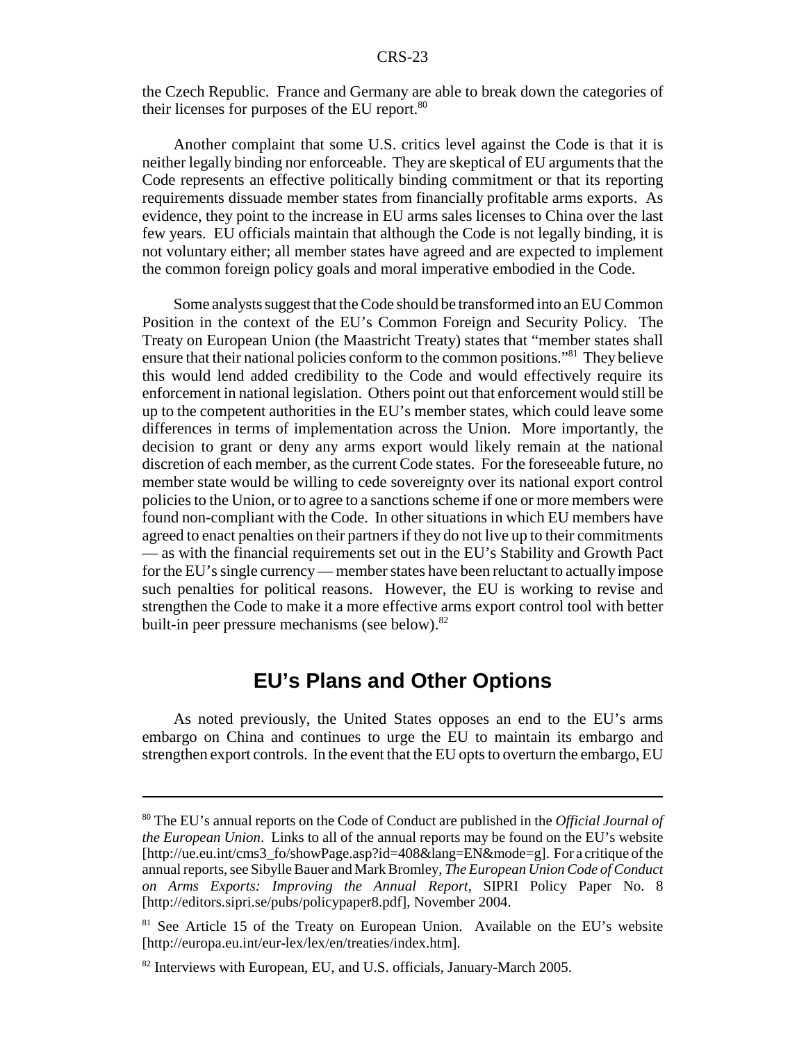the Czech Republic. France and Germany are able to break down the categories of their licenses for purposes of the EU report.[80]

Another complaint that some U.S. critics level against the Code is that it is neither legally binding nor enforceable. They are skeptical of EU arguments that the Code represents an effective politically binding commitment or that its reporting requirements dissuade member states from financially profitable arms exports. As evidence, they point to the increase in EU arms sales licenses to China over the last few years. EU officials maintain that although the Code is not legally binding, it is not voluntary either; all member states have agreed and are expected to implement the common foreign policy goals and moral imperative embodied in the Code.

Some analysts suggest that the Code should be transformed into an EU Common Position in the context of the EU's Common Foreign and Security Policy. The Treaty on European Union (the Maastricht Treaty) states that "member states shall ensure that their national policies conform to the common positions."[81] They believe this would lend added credibility to the Code and would effectively require its enforcement in national legislation. Others point out that enforcement would still be up to the competent authorities in the EU's member states, which could leave some differences in terms of implementation across the Union. More importantly, the decision to grant or deny any arms export would likely remain at the national discretion of each member, as the current Code states. For the foreseeable future, no member state would be willing to cede sovereignty over its national export control policies to the Union, or to agree to a sanctions scheme if one or more members were found non-compliant with the Code. In other situations in which EU members have agreed to enact penalties on their partners if they do not live up to their commitments — as with the financial requirements set out in the EU's Stability and Growth Pact for the EU's single currency — member states have been reluctant to actually impose such penalties for political reasons. However, the EU is working to revise and strengthen the Code to make it a more effective arms export control tool with better built-in peer pressure mechanisms (see below).[82]

## EU's Plans and Other Options

As noted previously, the United States opposes an end to the EU's arms embargo on China and continues to urge the EU to maintain its embargo and strengthen export controls. In the event that the EU opts to overturn the embargo, EU

---

[80] The EU's annual reports on the Code of Conduct are published in the *Official Journal of the European Union*. Links to all of the annual reports may be found on the EU's website [http://ue.eu.int/cms3_fo/showPage.asp?id=408&lang=EN&mode=g]. For a critique of the annual reports, see Sibylle Bauer and Mark Bromley, *The European Union Code of Conduct on Arms Exports: Improving the Annual Report*, SIPRI Policy Paper No. 8 [http://editors.sipri.se/pubs/policypaper8.pdf], November 2004.

[81] See Article 15 of the Treaty on European Union. Available on the EU's website [http://europa.eu.int/eur-lex/lex/en/treaties/index.htm].

[82] Interviews with European, EU, and U.S. officials, January-March 2005.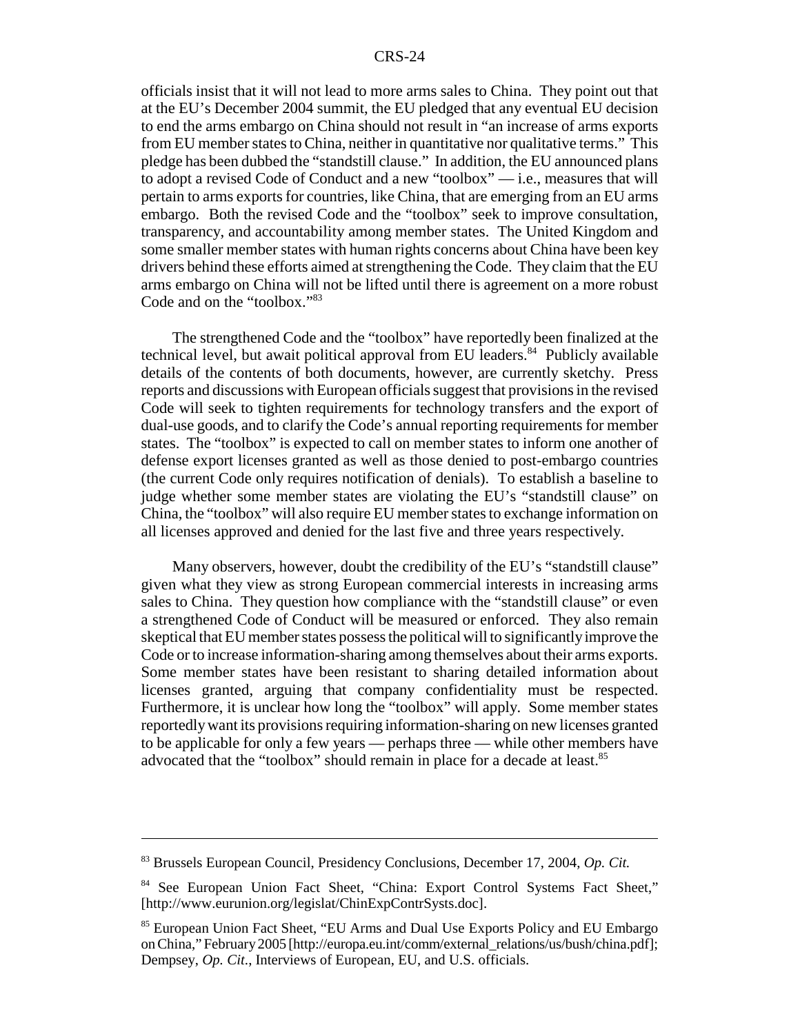officials insist that it will not lead to more arms sales to China. They point out that at the EU's December 2004 summit, the EU pledged that any eventual EU decision to end the arms embargo on China should not result in "an increase of arms exports from EU member states to China, neither in quantitative nor qualitative terms." This pledge has been dubbed the "standstill clause." In addition, the EU announced plans to adopt a revised Code of Conduct and a new "toolbox" — i.e., measures that will pertain to arms exports for countries, like China, that are emerging from an EU arms embargo. Both the revised Code and the "toolbox" seek to improve consultation, transparency, and accountability among member states. The United Kingdom and some smaller member states with human rights concerns about China have been key drivers behind these efforts aimed at strengthening the Code. They claim that the EU arms embargo on China will not be lifted until there is agreement on a more robust Code and on the "toolbox."[83]

The strengthened Code and the "toolbox" have reportedly been finalized at the technical level, but await political approval from EU leaders.[84] Publicly available details of the contents of both documents, however, are currently sketchy. Press reports and discussions with European officials suggest that provisions in the revised Code will seek to tighten requirements for technology transfers and the export of dual-use goods, and to clarify the Code's annual reporting requirements for member states. The "toolbox" is expected to call on member states to inform one another of defense export licenses granted as well as those denied to post-embargo countries (the current Code only requires notification of denials). To establish a baseline to judge whether some member states are violating the EU's "standstill clause" on China, the "toolbox" will also require EU member states to exchange information on all licenses approved and denied for the last five and three years respectively.

Many observers, however, doubt the credibility of the EU's "standstill clause" given what they view as strong European commercial interests in increasing arms sales to China. They question how compliance with the "standstill clause" or even a strengthened Code of Conduct will be measured or enforced. They also remain skeptical that EU member states possess the political will to significantly improve the Code or to increase information-sharing among themselves about their arms exports. Some member states have been resistant to sharing detailed information about licenses granted, arguing that company confidentiality must be respected. Furthermore, it is unclear how long the "toolbox" will apply. Some member states reportedly want its provisions requiring information-sharing on new licenses granted to be applicable for only a few years — perhaps three — while other members have advocated that the "toolbox" should remain in place for a decade at least.[85]

---

[83] Brussels European Council, Presidency Conclusions, December 17, 2004, *Op. Cit.*

[84] See European Union Fact Sheet, "China: Export Control Systems Fact Sheet," [http://www.eurunion.org/legislat/ChinExpContrSysts.doc].

[85] European Union Fact Sheet, "EU Arms and Dual Use Exports Policy and EU Embargo on China," February 2005 [http://europa.eu.int/comm/external_relations/us/bush/china.pdf]; Dempsey, *Op. Cit.*, Interviews of European, EU, and U.S. officials.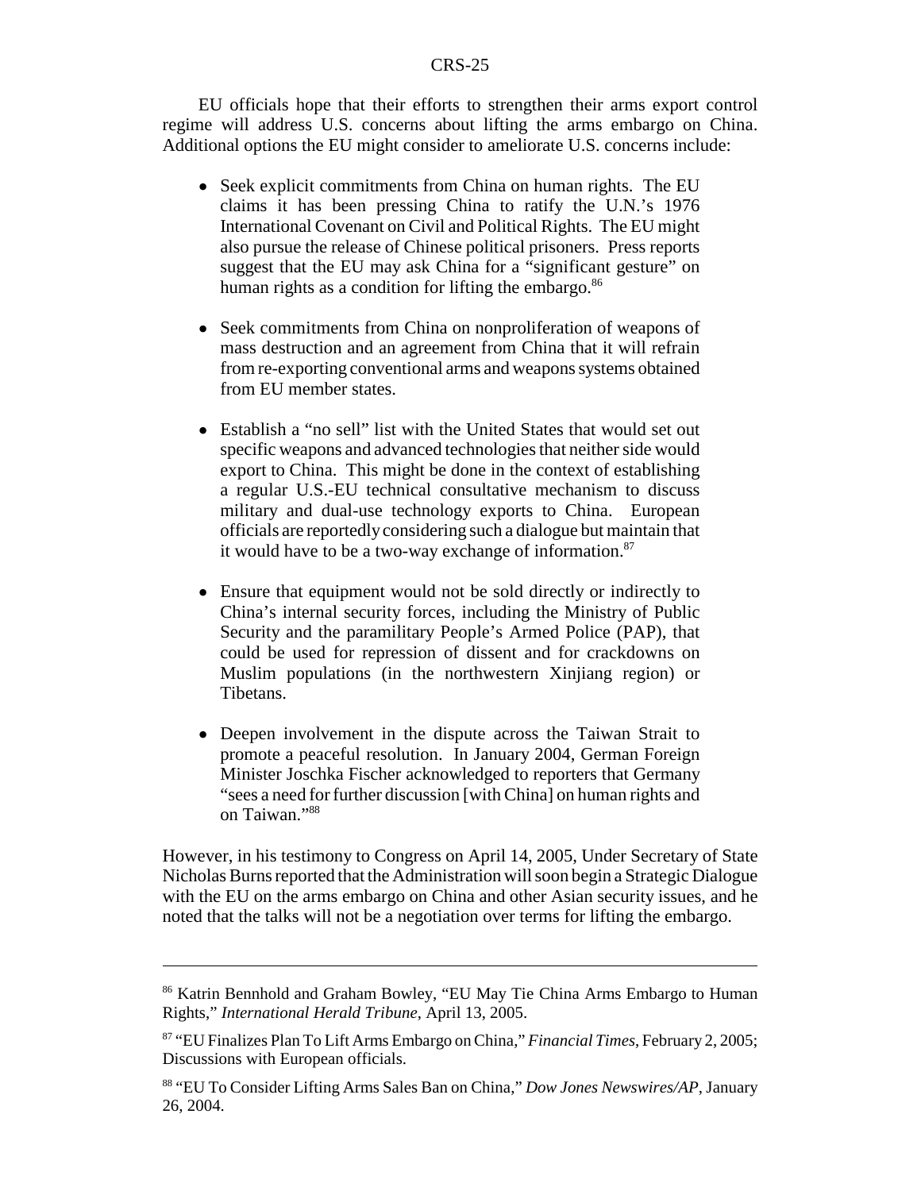EU officials hope that their efforts to strengthen their arms export control regime will address U.S. concerns about lifting the arms embargo on China. Additional options the EU might consider to ameliorate U.S. concerns include:

- Seek explicit commitments from China on human rights. The EU claims it has been pressing China to ratify the U.N.'s 1976 International Covenant on Civil and Political Rights. The EU might also pursue the release of Chinese political prisoners. Press reports suggest that the EU may ask China for a "significant gesture" on human rights as a condition for lifting the embargo.[86]

- Seek commitments from China on nonproliferation of weapons of mass destruction and an agreement from China that it will refrain from re-exporting conventional arms and weapons systems obtained from EU member states.

- Establish a "no sell" list with the United States that would set out specific weapons and advanced technologies that neither side would export to China. This might be done in the context of establishing a regular U.S.-EU technical consultative mechanism to discuss military and dual-use technology exports to China. European officials are reportedly considering such a dialogue but maintain that it would have to be a two-way exchange of information.[87]

- Ensure that equipment would not be sold directly or indirectly to China's internal security forces, including the Ministry of Public Security and the paramilitary People's Armed Police (PAP), that could be used for repression of dissent and for crackdowns on Muslim populations (in the northwestern Xinjiang region) or Tibetans.

- Deepen involvement in the dispute across the Taiwan Strait to promote a peaceful resolution. In January 2004, German Foreign Minister Joschka Fischer acknowledged to reporters that Germany "sees a need for further discussion [with China] on human rights and on Taiwan."[88]

However, in his testimony to Congress on April 14, 2005, Under Secretary of State Nicholas Burns reported that the Administration will soon begin a Strategic Dialogue with the EU on the arms embargo on China and other Asian security issues, and he noted that the talks will not be a negotiation over terms for lifting the embargo.

---

[86] Katrin Bennhold and Graham Bowley, "EU May Tie China Arms Embargo to Human Rights," *International Herald Tribune*, April 13, 2005.

[87] "EU Finalizes Plan To Lift Arms Embargo on China," *Financial Times*, February 2, 2005; Discussions with European officials.

[88] "EU To Consider Lifting Arms Sales Ban on China," *Dow Jones Newswires/AP*, January 26, 2004.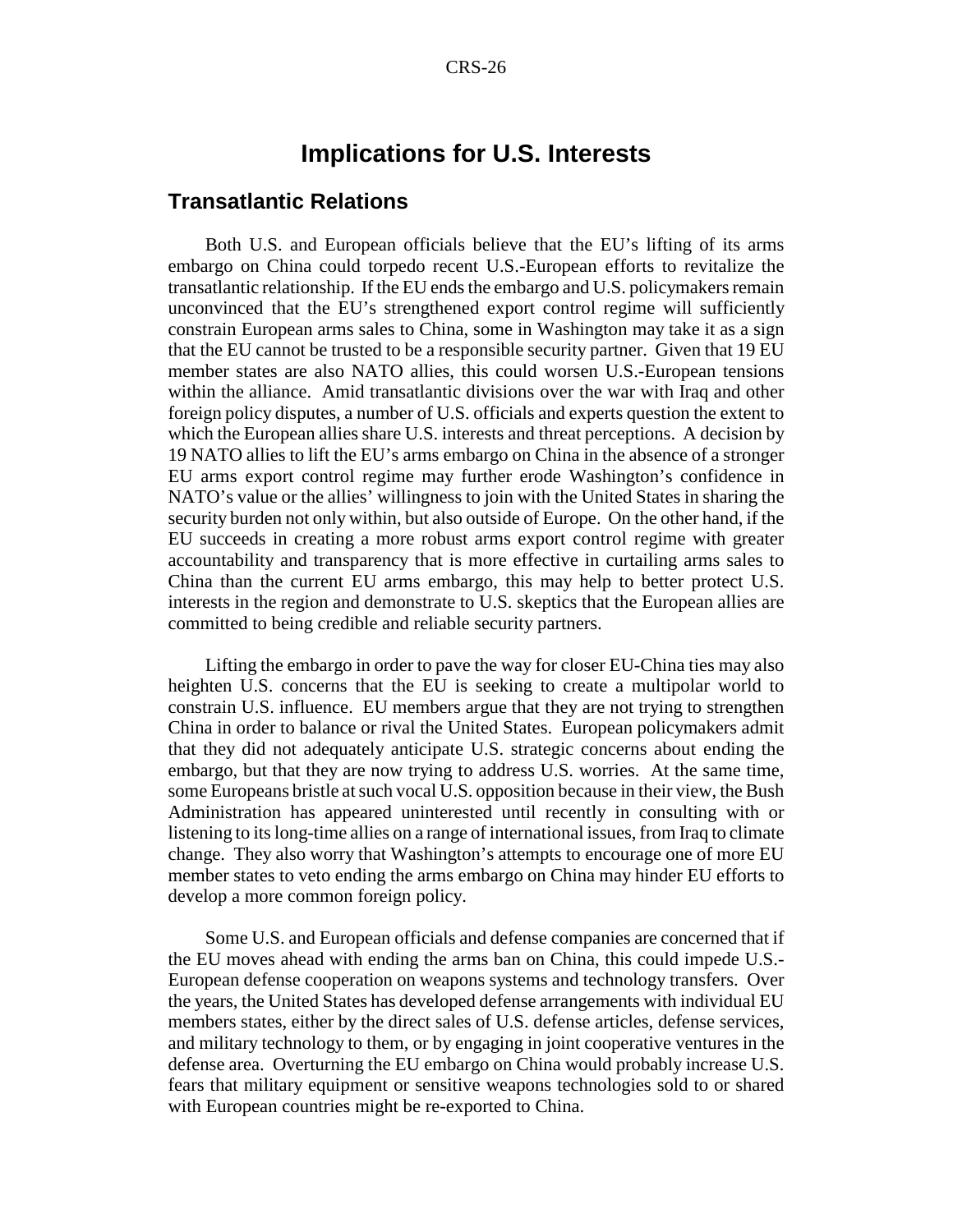# Implications for U.S. Interests

## Transatlantic Relations

Both U.S. and European officials believe that the EU's lifting of its arms embargo on China could torpedo recent U.S.-European efforts to revitalize the transatlantic relationship. If the EU ends the embargo and U.S. policymakers remain unconvinced that the EU's strengthened export control regime will sufficiently constrain European arms sales to China, some in Washington may take it as a sign that the EU cannot be trusted to be a responsible security partner. Given that 19 EU member states are also NATO allies, this could worsen U.S.-European tensions within the alliance. Amid transatlantic divisions over the war with Iraq and other foreign policy disputes, a number of U.S. officials and experts question the extent to which the European allies share U.S. interests and threat perceptions. A decision by 19 NATO allies to lift the EU's arms embargo on China in the absence of a stronger EU arms export control regime may further erode Washington's confidence in NATO's value or the allies' willingness to join with the United States in sharing the security burden not only within, but also outside of Europe. On the other hand, if the EU succeeds in creating a more robust arms export control regime with greater accountability and transparency that is more effective in curtailing arms sales to China than the current EU arms embargo, this may help to better protect U.S. interests in the region and demonstrate to U.S. skeptics that the European allies are committed to being credible and reliable security partners.

Lifting the embargo in order to pave the way for closer EU-China ties may also heighten U.S. concerns that the EU is seeking to create a multipolar world to constrain U.S. influence. EU members argue that they are not trying to strengthen China in order to balance or rival the United States. European policymakers admit that they did not adequately anticipate U.S. strategic concerns about ending the embargo, but that they are now trying to address U.S. worries. At the same time, some Europeans bristle at such vocal U.S. opposition because in their view, the Bush Administration has appeared uninterested until recently in consulting with or listening to its long-time allies on a range of international issues, from Iraq to climate change. They also worry that Washington's attempts to encourage one of more EU member states to veto ending the arms embargo on China may hinder EU efforts to develop a more common foreign policy.

Some U.S. and European officials and defense companies are concerned that if the EU moves ahead with ending the arms ban on China, this could impede U.S.-European defense cooperation on weapons systems and technology transfers. Over the years, the United States has developed defense arrangements with individual EU members states, either by the direct sales of U.S. defense articles, defense services, and military technology to them, or by engaging in joint cooperative ventures in the defense area. Overturning the EU embargo on China would probably increase U.S. fears that military equipment or sensitive weapons technologies sold to or shared with European countries might be re-exported to China.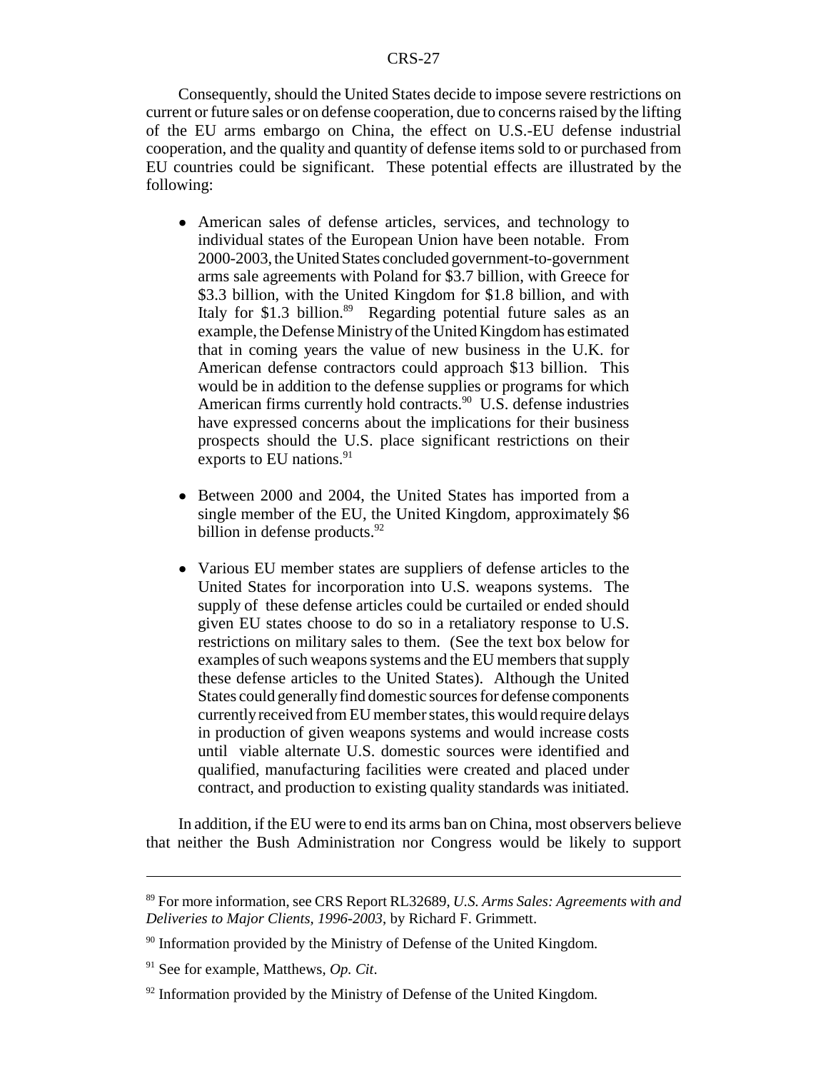Consequently, should the United States decide to impose severe restrictions on current or future sales or on defense cooperation, due to concerns raised by the lifting of the EU arms embargo on China, the effect on U.S.-EU defense industrial cooperation, and the quality and quantity of defense items sold to or purchased from EU countries could be significant. These potential effects are illustrated by the following:

- American sales of defense articles, services, and technology to individual states of the European Union have been notable. From 2000-2003, the United States concluded government-to-government arms sale agreements with Poland for $3.7 billion, with Greece for $3.3 billion, with the United Kingdom for $1.8 billion, and with Italy for $1.3 billion.[89] Regarding potential future sales as an example, the Defense Ministry of the United Kingdom has estimated that in coming years the value of new business in the U.K. for American defense contractors could approach $13 billion. This would be in addition to the defense supplies or programs for which American firms currently hold contracts.[90] U.S. defense industries have expressed concerns about the implications for their business prospects should the U.S. place significant restrictions on their exports to EU nations.[91]

- Between 2000 and 2004, the United States has imported from a single member of the EU, the United Kingdom, approximately $6 billion in defense products.[92]

- Various EU member states are suppliers of defense articles to the United States for incorporation into U.S. weapons systems. The supply of these defense articles could be curtailed or ended should given EU states choose to do so in a retaliatory response to U.S. restrictions on military sales to them. (See the text box below for examples of such weapons systems and the EU members that supply these defense articles to the United States). Although the United States could generally find domestic sources for defense components currently received from EU member states, this would require delays in production of given weapons systems and would increase costs until viable alternate U.S. domestic sources were identified and qualified, manufacturing facilities were created and placed under contract, and production to existing quality standards was initiated.

In addition, if the EU were to end its arms ban on China, most observers believe that neither the Bush Administration nor Congress would be likely to support

---

[89] For more information, see CRS Report RL32689, *U.S. Arms Sales: Agreements with and Deliveries to Major Clients, 1996-2003*, by Richard F. Grimmett.

[90] Information provided by the Ministry of Defense of the United Kingdom.

[91] See for example, Matthews, *Op. Cit*.

[92] Information provided by the Ministry of Defense of the United Kingdom.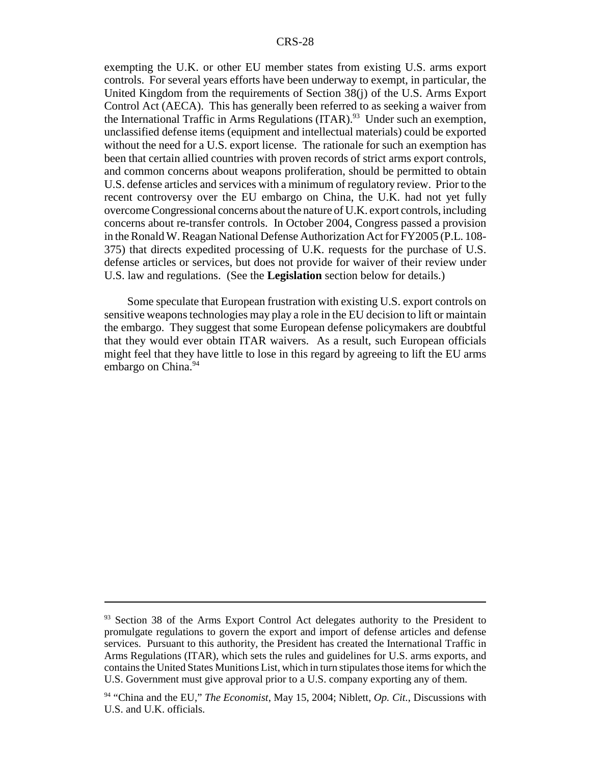exempting the U.K. or other EU member states from existing U.S. arms export controls. For several years efforts have been underway to exempt, in particular, the United Kingdom from the requirements of Section 38(j) of the U.S. Arms Export Control Act (AECA). This has generally been referred to as seeking a waiver from the International Traffic in Arms Regulations (ITAR).[93] Under such an exemption, unclassified defense items (equipment and intellectual materials) could be exported without the need for a U.S. export license. The rationale for such an exemption has been that certain allied countries with proven records of strict arms export controls, and common concerns about weapons proliferation, should be permitted to obtain U.S. defense articles and services with a minimum of regulatory review. Prior to the recent controversy over the EU embargo on China, the U.K. had not yet fully overcome Congressional concerns about the nature of U.K. export controls, including concerns about re-transfer controls. In October 2004, Congress passed a provision in the Ronald W. Reagan National Defense Authorization Act for FY2005 (P.L. 108-375) that directs expedited processing of U.K. requests for the purchase of U.S. defense articles or services, but does not provide for waiver of their review under U.S. law and regulations. (See the **Legislation** section below for details.)

Some speculate that European frustration with existing U.S. export controls on sensitive weapons technologies may play a role in the EU decision to lift or maintain the embargo. They suggest that some European defense policymakers are doubtful that they would ever obtain ITAR waivers. As a result, such European officials might feel that they have little to lose in this regard by agreeing to lift the EU arms embargo on China.[94]

---

[93] Section 38 of the Arms Export Control Act delegates authority to the President to promulgate regulations to govern the export and import of defense articles and defense services. Pursuant to this authority, the President has created the International Traffic in Arms Regulations (ITAR), which sets the rules and guidelines for U.S. arms exports, and contains the United States Munitions List, which in turn stipulates those items for which the U.S. Government must give approval prior to a U.S. company exporting any of them.

[94] "China and the EU," *The Economist*, May 15, 2004; Niblett, *Op. Cit.*, Discussions with U.S. and U.K. officials.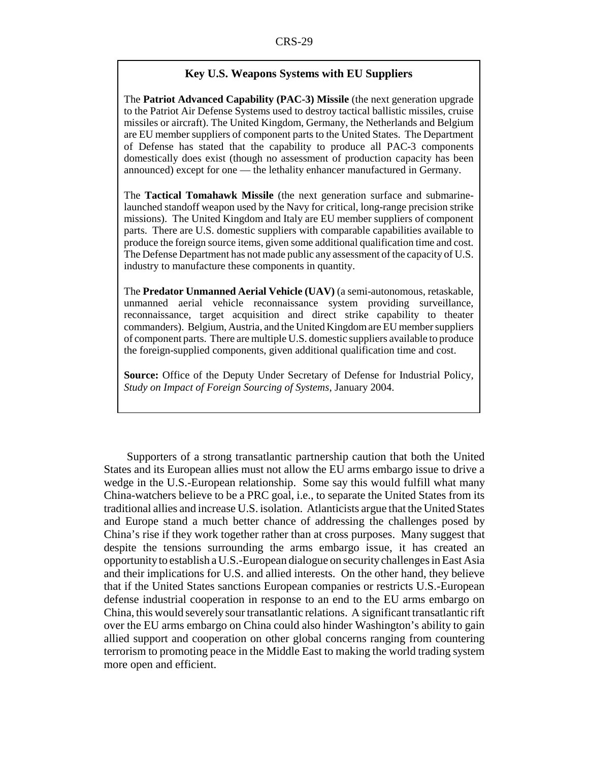### Key U.S. Weapons Systems with EU Suppliers

The **Patriot Advanced Capability (PAC-3) Missile** (the next generation upgrade to the Patriot Air Defense Systems used to destroy tactical ballistic missiles, cruise missiles or aircraft). The United Kingdom, Germany, the Netherlands and Belgium are EU member suppliers of component parts to the United States. The Department of Defense has stated that the capability to produce all PAC-3 components domestically does exist (though no assessment of production capacity has been announced) except for one — the lethality enhancer manufactured in Germany.

The **Tactical Tomahawk Missile** (the next generation surface and submarine-launched standoff weapon used by the Navy for critical, long-range precision strike missions). The United Kingdom and Italy are EU member suppliers of component parts. There are U.S. domestic suppliers with comparable capabilities available to produce the foreign source items, given some additional qualification time and cost. The Defense Department has not made public any assessment of the capacity of U.S. industry to manufacture these components in quantity.

The **Predator Unmanned Aerial Vehicle (UAV)** (a semi-autonomous, retaskable, unmanned aerial vehicle reconnaissance system providing surveillance, reconnaissance, target acquisition and direct strike capability to theater commanders). Belgium, Austria, and the United Kingdom are EU member suppliers of component parts. There are multiple U.S. domestic suppliers available to produce the foreign-supplied components, given additional qualification time and cost.

**Source:** Office of the Deputy Under Secretary of Defense for Industrial Policy, *Study on Impact of Foreign Sourcing of Systems*, January 2004.

Supporters of a strong transatlantic partnership caution that both the United States and its European allies must not allow the EU arms embargo issue to drive a wedge in the U.S.-European relationship. Some say this would fulfill what many China-watchers believe to be a PRC goal, i.e., to separate the United States from its traditional allies and increase U.S. isolation. Atlanticists argue that the United States and Europe stand a much better chance of addressing the challenges posed by China's rise if they work together rather than at cross purposes. Many suggest that despite the tensions surrounding the arms embargo issue, it has created an opportunity to establish a U.S.-European dialogue on security challenges in East Asia and their implications for U.S. and allied interests. On the other hand, they believe that if the United States sanctions European companies or restricts U.S.-European defense industrial cooperation in response to an end to the EU arms embargo on China, this would severely sour transatlantic relations. A significant transatlantic rift over the EU arms embargo on China could also hinder Washington's ability to gain allied support and cooperation on other global concerns ranging from countering terrorism to promoting peace in the Middle East to making the world trading system more open and efficient.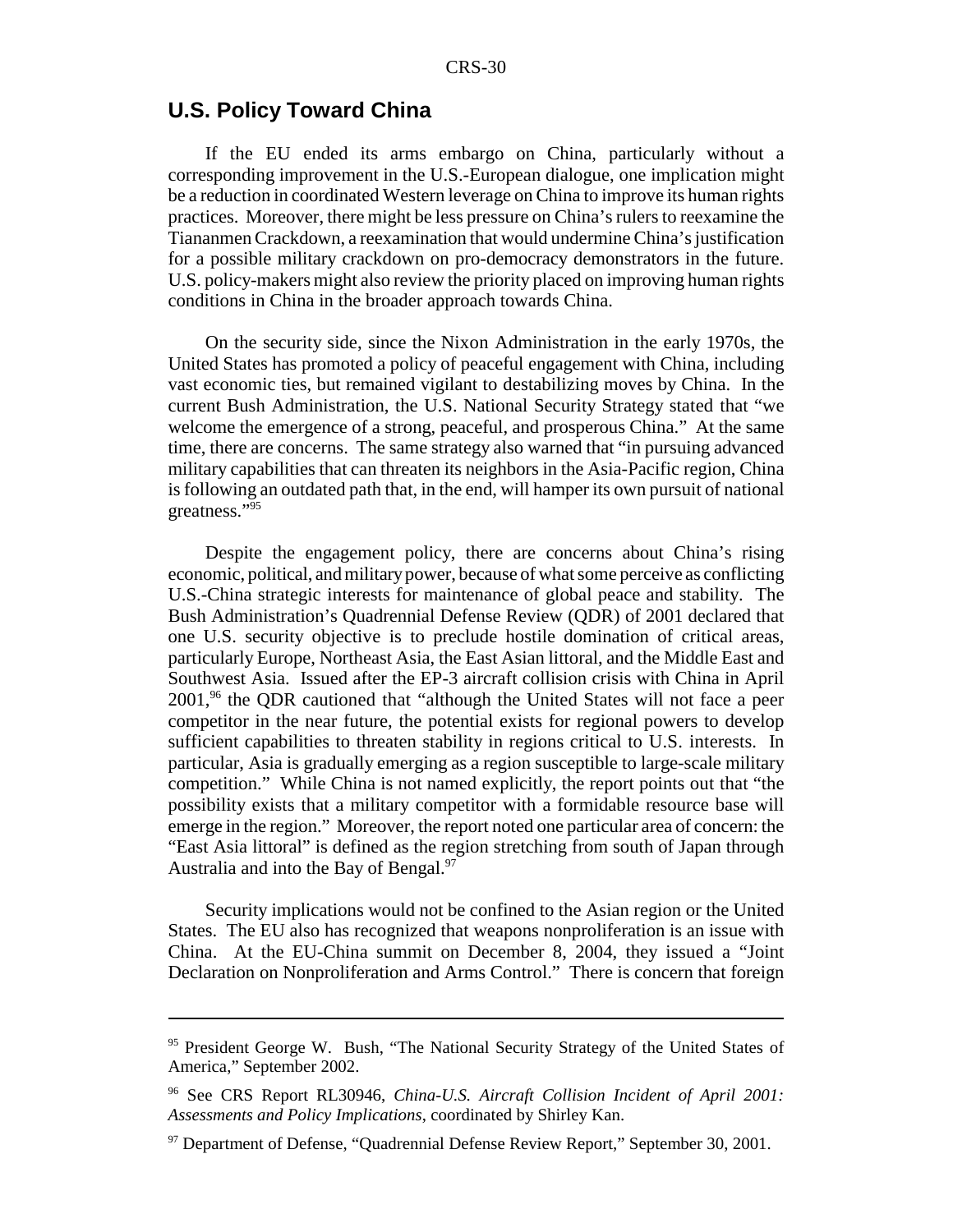## U.S. Policy Toward China

If the EU ended its arms embargo on China, particularly without a corresponding improvement in the U.S.-European dialogue, one implication might be a reduction in coordinated Western leverage on China to improve its human rights practices. Moreover, there might be less pressure on China's rulers to reexamine the Tiananmen Crackdown, a reexamination that would undermine China's justification for a possible military crackdown on pro-democracy demonstrators in the future. U.S. policy-makers might also review the priority placed on improving human rights conditions in China in the broader approach towards China.

On the security side, since the Nixon Administration in the early 1970s, the United States has promoted a policy of peaceful engagement with China, including vast economic ties, but remained vigilant to destabilizing moves by China. In the current Bush Administration, the U.S. National Security Strategy stated that "we welcome the emergence of a strong, peaceful, and prosperous China." At the same time, there are concerns. The same strategy also warned that "in pursuing advanced military capabilities that can threaten its neighbors in the Asia-Pacific region, China is following an outdated path that, in the end, will hamper its own pursuit of national greatness."[95]

Despite the engagement policy, there are concerns about China's rising economic, political, and military power, because of what some perceive as conflicting U.S.-China strategic interests for maintenance of global peace and stability. The Bush Administration's Quadrennial Defense Review (QDR) of 2001 declared that one U.S. security objective is to preclude hostile domination of critical areas, particularly Europe, Northeast Asia, the East Asian littoral, and the Middle East and Southwest Asia. Issued after the EP-3 aircraft collision crisis with China in April 2001,[96] the QDR cautioned that "although the United States will not face a peer competitor in the near future, the potential exists for regional powers to develop sufficient capabilities to threaten stability in regions critical to U.S. interests. In particular, Asia is gradually emerging as a region susceptible to large-scale military competition." While China is not named explicitly, the report points out that "the possibility exists that a military competitor with a formidable resource base will emerge in the region." Moreover, the report noted one particular area of concern: the "East Asia littoral" is defined as the region stretching from south of Japan through Australia and into the Bay of Bengal.[97]

Security implications would not be confined to the Asian region or the United States. The EU also has recognized that weapons nonproliferation is an issue with China. At the EU-China summit on December 8, 2004, they issued a "Joint Declaration on Nonproliferation and Arms Control." There is concern that foreign

---

[95] President George W. Bush, "The National Security Strategy of the United States of America," September 2002.

[96] See CRS Report RL30946, *China-U.S. Aircraft Collision Incident of April 2001: Assessments and Policy Implications*, coordinated by Shirley Kan.

[97] Department of Defense, "Quadrennial Defense Review Report," September 30, 2001.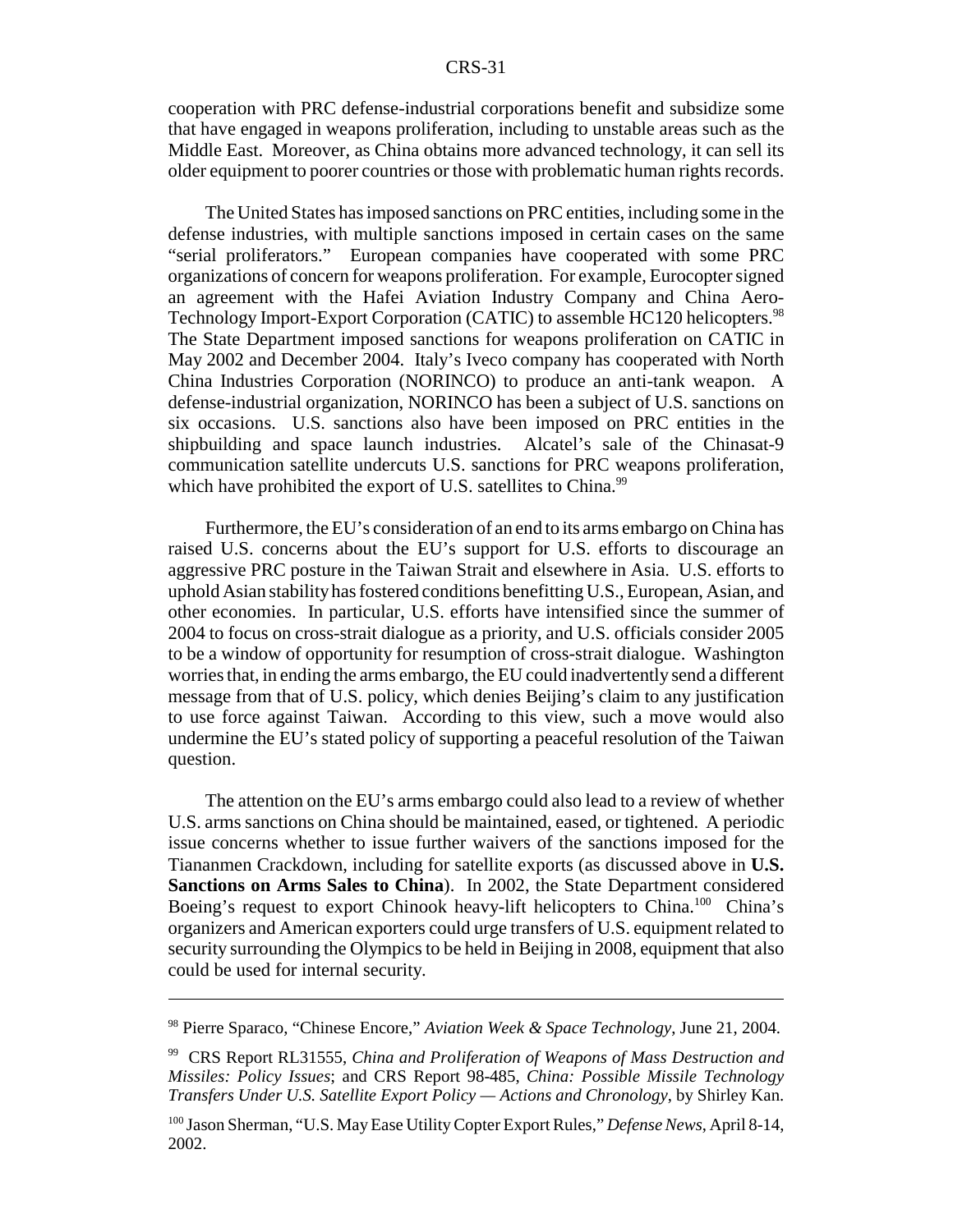cooperation with PRC defense-industrial corporations benefit and subsidize some that have engaged in weapons proliferation, including to unstable areas such as the Middle East. Moreover, as China obtains more advanced technology, it can sell its older equipment to poorer countries or those with problematic human rights records.

The United States has imposed sanctions on PRC entities, including some in the defense industries, with multiple sanctions imposed in certain cases on the same "serial proliferators." European companies have cooperated with some PRC organizations of concern for weapons proliferation. For example, Eurocopter signed an agreement with the Hafei Aviation Industry Company and China Aero-Technology Import-Export Corporation (CATIC) to assemble HC120 helicopters.[98] The State Department imposed sanctions for weapons proliferation on CATIC in May 2002 and December 2004. Italy's Iveco company has cooperated with North China Industries Corporation (NORINCO) to produce an anti-tank weapon. A defense-industrial organization, NORINCO has been a subject of U.S. sanctions on six occasions. U.S. sanctions also have been imposed on PRC entities in the shipbuilding and space launch industries. Alcatel's sale of the Chinasat-9 communication satellite undercuts U.S. sanctions for PRC weapons proliferation, which have prohibited the export of U.S. satellites to China.[99]

Furthermore, the EU's consideration of an end to its arms embargo on China has raised U.S. concerns about the EU's support for U.S. efforts to discourage an aggressive PRC posture in the Taiwan Strait and elsewhere in Asia. U.S. efforts to uphold Asian stability has fostered conditions benefitting U.S., European, Asian, and other economies. In particular, U.S. efforts have intensified since the summer of 2004 to focus on cross-strait dialogue as a priority, and U.S. officials consider 2005 to be a window of opportunity for resumption of cross-strait dialogue. Washington worries that, in ending the arms embargo, the EU could inadvertently send a different message from that of U.S. policy, which denies Beijing's claim to any justification to use force against Taiwan. According to this view, such a move would also undermine the EU's stated policy of supporting a peaceful resolution of the Taiwan question.

The attention on the EU's arms embargo could also lead to a review of whether U.S. arms sanctions on China should be maintained, eased, or tightened. A periodic issue concerns whether to issue further waivers of the sanctions imposed for the Tiananmen Crackdown, including for satellite exports (as discussed above in **U.S. Sanctions on Arms Sales to China**). In 2002, the State Department considered Boeing's request to export Chinook heavy-lift helicopters to China.[100] China's organizers and American exporters could urge transfers of U.S. equipment related to security surrounding the Olympics to be held in Beijing in 2008, equipment that also could be used for internal security.

---

[98] Pierre Sparaco, "Chinese Encore," *Aviation Week & Space Technology*, June 21, 2004.

[99] CRS Report RL31555, *China and Proliferation of Weapons of Mass Destruction and Missiles: Policy Issues*; and CRS Report 98-485, *China: Possible Missile Technology Transfers Under U.S. Satellite Export Policy — Actions and Chronology*, by Shirley Kan.

[100] Jason Sherman, "U.S. May Ease Utility Copter Export Rules," *Defense News*, April 8-14, 2002.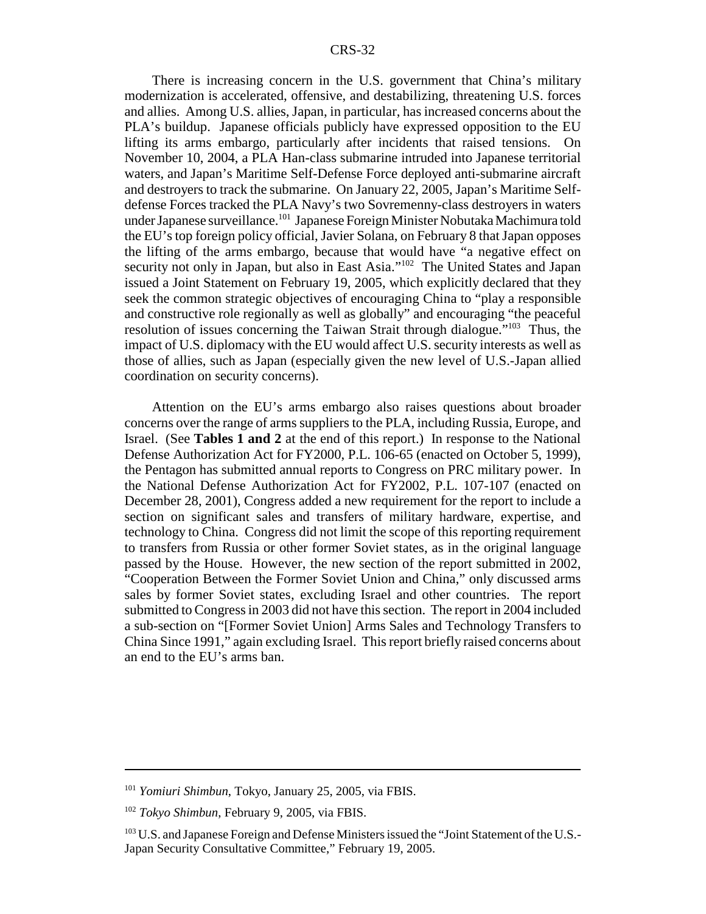There is increasing concern in the U.S. government that China's military modernization is accelerated, offensive, and destabilizing, threatening U.S. forces and allies. Among U.S. allies, Japan, in particular, has increased concerns about the PLA's buildup. Japanese officials publicly have expressed opposition to the EU lifting its arms embargo, particularly after incidents that raised tensions. On November 10, 2004, a PLA Han-class submarine intruded into Japanese territorial waters, and Japan's Maritime Self-Defense Force deployed anti-submarine aircraft and destroyers to track the submarine. On January 22, 2005, Japan's Maritime Self-defense Forces tracked the PLA Navy's two Sovremenny-class destroyers in waters under Japanese surveillance.[101] Japanese Foreign Minister Nobutaka Machimura told the EU's top foreign policy official, Javier Solana, on February 8 that Japan opposes the lifting of the arms embargo, because that would have "a negative effect on security not only in Japan, but also in East Asia."[102] The United States and Japan issued a Joint Statement on February 19, 2005, which explicitly declared that they seek the common strategic objectives of encouraging China to "play a responsible and constructive role regionally as well as globally" and encouraging "the peaceful resolution of issues concerning the Taiwan Strait through dialogue."[103] Thus, the impact of U.S. diplomacy with the EU would affect U.S. security interests as well as those of allies, such as Japan (especially given the new level of U.S.-Japan allied coordination on security concerns).

Attention on the EU's arms embargo also raises questions about broader concerns over the range of arms suppliers to the PLA, including Russia, Europe, and Israel. (See **Tables 1 and 2** at the end of this report.) In response to the National Defense Authorization Act for FY2000, P.L. 106-65 (enacted on October 5, 1999), the Pentagon has submitted annual reports to Congress on PRC military power. In the National Defense Authorization Act for FY2002, P.L. 107-107 (enacted on December 28, 2001), Congress added a new requirement for the report to include a section on significant sales and transfers of military hardware, expertise, and technology to China. Congress did not limit the scope of this reporting requirement to transfers from Russia or other former Soviet states, as in the original language passed by the House. However, the new section of the report submitted in 2002, "Cooperation Between the Former Soviet Union and China," only discussed arms sales by former Soviet states, excluding Israel and other countries. The report submitted to Congress in 2003 did not have this section. The report in 2004 included a sub-section on "[Former Soviet Union] Arms Sales and Technology Transfers to China Since 1991," again excluding Israel. This report briefly raised concerns about an end to the EU's arms ban.

---

[101] *Yomiuri Shimbun*, Tokyo, January 25, 2005, via FBIS.

[102] *Tokyo Shimbun*, February 9, 2005, via FBIS.

[103] U.S. and Japanese Foreign and Defense Ministers issued the "Joint Statement of the U.S.-Japan Security Consultative Committee," February 19, 2005.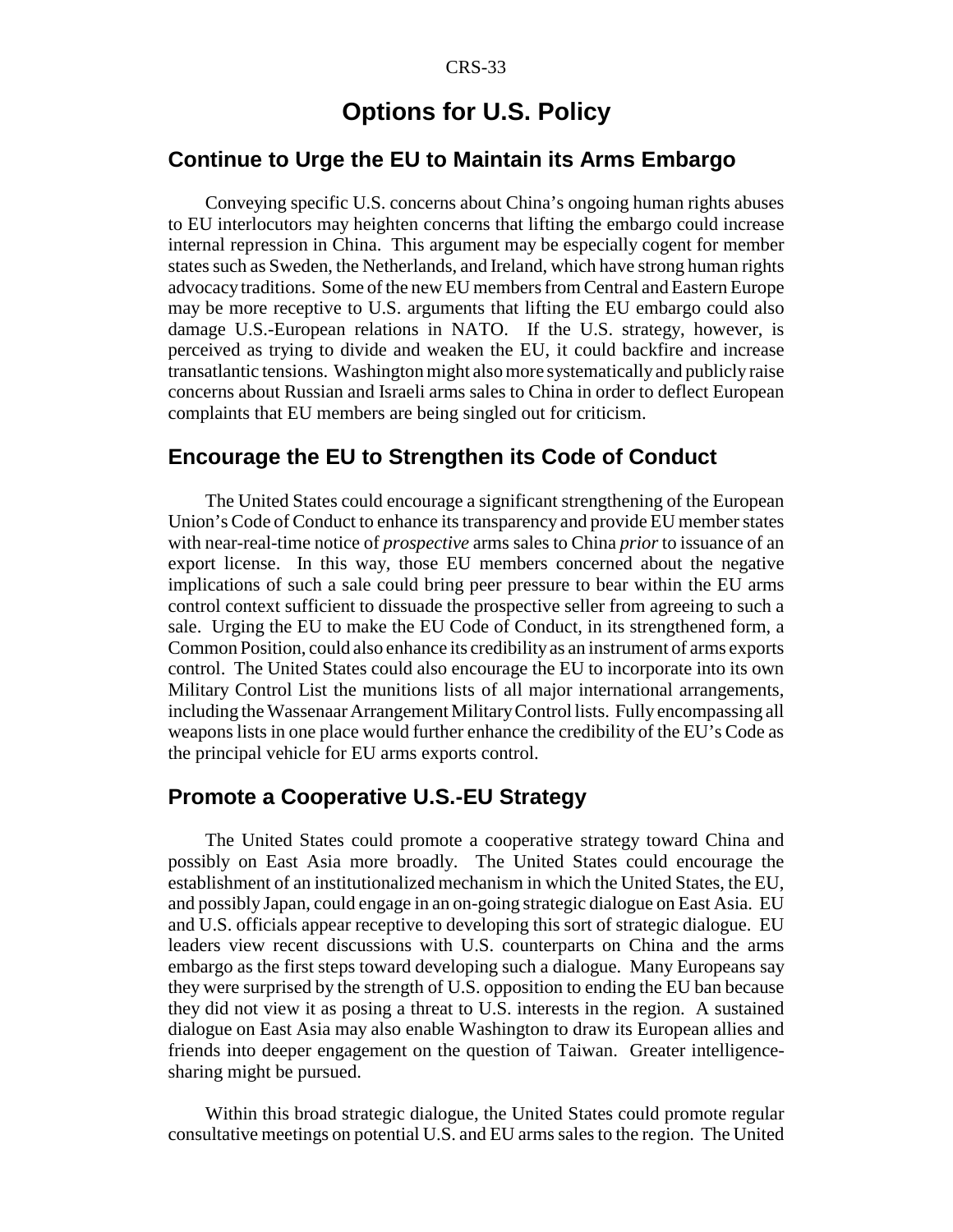# Options for U.S. Policy

## Continue to Urge the EU to Maintain its Arms Embargo

Conveying specific U.S. concerns about China's ongoing human rights abuses to EU interlocutors may heighten concerns that lifting the embargo could increase internal repression in China. This argument may be especially cogent for member states such as Sweden, the Netherlands, and Ireland, which have strong human rights advocacy traditions. Some of the new EU members from Central and Eastern Europe may be more receptive to U.S. arguments that lifting the EU embargo could also damage U.S.-European relations in NATO. If the U.S. strategy, however, is perceived as trying to divide and weaken the EU, it could backfire and increase transatlantic tensions. Washington might also more systematically and publicly raise concerns about Russian and Israeli arms sales to China in order to deflect European complaints that EU members are being singled out for criticism.

## Encourage the EU to Strengthen its Code of Conduct

The United States could encourage a significant strengthening of the European Union's Code of Conduct to enhance its transparency and provide EU member states with near-real-time notice of *prospective* arms sales to China *prior* to issuance of an export license. In this way, those EU members concerned about the negative implications of such a sale could bring peer pressure to bear within the EU arms control context sufficient to dissuade the prospective seller from agreeing to such a sale. Urging the EU to make the EU Code of Conduct, in its strengthened form, a Common Position, could also enhance its credibility as an instrument of arms exports control. The United States could also encourage the EU to incorporate into its own Military Control List the munitions lists of all major international arrangements, including the Wassenaar Arrangement Military Control lists. Fully encompassing all weapons lists in one place would further enhance the credibility of the EU's Code as the principal vehicle for EU arms exports control.

## Promote a Cooperative U.S.-EU Strategy

The United States could promote a cooperative strategy toward China and possibly on East Asia more broadly. The United States could encourage the establishment of an institutionalized mechanism in which the United States, the EU, and possibly Japan, could engage in an on-going strategic dialogue on East Asia. EU and U.S. officials appear receptive to developing this sort of strategic dialogue. EU leaders view recent discussions with U.S. counterparts on China and the arms embargo as the first steps toward developing such a dialogue. Many Europeans say they were surprised by the strength of U.S. opposition to ending the EU ban because they did not view it as posing a threat to U.S. interests in the region. A sustained dialogue on East Asia may also enable Washington to draw its European allies and friends into deeper engagement on the question of Taiwan. Greater intelligence-sharing might be pursued.

Within this broad strategic dialogue, the United States could promote regular consultative meetings on potential U.S. and EU arms sales to the region. The United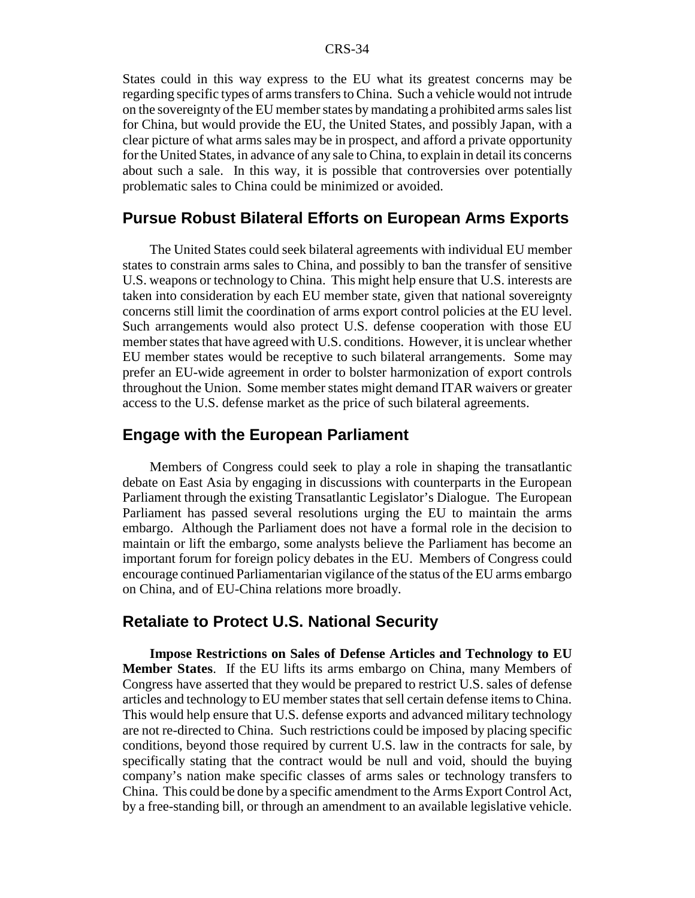States could in this way express to the EU what its greatest concerns may be regarding specific types of arms transfers to China. Such a vehicle would not intrude on the sovereignty of the EU member states by mandating a prohibited arms sales list for China, but would provide the EU, the United States, and possibly Japan, with a clear picture of what arms sales may be in prospect, and afford a private opportunity for the United States, in advance of any sale to China, to explain in detail its concerns about such a sale. In this way, it is possible that controversies over potentially problematic sales to China could be minimized or avoided.

## Pursue Robust Bilateral Efforts on European Arms Exports

The United States could seek bilateral agreements with individual EU member states to constrain arms sales to China, and possibly to ban the transfer of sensitive U.S. weapons or technology to China. This might help ensure that U.S. interests are taken into consideration by each EU member state, given that national sovereignty concerns still limit the coordination of arms export control policies at the EU level. Such arrangements would also protect U.S. defense cooperation with those EU member states that have agreed with U.S. conditions. However, it is unclear whether EU member states would be receptive to such bilateral arrangements. Some may prefer an EU-wide agreement in order to bolster harmonization of export controls throughout the Union. Some member states might demand ITAR waivers or greater access to the U.S. defense market as the price of such bilateral agreements.

## Engage with the European Parliament

Members of Congress could seek to play a role in shaping the transatlantic debate on East Asia by engaging in discussions with counterparts in the European Parliament through the existing Transatlantic Legislator's Dialogue. The European Parliament has passed several resolutions urging the EU to maintain the arms embargo. Although the Parliament does not have a formal role in the decision to maintain or lift the embargo, some analysts believe the Parliament has become an important forum for foreign policy debates in the EU. Members of Congress could encourage continued Parliamentarian vigilance of the status of the EU arms embargo on China, and of EU-China relations more broadly.

## Retaliate to Protect U.S. National Security

**Impose Restrictions on Sales of Defense Articles and Technology to EU Member States**. If the EU lifts its arms embargo on China, many Members of Congress have asserted that they would be prepared to restrict U.S. sales of defense articles and technology to EU member states that sell certain defense items to China. This would help ensure that U.S. defense exports and advanced military technology are not re-directed to China. Such restrictions could be imposed by placing specific conditions, beyond those required by current U.S. law in the contracts for sale, by specifically stating that the contract would be null and void, should the buying company's nation make specific classes of arms sales or technology transfers to China. This could be done by a specific amendment to the Arms Export Control Act, by a free-standing bill, or through an amendment to an available legislative vehicle.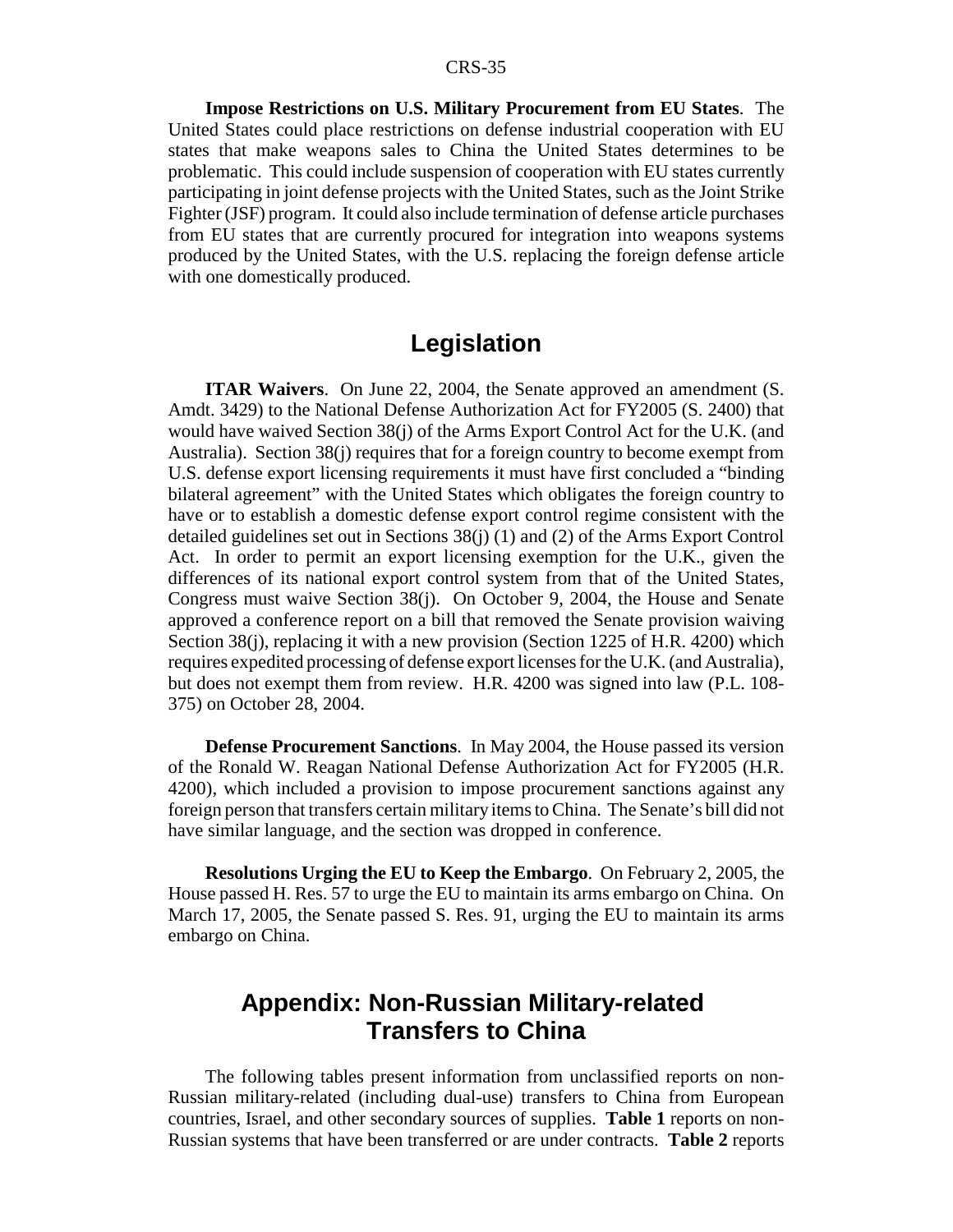**Impose Restrictions on U.S. Military Procurement from EU States**. The United States could place restrictions on defense industrial cooperation with EU states that make weapons sales to China the United States determines to be problematic. This could include suspension of cooperation with EU states currently participating in joint defense projects with the United States, such as the Joint Strike Fighter (JSF) program. It could also include termination of defense article purchases from EU states that are currently procured for integration into weapons systems produced by the United States, with the U.S. replacing the foreign defense article with one domestically produced.

## Legislation

**ITAR Waivers**. On June 22, 2004, the Senate approved an amendment (S. Amdt. 3429) to the National Defense Authorization Act for FY2005 (S. 2400) that would have waived Section 38(j) of the Arms Export Control Act for the U.K. (and Australia). Section 38(j) requires that for a foreign country to become exempt from U.S. defense export licensing requirements it must have first concluded a "binding bilateral agreement" with the United States which obligates the foreign country to have or to establish a domestic defense export control regime consistent with the detailed guidelines set out in Sections 38(j) (1) and (2) of the Arms Export Control Act. In order to permit an export licensing exemption for the U.K., given the differences of its national export control system from that of the United States, Congress must waive Section 38(j). On October 9, 2004, the House and Senate approved a conference report on a bill that removed the Senate provision waiving Section 38(j), replacing it with a new provision (Section 1225 of H.R. 4200) which requires expedited processing of defense export licenses for the U.K. (and Australia), but does not exempt them from review. H.R. 4200 was signed into law (P.L. 108-375) on October 28, 2004.

**Defense Procurement Sanctions**. In May 2004, the House passed its version of the Ronald W. Reagan National Defense Authorization Act for FY2005 (H.R. 4200), which included a provision to impose procurement sanctions against any foreign person that transfers certain military items to China. The Senate's bill did not have similar language, and the section was dropped in conference.

**Resolutions Urging the EU to Keep the Embargo**. On February 2, 2005, the House passed H. Res. 57 to urge the EU to maintain its arms embargo on China. On March 17, 2005, the Senate passed S. Res. 91, urging the EU to maintain its arms embargo on China.

## Appendix: Non-Russian Military-related Transfers to China

The following tables present information from unclassified reports on non-Russian military-related (including dual-use) transfers to China from European countries, Israel, and other secondary sources of supplies. **Table 1** reports on non-Russian systems that have been transferred or are under contracts. **Table 2** reports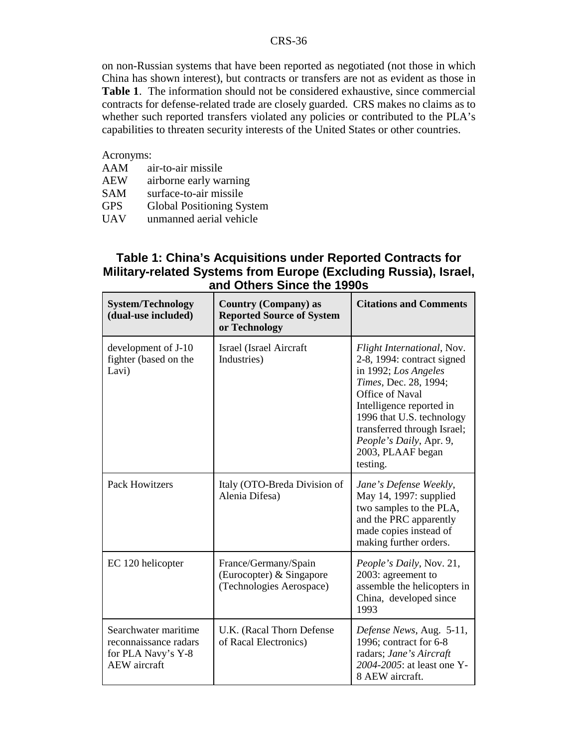on non-Russian systems that have been reported as negotiated (not those in which China has shown interest), but contracts or transfers are not as evident as those in **Table 1**. The information should not be considered exhaustive, since commercial contracts for defense-related trade are closely guarded. CRS makes no claims as to whether such reported transfers violated any policies or contributed to the PLA's capabilities to threaten security interests of the United States or other countries.

Acronyms:

AAM air-to-air missile
AEW airborne early warning
SAM surface-to-air missile
GPS Global Positioning System
UAV unmanned aerial vehicle

### Table 1: China's Acquisitions under Reported Contracts for Military-related Systems from Europe (Excluding Russia), Israel, and Others Since the 1990s

| System/Technology (dual-use included) | Country (Company) as Reported Source of System or Technology | Citations and Comments |
|---|---|---|
| development of J-10 fighter (based on the Lavi) | Israel (Israel Aircraft Industries) | *Flight International*, Nov. 2-8, 1994: contract signed in 1992; *Los Angeles Times*, Dec. 28, 1994; Office of Naval Intelligence reported in 1996 that U.S. technology transferred through Israel; *People's Daily*, Apr. 9, 2003, PLAAF began testing. |
| Pack Howitzers | Italy (OTO-Breda Division of Alenia Difesa) | *Jane's Defense Weekly*, May 14, 1997: supplied two samples to the PLA, and the PRC apparently made copies instead of making further orders. |
| EC 120 helicopter | France/Germany/Spain (Eurocopter) & Singapore (Technologies Aerospace) | *People's Daily*, Nov. 21, 2003: agreement to assemble the helicopters in China, developed since 1993 |
| Searchwater maritime reconnaissance radars for PLA Navy's Y-8 AEW aircraft | U.K. (Racal Thorn Defense of Racal Electronics) | *Defense News*, Aug. 5-11, 1996; contract for 6-8 radars; *Jane's Aircraft 2004-2005*: at least one Y-8 AEW aircraft. |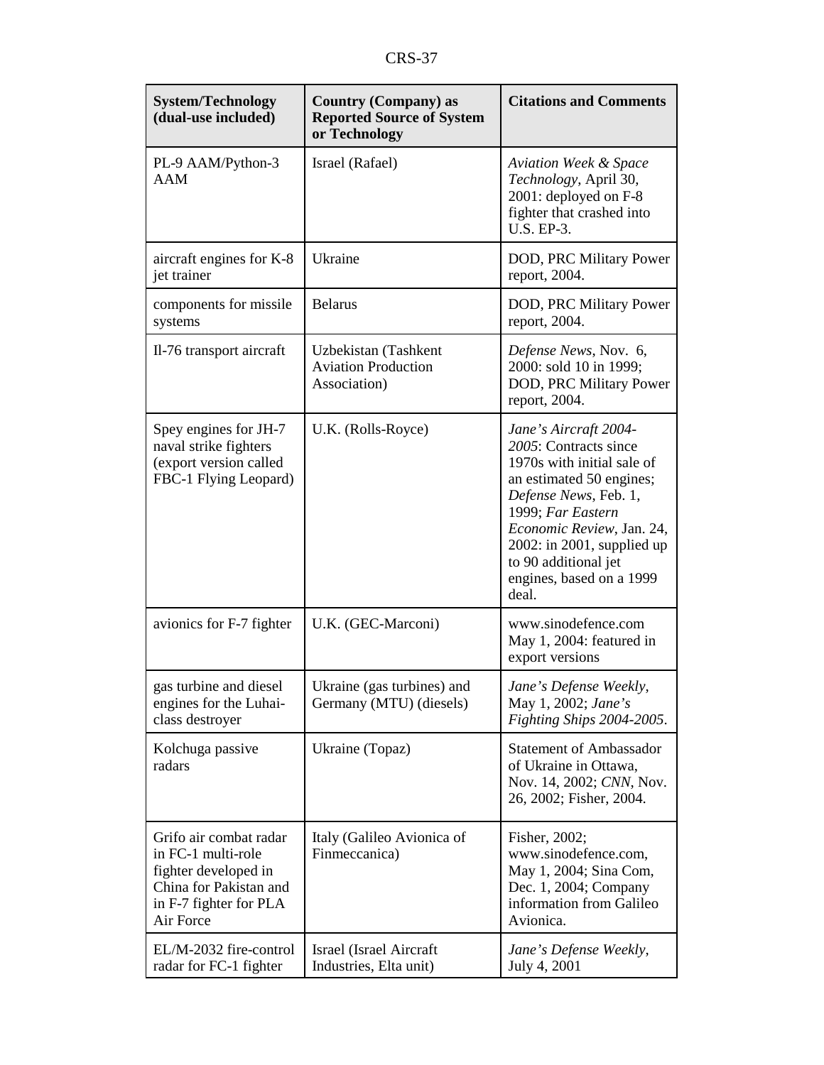| System/Technology (dual-use included) | Country (Company) as Reported Source of System or Technology | Citations and Comments |
|---|---|---|
| PL-9 AAM/Python-3 AAM | Israel (Rafael) | *Aviation Week & Space Technology*, April 30, 2001: deployed on F-8 fighter that crashed into U.S. EP-3. |
| aircraft engines for K-8 jet trainer | Ukraine | DOD, PRC Military Power report, 2004. |
| components for missile systems | Belarus | DOD, PRC Military Power report, 2004. |
| Il-76 transport aircraft | Uzbekistan (Tashkent Aviation Production Association) | *Defense News*, Nov. 6, 2000: sold 10 in 1999; DOD, PRC Military Power report, 2004. |
| Spey engines for JH-7 naval strike fighters (export version called FBC-1 Flying Leopard) | U.K. (Rolls-Royce) | *Jane's Aircraft 2004-2005*: Contracts since 1970s with initial sale of an estimated 50 engines; *Defense News*, Feb. 1, 1999; *Far Eastern Economic Review*, Jan. 24, 2002: in 2001, supplied up to 90 additional jet engines, based on a 1999 deal. |
| avionics for F-7 fighter | U.K. (GEC-Marconi) | www.sinodefence.com May 1, 2004: featured in export versions |
| gas turbine and diesel engines for the Luhai-class destroyer | Ukraine (gas turbines) and Germany (MTU) (diesels) | *Jane's Defense Weekly*, May 1, 2002; *Jane's Fighting Ships 2004-2005*. |
| Kolchuga passive radars | Ukraine (Topaz) | Statement of Ambassador of Ukraine in Ottawa, Nov. 14, 2002; *CNN*, Nov. 26, 2002; Fisher, 2004. |
| Grifo air combat radar in FC-1 multi-role fighter developed in China for Pakistan and in F-7 fighter for PLA Air Force | Italy (Galileo Avionica of Finmeccanica) | Fisher, 2002; www.sinodefence.com, May 1, 2004; Sina Com, Dec. 1, 2004; Company information from Galileo Avionica. |
| EL/M-2032 fire-control radar for FC-1 fighter | Israel (Israel Aircraft Industries, Elta unit) | *Jane's Defense Weekly*, July 4, 2001 |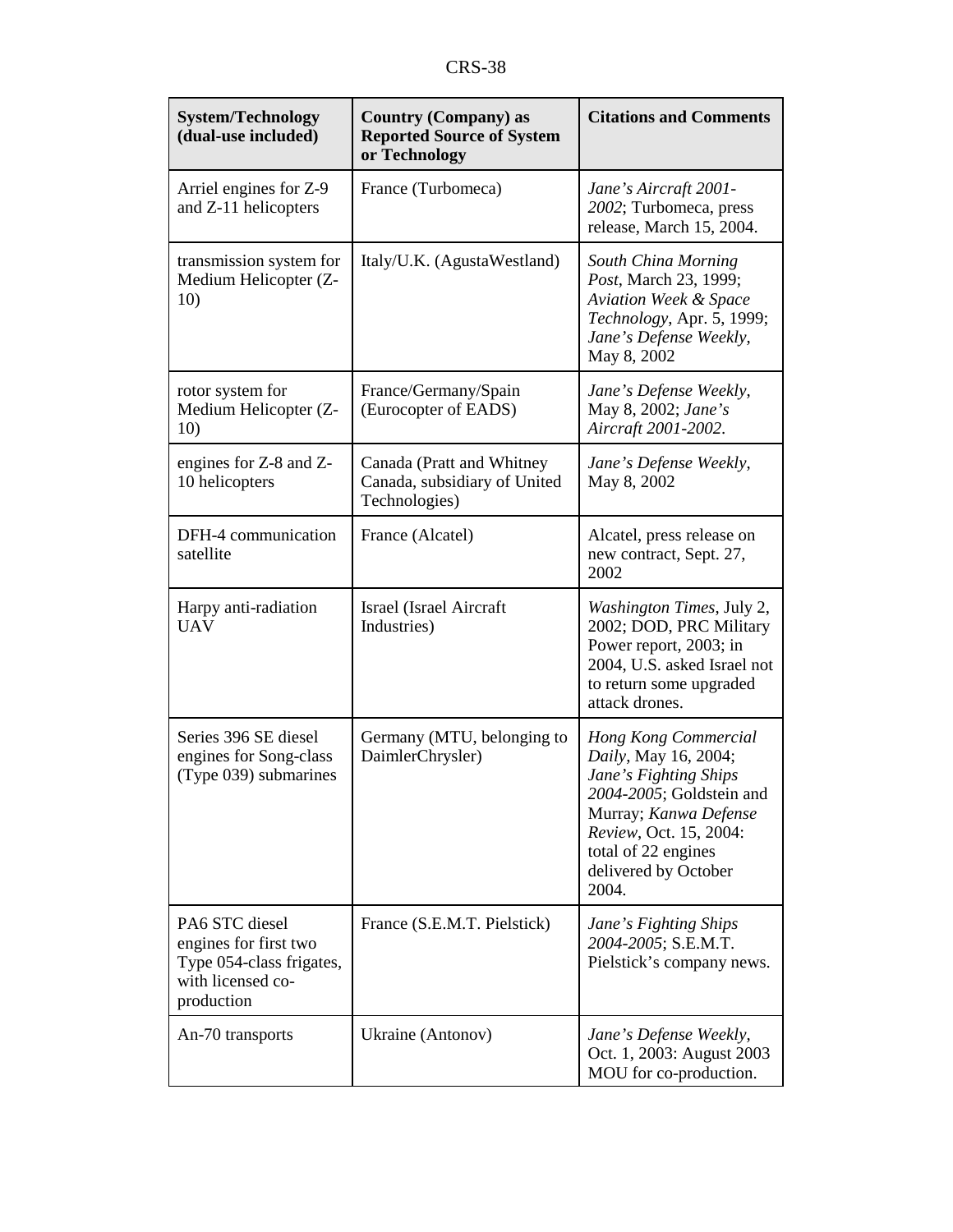| System/Technology (dual-use included) | Country (Company) as Reported Source of System or Technology | Citations and Comments |
|---|---|---|
| Arriel engines for Z-9 and Z-11 helicopters | France (Turbomeca) | *Jane's Aircraft 2001-2002*; Turbomeca, press release, March 15, 2004. |
| transmission system for Medium Helicopter (Z-10) | Italy/U.K. (AgustaWestland) | *South China Morning Post*, March 23, 1999; *Aviation Week & Space Technology*, Apr. 5, 1999; *Jane's Defense Weekly*, May 8, 2002 |
| rotor system for Medium Helicopter (Z-10) | France/Germany/Spain (Eurocopter of EADS) | *Jane's Defense Weekly*, May 8, 2002; *Jane's Aircraft 2001-2002*. |
| engines for Z-8 and Z-10 helicopters | Canada (Pratt and Whitney Canada, subsidiary of United Technologies) | *Jane's Defense Weekly*, May 8, 2002 |
| DFH-4 communication satellite | France (Alcatel) | Alcatel, press release on new contract, Sept. 27, 2002 |
| Harpy anti-radiation UAV | Israel (Israel Aircraft Industries) | *Washington Times*, July 2, 2002; DOD, PRC Military Power report, 2003; in 2004, U.S. asked Israel not to return some upgraded attack drones. |
| Series 396 SE diesel engines for Song-class (Type 039) submarines | Germany (MTU, belonging to DaimlerChrysler) | *Hong Kong Commercial Daily*, May 16, 2004; *Jane's Fighting Ships 2004-2005*; Goldstein and Murray; *Kanwa Defense Review*, Oct. 15, 2004: total of 22 engines delivered by October 2004. |
| PA6 STC diesel engines for first two Type 054-class frigates, with licensed co-production | France (S.E.M.T. Pielstick) | *Jane's Fighting Ships 2004-2005*; S.E.M.T. Pielstick's company news. |
| An-70 transports | Ukraine (Antonov) | *Jane's Defense Weekly*, Oct. 1, 2003: August 2003 MOU for co-production. |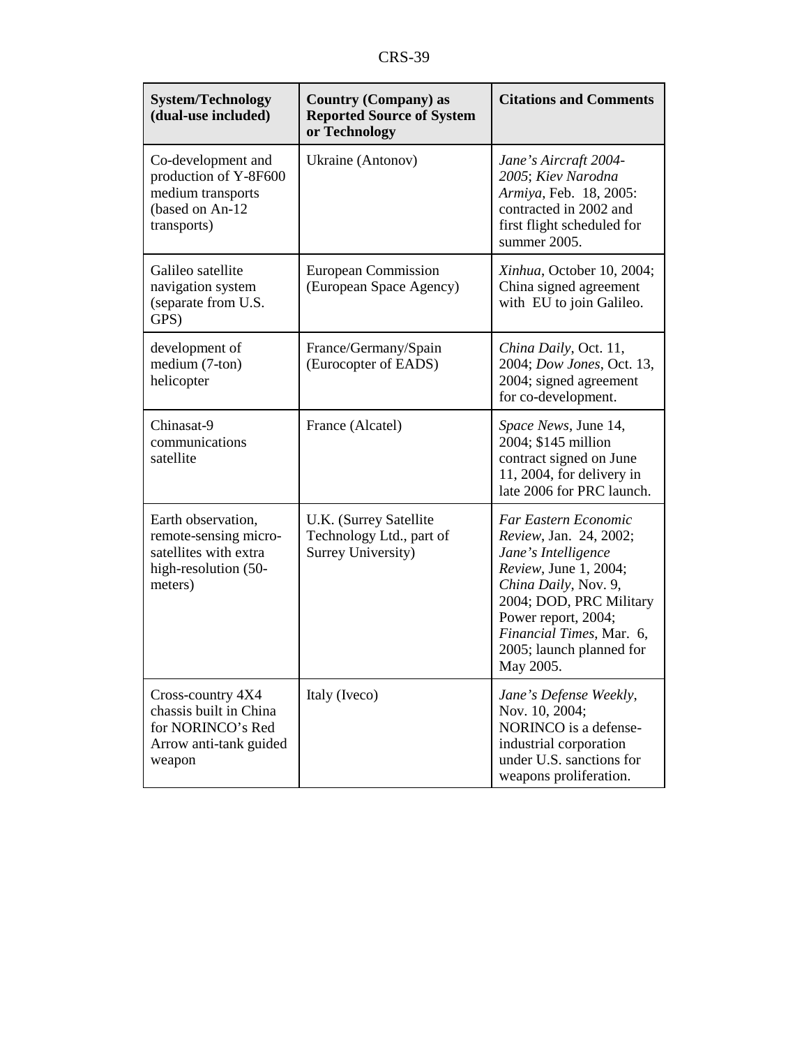| System/Technology (dual-use included) | Country (Company) as Reported Source of System or Technology | Citations and Comments |
|---|---|---|
| Co-development and production of Y-8F600 medium transports (based on An-12 transports) | Ukraine (Antonov) | *Jane's Aircraft 2004-2005*; *Kiev Narodna Armiya*, Feb. 18, 2005: contracted in 2002 and first flight scheduled for summer 2005. |
| Galileo satellite navigation system (separate from U.S. GPS) | European Commission (European Space Agency) | *Xinhua*, October 10, 2004; China signed agreement with EU to join Galileo. |
| development of medium (7-ton) helicopter | France/Germany/Spain (Eurocopter of EADS) | *China Daily*, Oct. 11, 2004; *Dow Jones*, Oct. 13, 2004; signed agreement for co-development. |
| Chinasat-9 communications satellite | France (Alcatel) | *Space News*, June 14, 2004; $145 million contract signed on June 11, 2004, for delivery in late 2006 for PRC launch. |
| Earth observation, remote-sensing micro-satellites with extra high-resolution (50-meters) | U.K. (Surrey Satellite Technology Ltd., part of Surrey University) | *Far Eastern Economic Review*, Jan. 24, 2002; *Jane's Intelligence Review*, June 1, 2004; *China Daily*, Nov. 9, 2004; DOD, PRC Military Power report, 2004; *Financial Times*, Mar. 6, 2005; launch planned for May 2005. |
| Cross-country 4X4 chassis built in China for NORINCO's Red Arrow anti-tank guided weapon | Italy (Iveco) | *Jane's Defense Weekly*, Nov. 10, 2004; NORINCO is a defense-industrial corporation under U.S. sanctions for weapons proliferation. |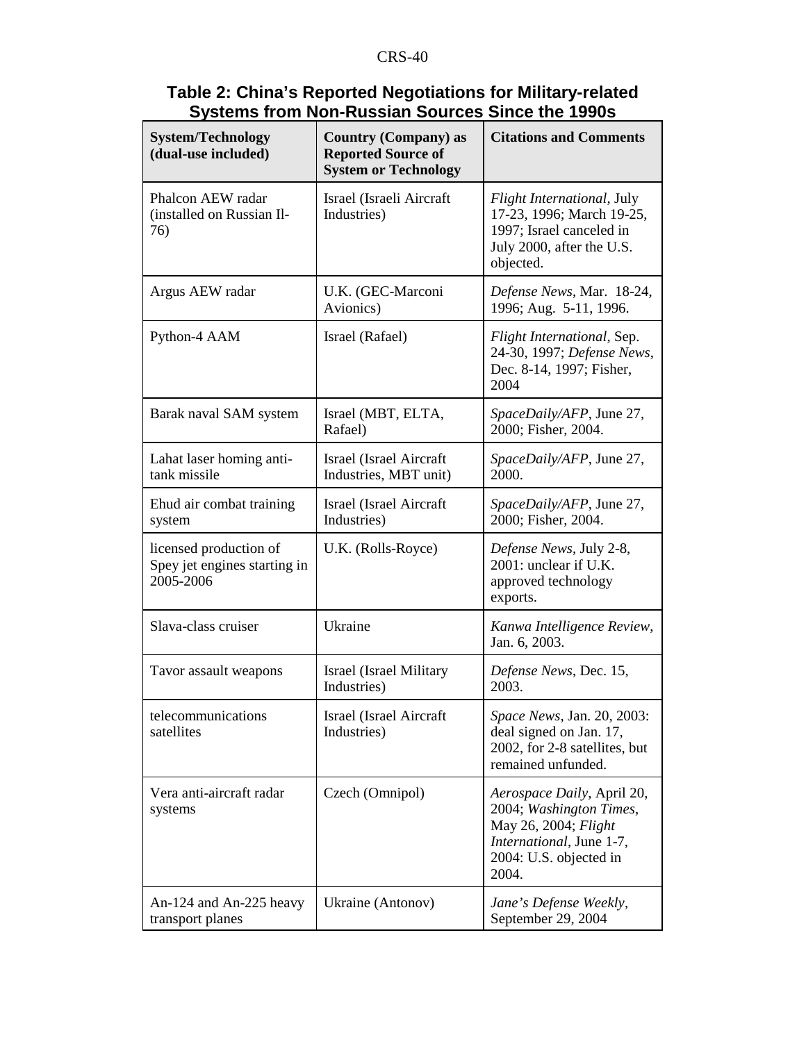**Table 2: China's Reported Negotiations for Military-related Systems from Non-Russian Sources Since the 1990s**

| System/Technology (dual-use included) | Country (Company) as Reported Source of System or Technology | Citations and Comments |
|---|---|---|
| Phalcon AEW radar (installed on Russian Il-76) | Israel (Israeli Aircraft Industries) | *Flight International*, July 17-23, 1996; March 19-25, 1997; Israel canceled in July 2000, after the U.S. objected. |
| Argus AEW radar | U.K. (GEC-Marconi Avionics) | *Defense News*, Mar. 18-24, 1996; Aug. 5-11, 1996. |
| Python-4 AAM | Israel (Rafael) | *Flight International*, Sep. 24-30, 1997; *Defense News*, Dec. 8-14, 1997; Fisher, 2004 |
| Barak naval SAM system | Israel (MBT, ELTA, Rafael) | *SpaceDaily/AFP*, June 27, 2000; Fisher, 2004. |
| Lahat laser homing anti-tank missile | Israel (Israel Aircraft Industries, MBT unit) | *SpaceDaily/AFP*, June 27, 2000. |
| Ehud air combat training system | Israel (Israel Aircraft Industries) | *SpaceDaily/AFP*, June 27, 2000; Fisher, 2004. |
| licensed production of Spey jet engines starting in 2005-2006 | U.K. (Rolls-Royce) | *Defense News*, July 2-8, 2001: unclear if U.K. approved technology exports. |
| Slava-class cruiser | Ukraine | *Kanwa Intelligence Review*, Jan. 6, 2003. |
| Tavor assault weapons | Israel (Israel Military Industries) | *Defense News*, Dec. 15, 2003. |
| telecommunications satellites | Israel (Israel Aircraft Industries) | *Space News*, Jan. 20, 2003: deal signed on Jan. 17, 2002, for 2-8 satellites, but remained unfunded. |
| Vera anti-aircraft radar systems | Czech (Omnipol) | *Aerospace Daily*, April 20, 2004; *Washington Times*, May 26, 2004; *Flight International*, June 1-7, 2004: U.S. objected in 2004. |
| An-124 and An-225 heavy transport planes | Ukraine (Antonov) | *Jane's Defense Weekly*, September 29, 2004 |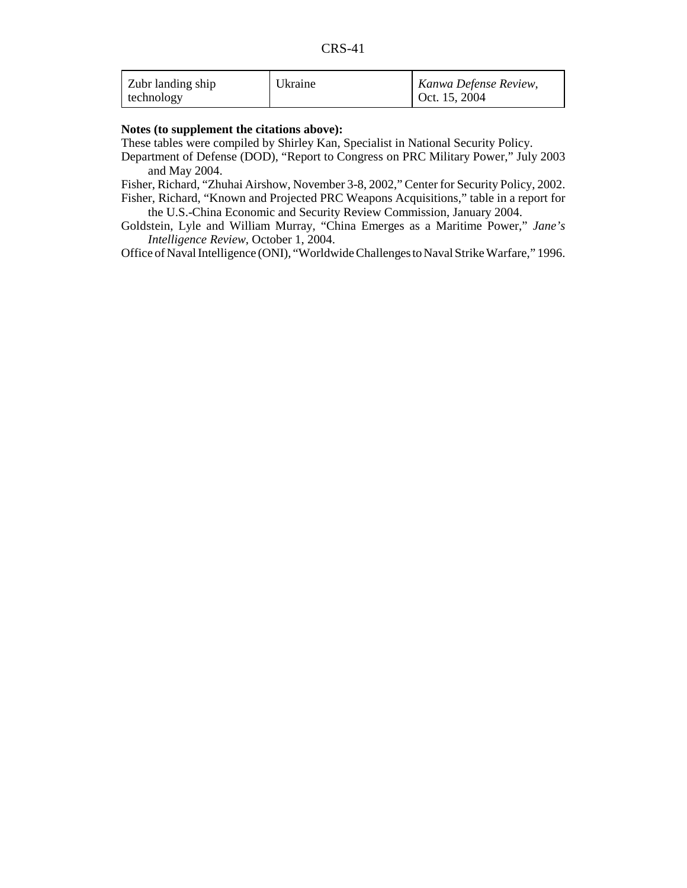| | | |
|---|---|---|
| Zubr landing ship technology | Ukraine | *Kanwa Defense Review*, Oct. 15, 2004 |

**Notes (to supplement the citations above):**

These tables were compiled by Shirley Kan, Specialist in National Security Policy.

Department of Defense (DOD), "Report to Congress on PRC Military Power," July 2003 and May 2004.

Fisher, Richard, "Zhuhai Airshow, November 3-8, 2002," Center for Security Policy, 2002.

Fisher, Richard, "Known and Projected PRC Weapons Acquisitions," table in a report for the U.S.-China Economic and Security Review Commission, January 2004.

Goldstein, Lyle and William Murray, "China Emerges as a Maritime Power," *Jane's Intelligence Review*, October 1, 2004.

Office of Naval Intelligence (ONI), "Worldwide Challenges to Naval Strike Warfare," 1996.